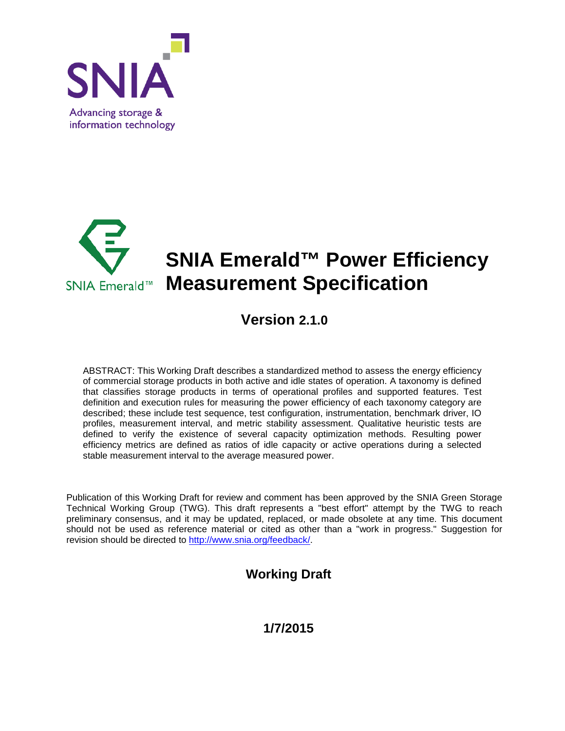SNIA

Advancing storage & information technology

SNIA Emerald™

# SNIA Emerald™ Power Efficiency Measurement Specification

## Version 2.1.0

ABSTRACT: This Working Draft describes a standardized method to assess the energy efficiency of commercial storage products in both active and idle states of operation. A taxonomy is defined that classifies storage products in terms of operational profiles and supported features. Test definition and execution rules for measuring the power efficiency of each taxonomy category are described; these include test sequence, test configuration, instrumentation, benchmark driver, IO profiles, measurement interval, and metric stability assessment. Qualitative heuristic tests are defined to verify the existence of several capacity optimization methods. Resulting power efficiency metrics are defined as ratios of idle capacity or active operations during a selected stable measurement interval to the average measured power.

Publication of this Working Draft for review and comment has been approved by the SNIA Green Storage Technical Working Group (TWG). This draft represents a "best effort" attempt by the TWG to reach preliminary consensus, and it may be updated, replaced, or made obsolete at any time. This document should not be used as reference material or cited as other than a "work in progress." Suggestion for revision should be directed to http://www.snia.org/feedback/.

**Working Draft**

**1/7/2015**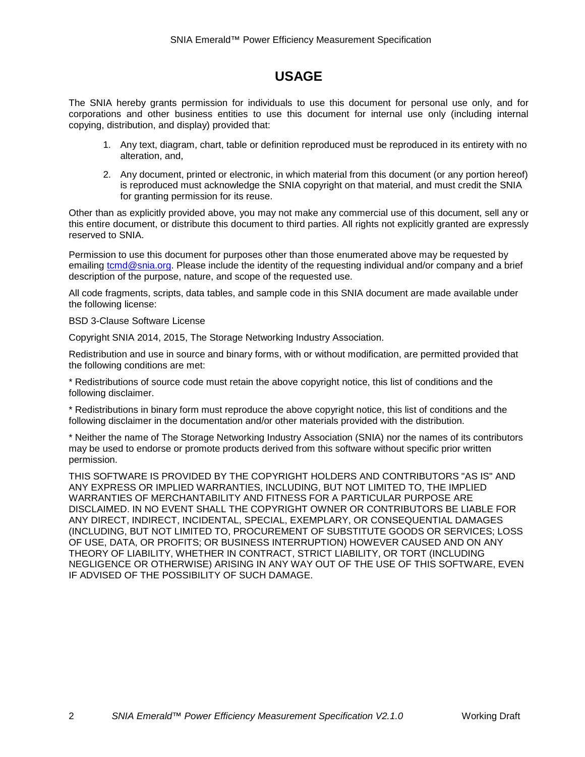# USAGE

The SNIA hereby grants permission for individuals to use this document for personal use only, and for corporations and other business entities to use this document for internal use only (including internal copying, distribution, and display) provided that:

1. Any text, diagram, chart, table or definition reproduced must be reproduced in its entirety with no alteration, and,
2. Any document, printed or electronic, in which material from this document (or any portion hereof) is reproduced must acknowledge the SNIA copyright on that material, and must credit the SNIA for granting permission for its reuse.

Other than as explicitly provided above, you may not make any commercial use of this document, sell any or this entire document, or distribute this document to third parties. All rights not explicitly granted are expressly reserved to SNIA.

Permission to use this document for purposes other than those enumerated above may be requested by emailing tcmd@snia.org. Please include the identity of the requesting individual and/or company and a brief description of the purpose, nature, and scope of the requested use.

All code fragments, scripts, data tables, and sample code in this SNIA document are made available under the following license:

BSD 3-Clause Software License

Copyright SNIA 2014, 2015, The Storage Networking Industry Association.

Redistribution and use in source and binary forms, with or without modification, are permitted provided that the following conditions are met:

* Redistributions of source code must retain the above copyright notice, this list of conditions and the following disclaimer.

* Redistributions in binary form must reproduce the above copyright notice, this list of conditions and the following disclaimer in the documentation and/or other materials provided with the distribution.

* Neither the name of The Storage Networking Industry Association (SNIA) nor the names of its contributors may be used to endorse or promote products derived from this software without specific prior written permission.

THIS SOFTWARE IS PROVIDED BY THE COPYRIGHT HOLDERS AND CONTRIBUTORS "AS IS" AND ANY EXPRESS OR IMPLIED WARRANTIES, INCLUDING, BUT NOT LIMITED TO, THE IMPLIED WARRANTIES OF MERCHANTABILITY AND FITNESS FOR A PARTICULAR PURPOSE ARE DISCLAIMED. IN NO EVENT SHALL THE COPYRIGHT OWNER OR CONTRIBUTORS BE LIABLE FOR ANY DIRECT, INDIRECT, INCIDENTAL, SPECIAL, EXEMPLARY, OR CONSEQUENTIAL DAMAGES (INCLUDING, BUT NOT LIMITED TO, PROCUREMENT OF SUBSTITUTE GOODS OR SERVICES; LOSS OF USE, DATA, OR PROFITS; OR BUSINESS INTERRUPTION) HOWEVER CAUSED AND ON ANY THEORY OF LIABILITY, WHETHER IN CONTRACT, STRICT LIABILITY, OR TORT (INCLUDING NEGLIGENCE OR OTHERWISE) ARISING IN ANY WAY OUT OF THE USE OF THIS SOFTWARE, EVEN IF ADVISED OF THE POSSIBILITY OF SUCH DAMAGE.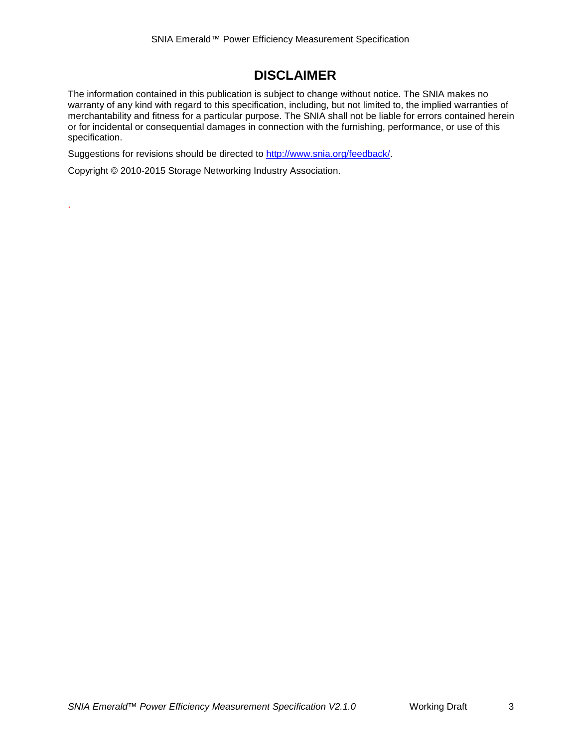# DISCLAIMER

The information contained in this publication is subject to change without notice. The SNIA makes no warranty of any kind with regard to this specification, including, but not limited to, the implied warranties of merchantability and fitness for a particular purpose. The SNIA shall not be liable for errors contained herein or for incidental or consequential damages in connection with the furnishing, performance, or use of this specification.

Suggestions for revisions should be directed to http://www.snia.org/feedback/.

Copyright © 2010-2015 Storage Networking Industry Association.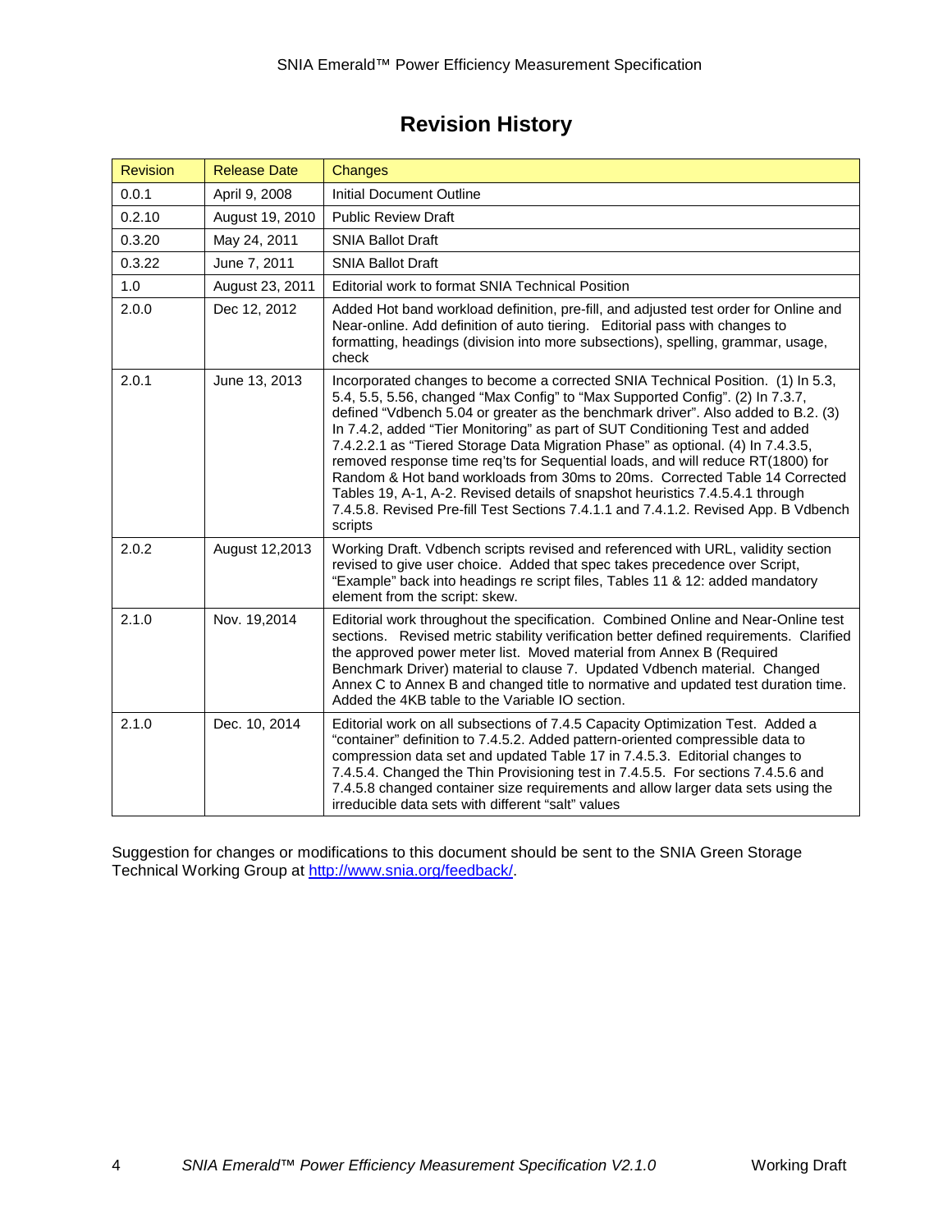# Revision History

| Revision | Release Date | Changes |
|---|---|---|
| 0.0.1 | April 9, 2008 | Initial Document Outline |
| 0.2.10 | August 19, 2010 | Public Review Draft |
| 0.3.20 | May 24, 2011 | SNIA Ballot Draft |
| 0.3.22 | June 7, 2011 | SNIA Ballot Draft |
| 1.0 | August 23, 2011 | Editorial work to format SNIA Technical Position |
| 2.0.0 | Dec 12, 2012 | Added Hot band workload definition, pre-fill, and adjusted test order for Online and Near-online. Add definition of auto tiering. Editorial pass with changes to formatting, headings (division into more subsections), spelling, grammar, usage, check |
| 2.0.1 | June 13, 2013 | Incorporated changes to become a corrected SNIA Technical Position. (1) In 5.3, 5.4, 5.5, 5.56, changed "Max Config" to "Max Supported Config". (2) In 7.3.7, defined "Vdbench 5.04 or greater as the benchmark driver". Also added to B.2. (3) In 7.4.2, added "Tier Monitoring" as part of SUT Conditioning Test and added 7.4.2.2.1 as "Tiered Storage Data Migration Phase" as optional. (4) In 7.4.3.5, removed response time req'ts for Sequential loads, and will reduce RT(1800) for Random & Hot band workloads from 30ms to 20ms. Corrected Table 14 Corrected Tables 19, A-1, A-2. Revised details of snapshot heuristics 7.4.5.4.1 through 7.4.5.8. Revised Pre-fill Test Sections 7.4.1.1 and 7.4.1.2. Revised App. B Vdbench scripts |
| 2.0.2 | August 12,2013 | Working Draft. Vdbench scripts revised and referenced with URL, validity section revised to give user choice. Added that spec takes precedence over Script, "Example" back into headings re script files, Tables 11 & 12: added mandatory element from the script: skew. |
| 2.1.0 | Nov. 19,2014 | Editorial work throughout the specification. Combined Online and Near-Online test sections. Revised metric stability verification better defined requirements. Clarified the approved power meter list. Moved material from Annex B (Required Benchmark Driver) material to clause 7. Updated Vdbench material. Changed Annex C to Annex B and changed title to normative and updated test duration time. Added the 4KB table to the Variable IO section. |
| 2.1.0 | Dec. 10, 2014 | Editorial work on all subsections of 7.4.5 Capacity Optimization Test. Added a "container" definition to 7.4.5.2. Added pattern-oriented compressible data to compression data set and updated Table 17 in 7.4.5.3. Editorial changes to 7.4.5.4. Changed the Thin Provisioning test in 7.4.5.5. For sections 7.4.5.6 and 7.4.5.8 changed container size requirements and allow larger data sets using the irreducible data sets with different "salt" values |

Suggestion for changes or modifications to this document should be sent to the SNIA Green Storage Technical Working Group at http://www.snia.org/feedback/.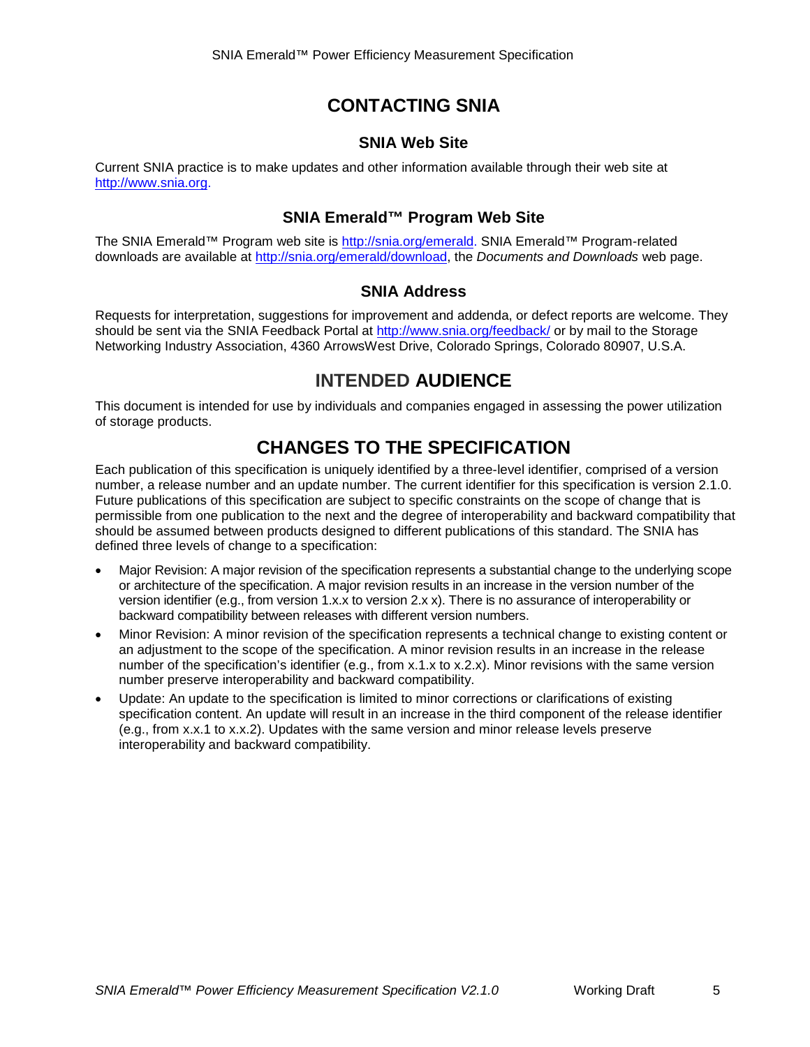# CONTACTING SNIA

## SNIA Web Site

Current SNIA practice is to make updates and other information available through their web site at http://www.snia.org.

## SNIA Emerald™ Program Web Site

The SNIA Emerald™ Program web site is http://snia.org/emerald. SNIA Emerald™ Program-related downloads are available at http://snia.org/emerald/download, the *Documents and Downloads* web page.

## SNIA Address

Requests for interpretation, suggestions for improvement and addenda, or defect reports are welcome. They should be sent via the SNIA Feedback Portal at http://www.snia.org/feedback/ or by mail to the Storage Networking Industry Association, 4360 ArrowsWest Drive, Colorado Springs, Colorado 80907, U.S.A.

# INTENDED AUDIENCE

This document is intended for use by individuals and companies engaged in assessing the power utilization of storage products.

# CHANGES TO THE SPECIFICATION

Each publication of this specification is uniquely identified by a three-level identifier, comprised of a version number, a release number and an update number. The current identifier for this specification is version 2.1.0. Future publications of this specification are subject to specific constraints on the scope of change that is permissible from one publication to the next and the degree of interoperability and backward compatibility that should be assumed between products designed to different publications of this standard. The SNIA has defined three levels of change to a specification:

- Major Revision: A major revision of the specification represents a substantial change to the underlying scope or architecture of the specification. A major revision results in an increase in the version number of the version identifier (e.g., from version 1.x.x to version 2.x x). There is no assurance of interoperability or backward compatibility between releases with different version numbers.
- Minor Revision: A minor revision of the specification represents a technical change to existing content or an adjustment to the scope of the specification. A minor revision results in an increase in the release number of the specification's identifier (e.g., from x.1.x to x.2.x). Minor revisions with the same version number preserve interoperability and backward compatibility.
- Update: An update to the specification is limited to minor corrections or clarifications of existing specification content. An update will result in an increase in the third component of the release identifier (e.g., from x.x.1 to x.x.2). Updates with the same version and minor release levels preserve interoperability and backward compatibility.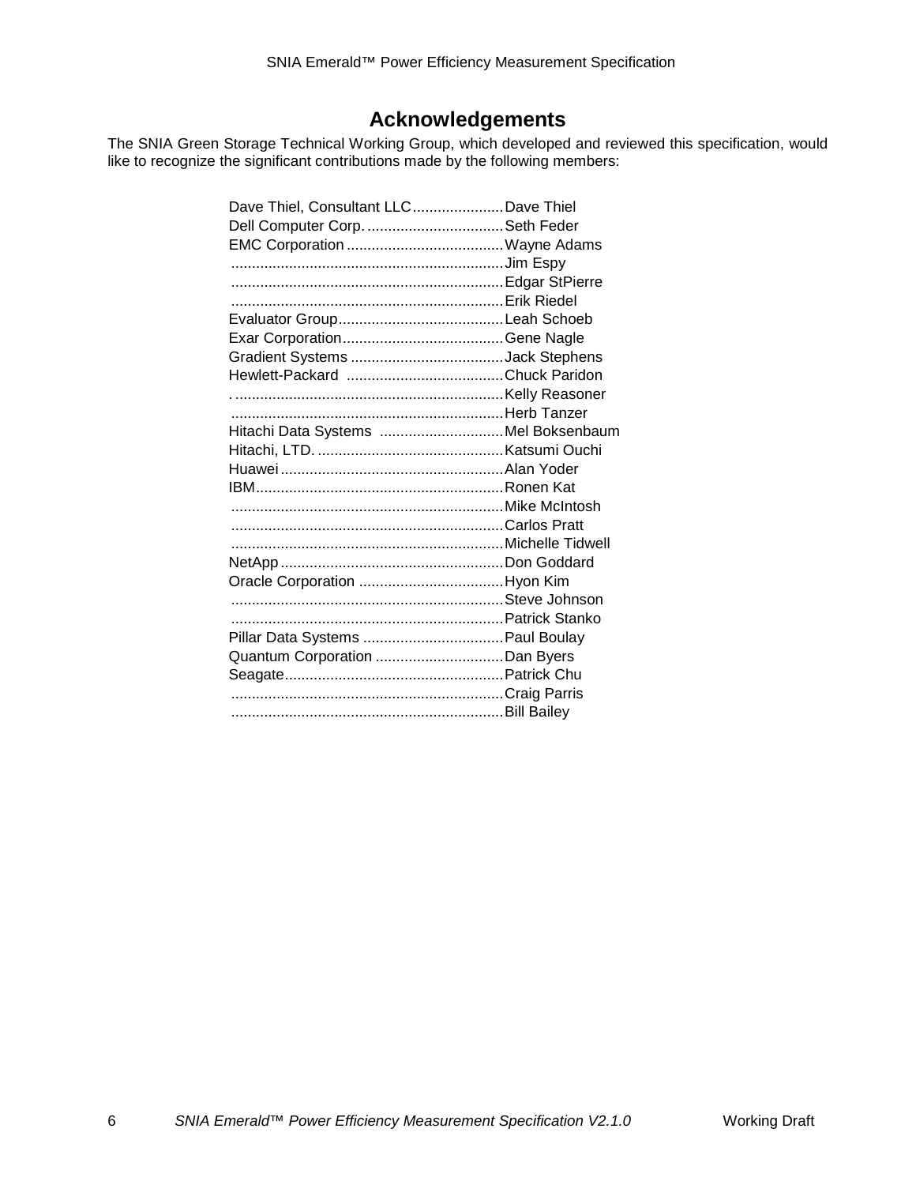## Acknowledgements

The SNIA Green Storage Technical Working Group, which developed and reviewed this specification, would like to recognize the significant contributions made by the following members:

| | |
|---|---|
| Dave Thiel, Consultant LLC | Dave Thiel |
| Dell Computer Corp. | Seth Feder |
| EMC Corporation | Wayne Adams |
| | Jim Espy |
| | Edgar StPierre |
| | Erik Riedel |
| Evaluator Group | Leah Schoeb |
| Exar Corporation | Gene Nagle |
| Gradient Systems | Jack Stephens |
| Hewlett-Packard | Chuck Paridon |
| | Kelly Reasoner |
| | Herb Tanzer |
| Hitachi Data Systems | Mel Boksenbaum |
| Hitachi, LTD. | Katsumi Ouchi |
| Huawei | Alan Yoder |
| IBM | Ronen Kat |
| | Mike McIntosh |
| | Carlos Pratt |
| | Michelle Tidwell |
| NetApp | Don Goddard |
| Oracle Corporation | Hyon Kim |
| | Steve Johnson |
| | Patrick Stanko |
| Pillar Data Systems | Paul Boulay |
| Quantum Corporation | Dan Byers |
| Seagate | Patrick Chu |
| | Craig Parris |
| | Bill Bailey |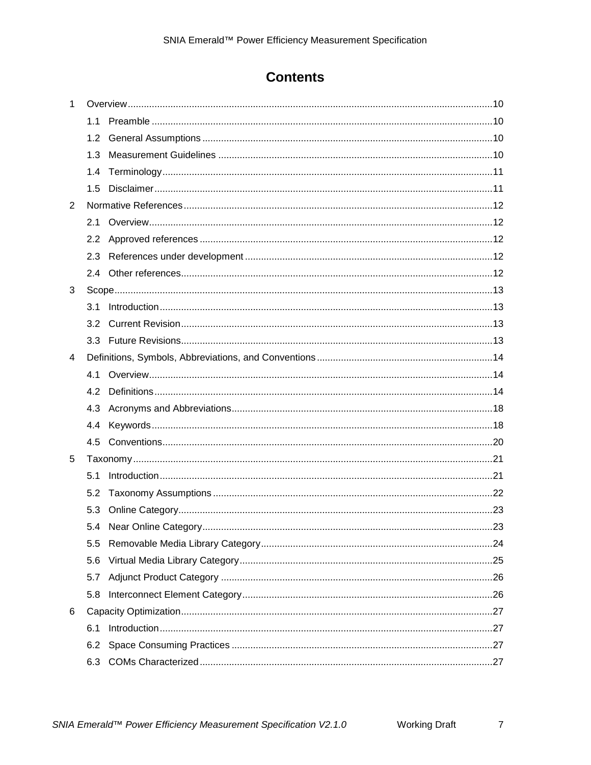# Contents

1 Overview ..........10

  1.1 Preamble ..........10

  1.2 General Assumptions ..........10

  1.3 Measurement Guidelines ..........10

  1.4 Terminology ..........11

  1.5 Disclaimer ..........11

2 Normative References ..........12

  2.1 Overview ..........12

  2.2 Approved references ..........12

  2.3 References under development ..........12

  2.4 Other references ..........12

3 Scope ..........13

  3.1 Introduction ..........13

  3.2 Current Revision ..........13

  3.3 Future Revisions ..........13

4 Definitions, Symbols, Abbreviations, and Conventions ..........14

  4.1 Overview ..........14

  4.2 Definitions ..........14

  4.3 Acronyms and Abbreviations ..........18

  4.4 Keywords ..........18

  4.5 Conventions ..........20

5 Taxonomy ..........21

  5.1 Introduction ..........21

  5.2 Taxonomy Assumptions ..........22

  5.3 Online Category ..........23

  5.4 Near Online Category ..........23

  5.5 Removable Media Library Category ..........24

  5.6 Virtual Media Library Category ..........25

  5.7 Adjunct Product Category ..........26

  5.8 Interconnect Element Category ..........26

6 Capacity Optimization ..........27

  6.1 Introduction ..........27

  6.2 Space Consuming Practices ..........27

  6.3 COMs Characterized ..........27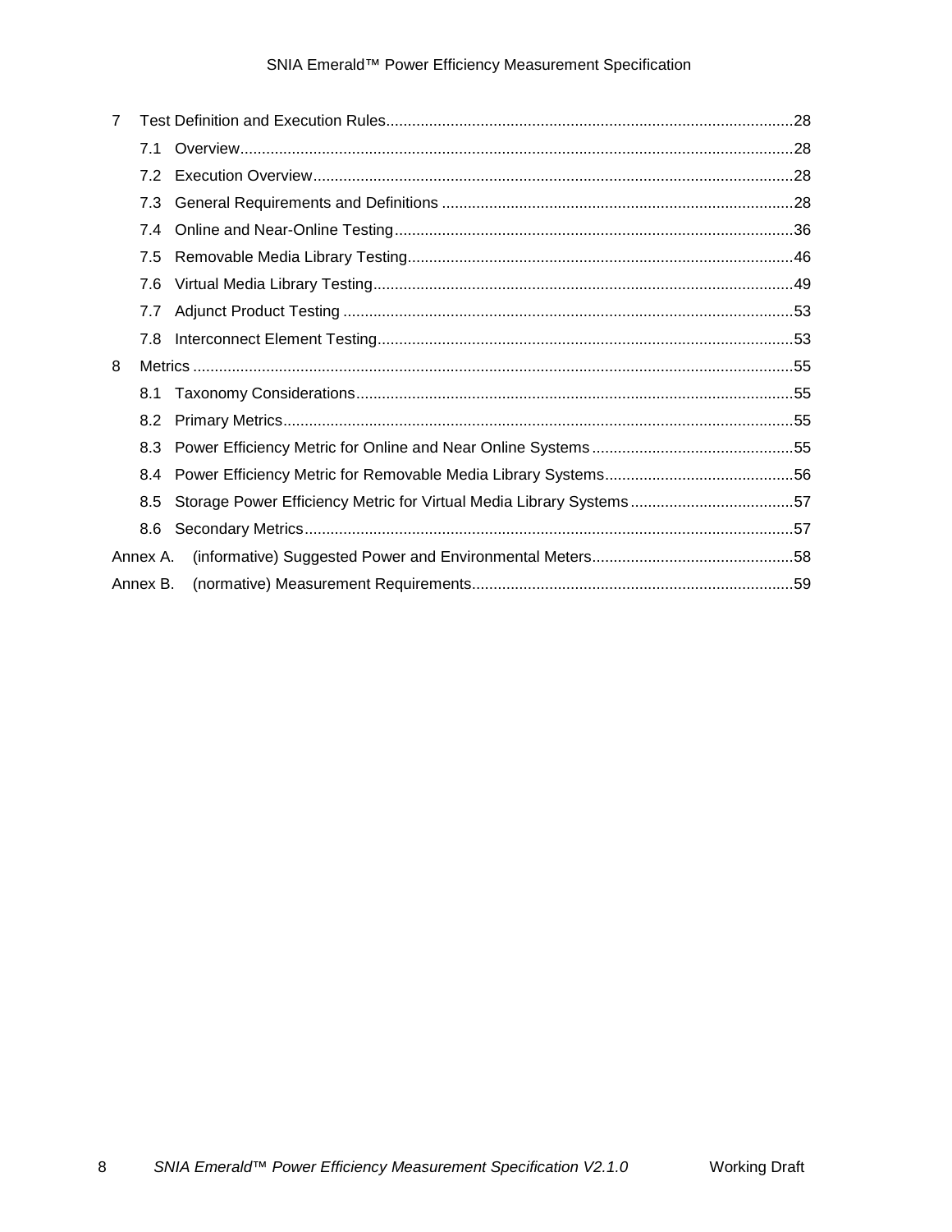- 7 Test Definition and Execution Rules.......28
  - 7.1 Overview.......28
  - 7.2 Execution Overview.......28
  - 7.3 General Requirements and Definitions.......28
  - 7.4 Online and Near-Online Testing.......36
  - 7.5 Removable Media Library Testing.......46
  - 7.6 Virtual Media Library Testing.......49
  - 7.7 Adjunct Product Testing.......53
  - 7.8 Interconnect Element Testing.......53
- 8 Metrics.......55
  - 8.1 Taxonomy Considerations.......55
  - 8.2 Primary Metrics.......55
  - 8.3 Power Efficiency Metric for Online and Near Online Systems.......55
  - 8.4 Power Efficiency Metric for Removable Media Library Systems.......56
  - 8.5 Storage Power Efficiency Metric for Virtual Media Library Systems.......57
  - 8.6 Secondary Metrics.......57
- Annex A. (informative) Suggested Power and Environmental Meters.......58
- Annex B. (normative) Measurement Requirements.......59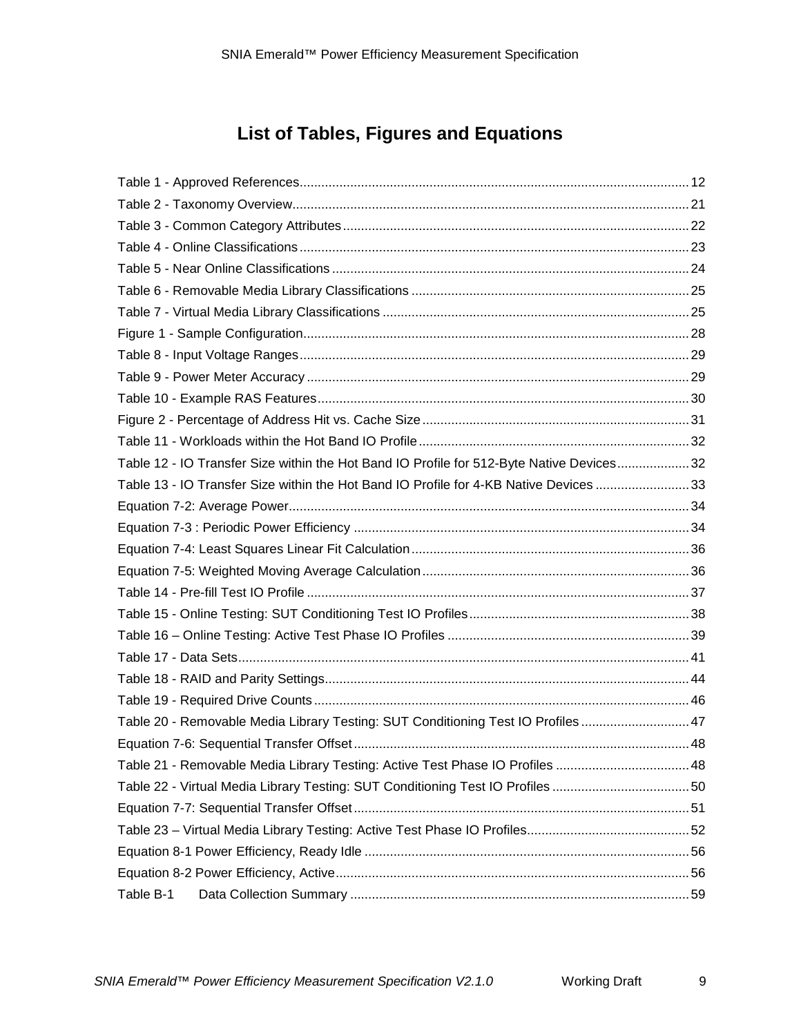# List of Tables, Figures and Equations

Table 1 - Approved References........................................................................................................12
Table 2 - Taxonomy Overview..........................................................................................................21
Table 3 - Common Category Attributes.............................................................................................22
Table 4 - Online Classifications.........................................................................................................23
Table 5 - Near Online Classifications................................................................................................24
Table 6 - Removable Media Library Classifications..........................................................................25
Table 7 - Virtual Media Library Classifications..................................................................................25
Figure 1 - Sample Configuration........................................................................................................28
Table 8 - Input Voltage Ranges.........................................................................................................29
Table 9 - Power Meter Accuracy.......................................................................................................29
Table 10 - Example RAS Features....................................................................................................30
Figure 2 - Percentage of Address Hit vs. Cache Size.......................................................................31
Table 11 - Workloads within the Hot Band IO Profile........................................................................32
Table 12 - IO Transfer Size within the Hot Band IO Profile for 512-Byte Native Devices..................32
Table 13 - IO Transfer Size within the Hot Band IO Profile for 4-KB Native Devices........................33
Equation 7-2: Average Power............................................................................................................34
Equation 7-3 : Periodic Power Efficiency..........................................................................................34
Equation 7-4: Least Squares Linear Fit Calculation..........................................................................36
Equation 7-5: Weighted Moving Average Calculation.......................................................................36
Table 14 - Pre-fill Test IO Profile.......................................................................................................37
Table 15 - Online Testing: SUT Conditioning Test IO Profiles...........................................................38
Table 16 – Online Testing: Active Test Phase IO Profiles.................................................................39
Table 17 - Data Sets..........................................................................................................................41
Table 18 - RAID and Parity Settings..................................................................................................44
Table 19 - Required Drive Counts.....................................................................................................46
Table 20 - Removable Media Library Testing: SUT Conditioning Test IO Profiles............................47
Equation 7-6: Sequential Transfer Offset..........................................................................................48
Table 21 - Removable Media Library Testing: Active Test Phase IO Profiles...................................48
Table 22 - Virtual Media Library Testing: SUT Conditioning Test IO Profiles....................................50
Equation 7-7: Sequential Transfer Offset..........................................................................................51
Table 23 – Virtual Media Library Testing: Active Test Phase IO Profiles...........................................52
Equation 8-1 Power Efficiency, Ready Idle.......................................................................................56
Equation 8-2 Power Efficiency, Active...............................................................................................56
Table B-1 Data Collection Summary.................................................................................................59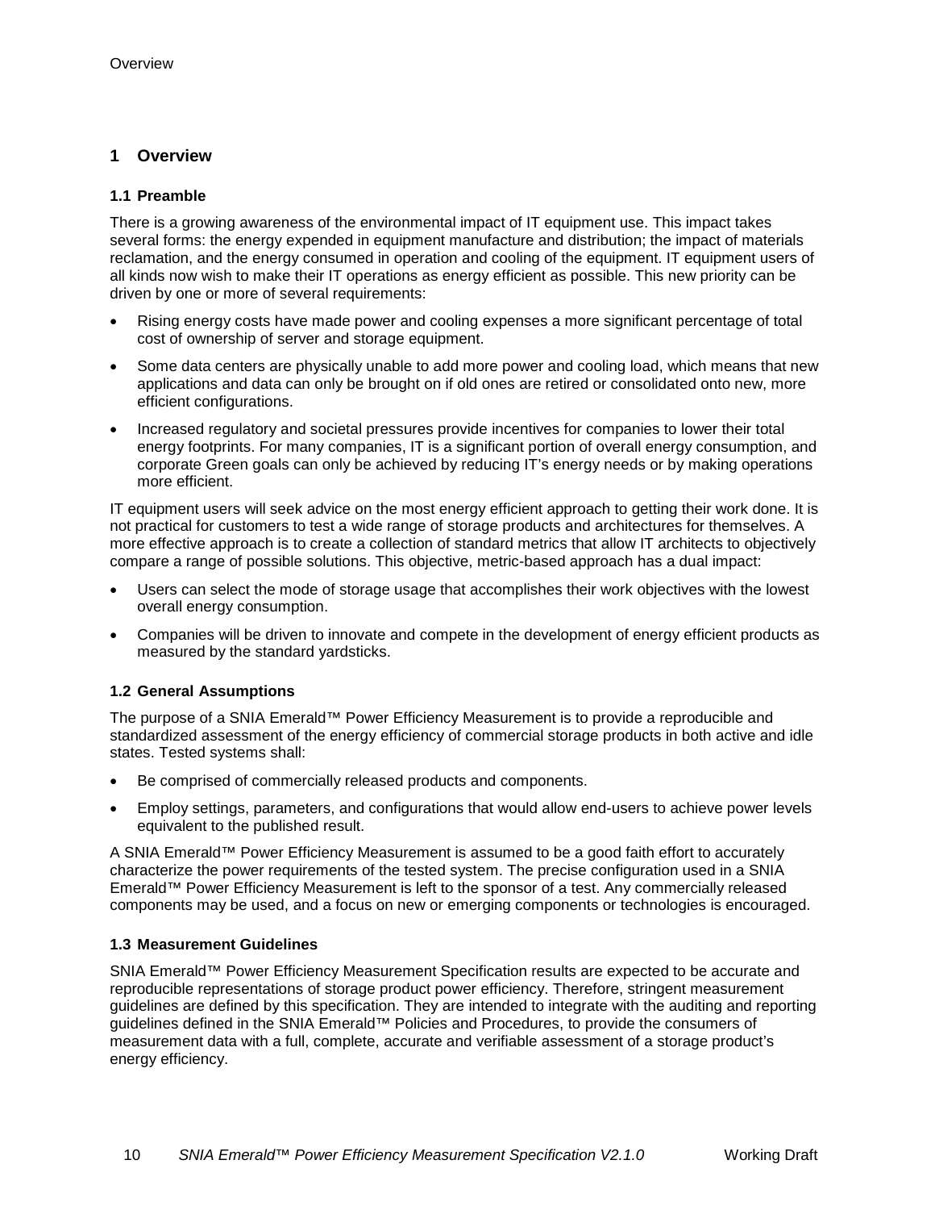# 1 Overview

## 1.1 Preamble

There is a growing awareness of the environmental impact of IT equipment use. This impact takes several forms: the energy expended in equipment manufacture and distribution; the impact of materials reclamation, and the energy consumed in operation and cooling of the equipment. IT equipment users of all kinds now wish to make their IT operations as energy efficient as possible. This new priority can be driven by one or more of several requirements:

- Rising energy costs have made power and cooling expenses a more significant percentage of total cost of ownership of server and storage equipment.
- Some data centers are physically unable to add more power and cooling load, which means that new applications and data can only be brought on if old ones are retired or consolidated onto new, more efficient configurations.
- Increased regulatory and societal pressures provide incentives for companies to lower their total energy footprints. For many companies, IT is a significant portion of overall energy consumption, and corporate Green goals can only be achieved by reducing IT's energy needs or by making operations more efficient.

IT equipment users will seek advice on the most energy efficient approach to getting their work done. It is not practical for customers to test a wide range of storage products and architectures for themselves. A more effective approach is to create a collection of standard metrics that allow IT architects to objectively compare a range of possible solutions. This objective, metric-based approach has a dual impact:

- Users can select the mode of storage usage that accomplishes their work objectives with the lowest overall energy consumption.
- Companies will be driven to innovate and compete in the development of energy efficient products as measured by the standard yardsticks.

## 1.2 General Assumptions

The purpose of a SNIA Emerald™ Power Efficiency Measurement is to provide a reproducible and standardized assessment of the energy efficiency of commercial storage products in both active and idle states. Tested systems shall:

- Be comprised of commercially released products and components.
- Employ settings, parameters, and configurations that would allow end-users to achieve power levels equivalent to the published result.

A SNIA Emerald™ Power Efficiency Measurement is assumed to be a good faith effort to accurately characterize the power requirements of the tested system. The precise configuration used in a SNIA Emerald™ Power Efficiency Measurement is left to the sponsor of a test. Any commercially released components may be used, and a focus on new or emerging components or technologies is encouraged.

## 1.3 Measurement Guidelines

SNIA Emerald™ Power Efficiency Measurement Specification results are expected to be accurate and reproducible representations of storage product power efficiency. Therefore, stringent measurement guidelines are defined by this specification. They are intended to integrate with the auditing and reporting guidelines defined in the SNIA Emerald™ Policies and Procedures, to provide the consumers of measurement data with a full, complete, accurate and verifiable assessment of a storage product's energy efficiency.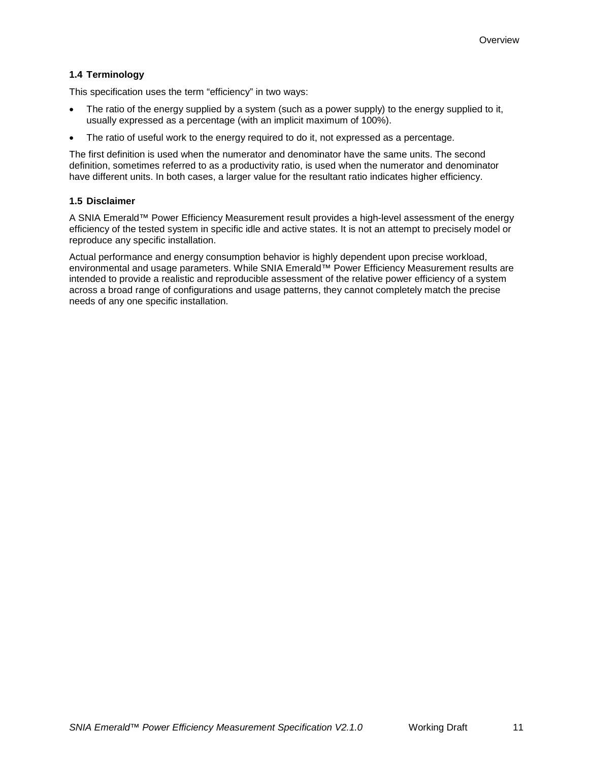## 1.4 Terminology

This specification uses the term “efficiency” in two ways:

- The ratio of the energy supplied by a system (such as a power supply) to the energy supplied to it, usually expressed as a percentage (with an implicit maximum of 100%).
- The ratio of useful work to the energy required to do it, not expressed as a percentage.

The first definition is used when the numerator and denominator have the same units. The second definition, sometimes referred to as a productivity ratio, is used when the numerator and denominator have different units. In both cases, a larger value for the resultant ratio indicates higher efficiency.

## 1.5 Disclaimer

A SNIA Emerald™ Power Efficiency Measurement result provides a high-level assessment of the energy efficiency of the tested system in specific idle and active states. It is not an attempt to precisely model or reproduce any specific installation.

Actual performance and energy consumption behavior is highly dependent upon precise workload, environmental and usage parameters. While SNIA Emerald™ Power Efficiency Measurement results are intended to provide a realistic and reproducible assessment of the relative power efficiency of a system across a broad range of configurations and usage patterns, they cannot completely match the precise needs of any one specific installation.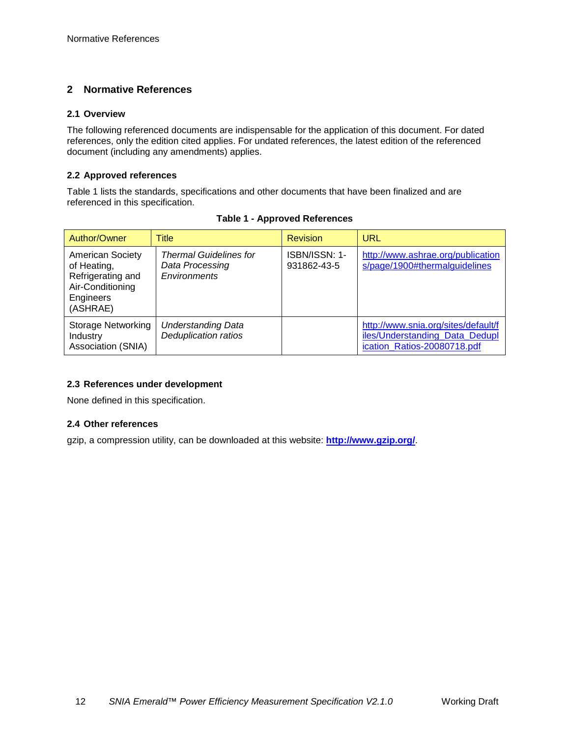# 2 Normative References

## 2.1 Overview

The following referenced documents are indispensable for the application of this document. For dated references, only the edition cited applies. For undated references, the latest edition of the referenced document (including any amendments) applies.

## 2.2 Approved references

Table 1 lists the standards, specifications and other documents that have been finalized and are referenced in this specification.

**Table 1 - Approved References**

| Author/Owner | Title | Revision | URL |
|---|---|---|---|
| American Society of Heating, Refrigerating and Air-Conditioning Engineers (ASHRAE) | *Thermal Guidelines for Data Processing Environments* | ISBN/ISSN: 1-931862-43-5 | http://www.ashrae.org/publications/page/1900#thermalguidelines |
| Storage Networking Industry Association (SNIA) | *Understanding Data Deduplication ratios* | | http://www.snia.org/sites/default/files/Understanding_Data_Deduplication_Ratios-20080718.pdf |

## 2.3 References under development

None defined in this specification.

## 2.4 Other references

gzip, a compression utility, can be downloaded at this website: **http://www.gzip.org/**.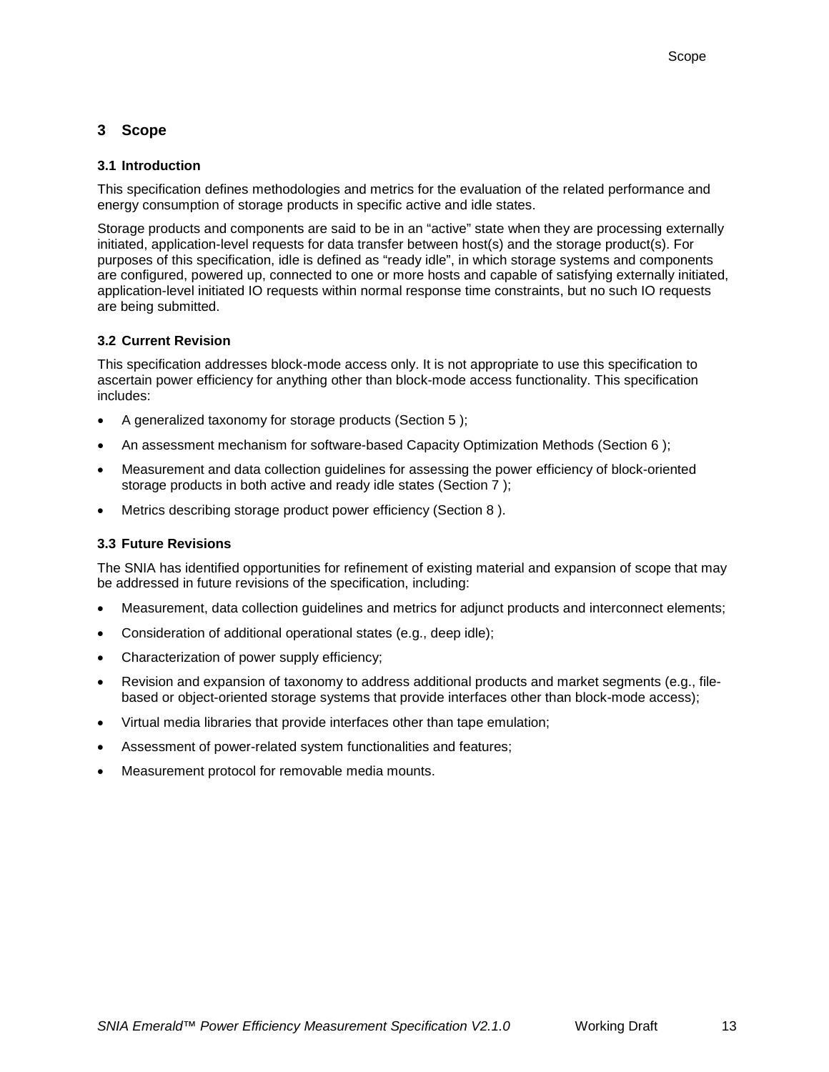# 3 Scope

## 3.1 Introduction

This specification defines methodologies and metrics for the evaluation of the related performance and energy consumption of storage products in specific active and idle states.

Storage products and components are said to be in an "active" state when they are processing externally initiated, application-level requests for data transfer between host(s) and the storage product(s). For purposes of this specification, idle is defined as "ready idle", in which storage systems and components are configured, powered up, connected to one or more hosts and capable of satisfying externally initiated, application-level initiated IO requests within normal response time constraints, but no such IO requests are being submitted.

## 3.2 Current Revision

This specification addresses block-mode access only. It is not appropriate to use this specification to ascertain power efficiency for anything other than block-mode access functionality. This specification includes:

- A generalized taxonomy for storage products (Section 5 );
- An assessment mechanism for software-based Capacity Optimization Methods (Section 6 );
- Measurement and data collection guidelines for assessing the power efficiency of block-oriented storage products in both active and ready idle states (Section 7 );
- Metrics describing storage product power efficiency (Section 8 ).

## 3.3 Future Revisions

The SNIA has identified opportunities for refinement of existing material and expansion of scope that may be addressed in future revisions of the specification, including:

- Measurement, data collection guidelines and metrics for adjunct products and interconnect elements;
- Consideration of additional operational states (e.g., deep idle);
- Characterization of power supply efficiency;
- Revision and expansion of taxonomy to address additional products and market segments (e.g., file-based or object-oriented storage systems that provide interfaces other than block-mode access);
- Virtual media libraries that provide interfaces other than tape emulation;
- Assessment of power-related system functionalities and features;
- Measurement protocol for removable media mounts.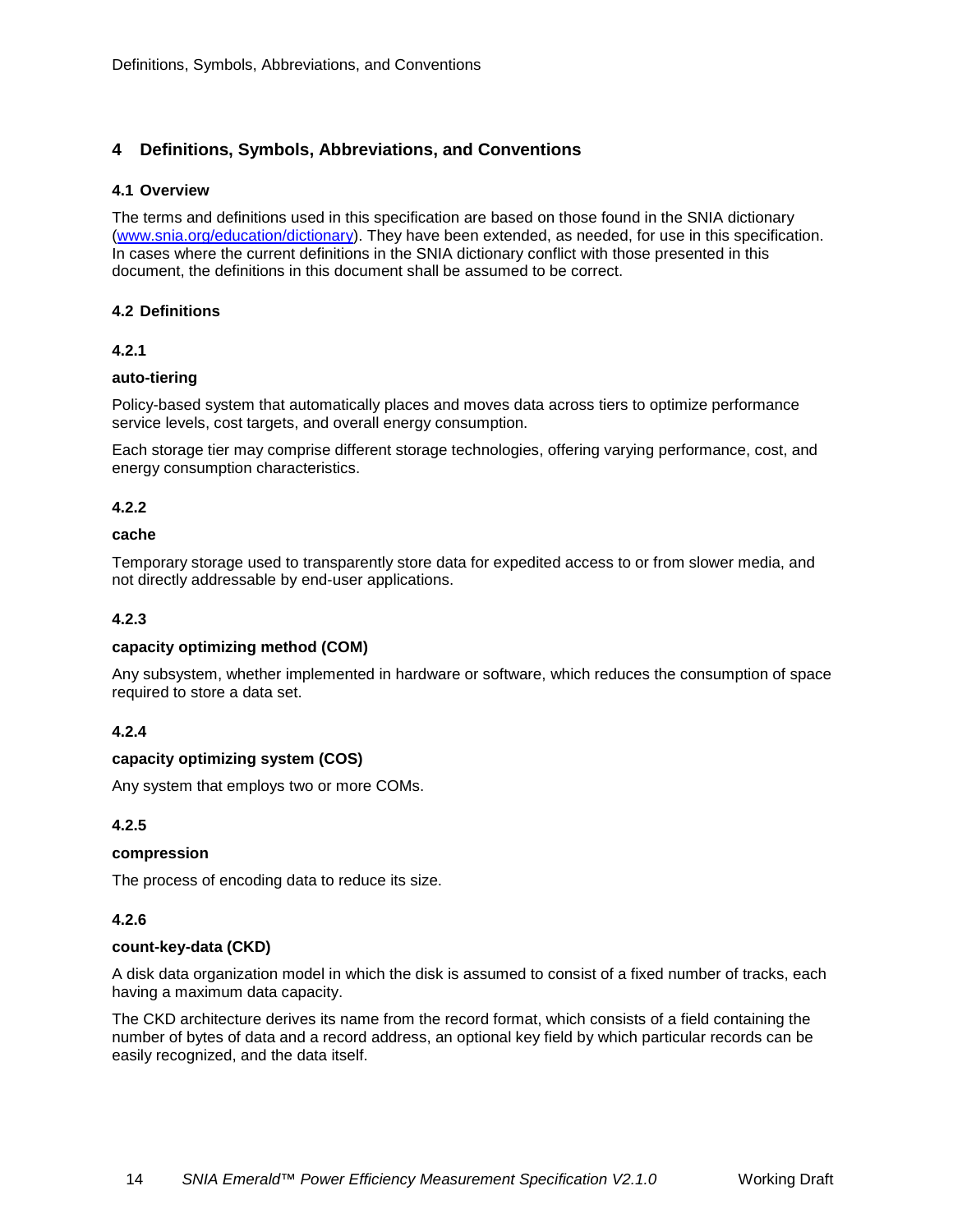# 4 Definitions, Symbols, Abbreviations, and Conventions

## 4.1 Overview

The terms and definitions used in this specification are based on those found in the SNIA dictionary (www.snia.org/education/dictionary). They have been extended, as needed, for use in this specification. In cases where the current definitions in the SNIA dictionary conflict with those presented in this document, the definitions in this document shall be assumed to be correct.

## 4.2 Definitions

### 4.2.1

**auto-tiering**

Policy-based system that automatically places and moves data across tiers to optimize performance service levels, cost targets, and overall energy consumption.

Each storage tier may comprise different storage technologies, offering varying performance, cost, and energy consumption characteristics.

### 4.2.2

**cache**

Temporary storage used to transparently store data for expedited access to or from slower media, and not directly addressable by end-user applications.

### 4.2.3

**capacity optimizing method (COM)**

Any subsystem, whether implemented in hardware or software, which reduces the consumption of space required to store a data set.

### 4.2.4

**capacity optimizing system (COS)**

Any system that employs two or more COMs.

### 4.2.5

**compression**

The process of encoding data to reduce its size.

### 4.2.6

**count-key-data (CKD)**

A disk data organization model in which the disk is assumed to consist of a fixed number of tracks, each having a maximum data capacity.

The CKD architecture derives its name from the record format, which consists of a field containing the number of bytes of data and a record address, an optional key field by which particular records can be easily recognized, and the data itself.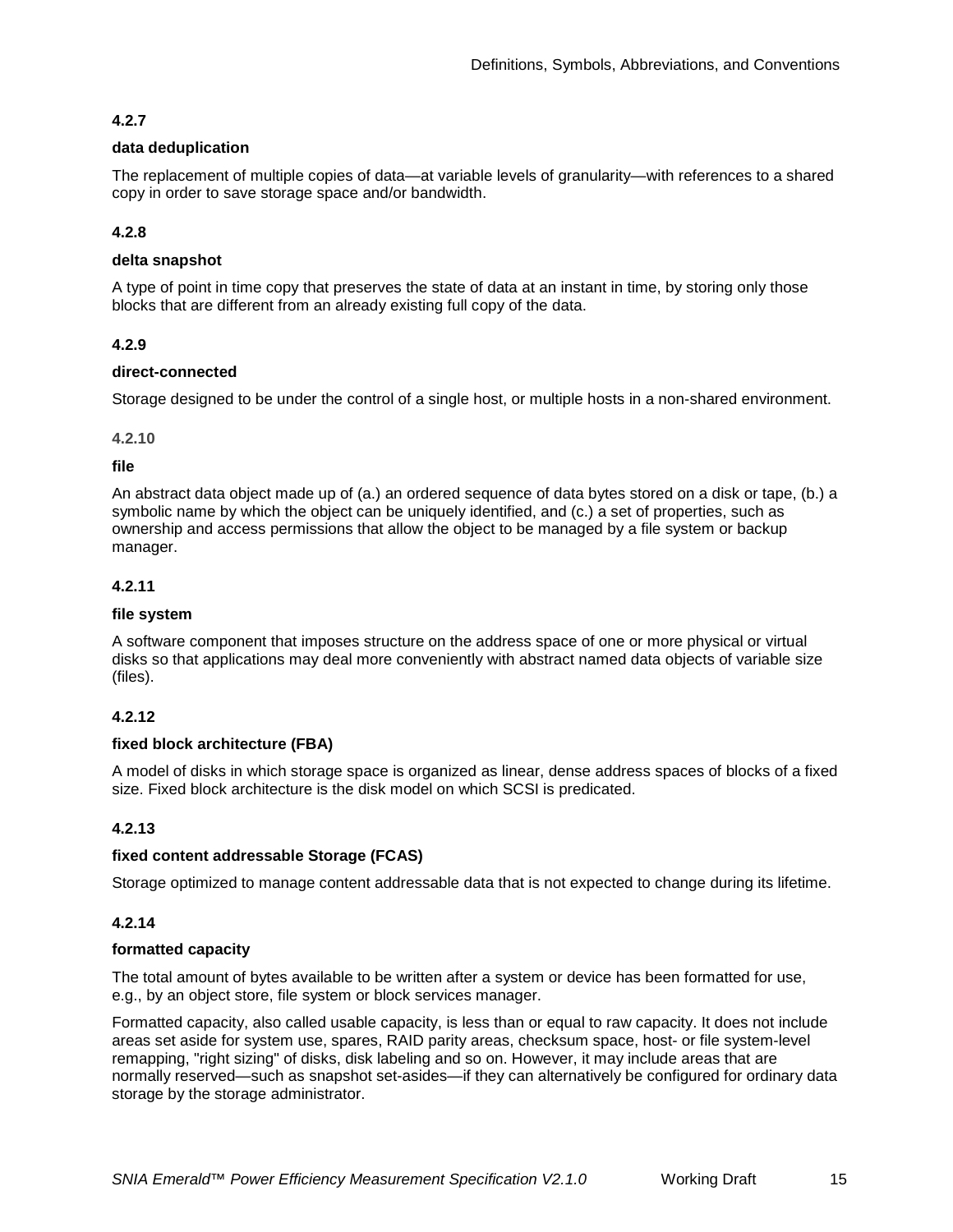#### 4.2.7

**data deduplication**

The replacement of multiple copies of data—at variable levels of granularity—with references to a shared copy in order to save storage space and/or bandwidth.

#### 4.2.8

**delta snapshot**

A type of point in time copy that preserves the state of data at an instant in time, by storing only those blocks that are different from an already existing full copy of the data.

#### 4.2.9

**direct-connected**

Storage designed to be under the control of a single host, or multiple hosts in a non-shared environment.

#### 4.2.10

**file**

An abstract data object made up of (a.) an ordered sequence of data bytes stored on a disk or tape, (b.) a symbolic name by which the object can be uniquely identified, and (c.) a set of properties, such as ownership and access permissions that allow the object to be managed by a file system or backup manager.

#### 4.2.11

**file system**

A software component that imposes structure on the address space of one or more physical or virtual disks so that applications may deal more conveniently with abstract named data objects of variable size (files).

#### 4.2.12

**fixed block architecture (FBA)**

A model of disks in which storage space is organized as linear, dense address spaces of blocks of a fixed size. Fixed block architecture is the disk model on which SCSI is predicated.

#### 4.2.13

**fixed content addressable Storage (FCAS)**

Storage optimized to manage content addressable data that is not expected to change during its lifetime.

#### 4.2.14

**formatted capacity**

The total amount of bytes available to be written after a system or device has been formatted for use, e.g., by an object store, file system or block services manager.

Formatted capacity, also called usable capacity, is less than or equal to raw capacity. It does not include areas set aside for system use, spares, RAID parity areas, checksum space, host- or file system-level remapping, "right sizing" of disks, disk labeling and so on. However, it may include areas that are normally reserved—such as snapshot set-asides—if they can alternatively be configured for ordinary data storage by the storage administrator.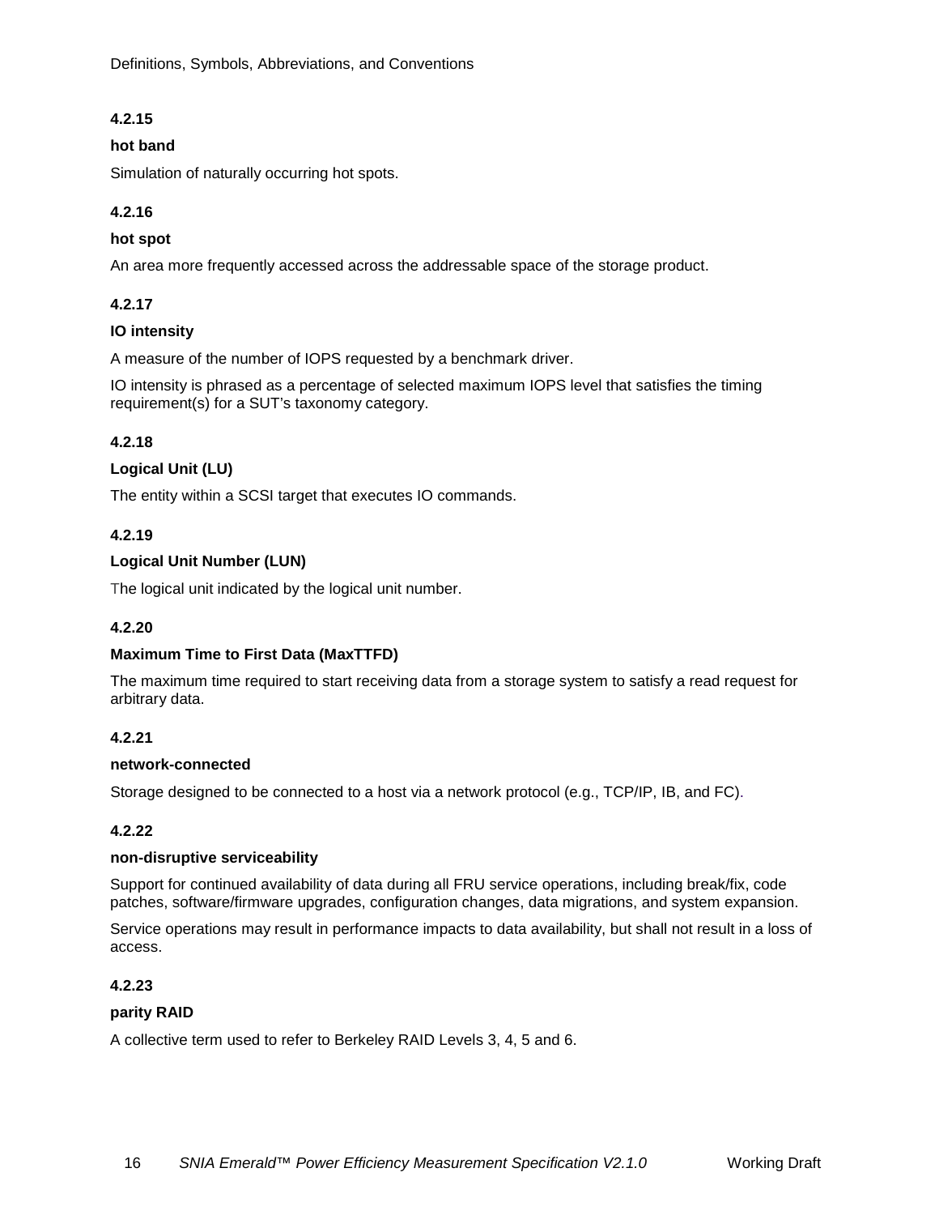#### 4.2.15

**hot band**

Simulation of naturally occurring hot spots.

#### 4.2.16

**hot spot**

An area more frequently accessed across the addressable space of the storage product.

#### 4.2.17

**IO intensity**

A measure of the number of IOPS requested by a benchmark driver.

IO intensity is phrased as a percentage of selected maximum IOPS level that satisfies the timing requirement(s) for a SUT's taxonomy category.

#### 4.2.18

**Logical Unit (LU)**

The entity within a SCSI target that executes IO commands.

#### 4.2.19

**Logical Unit Number (LUN)**

The logical unit indicated by the logical unit number.

#### 4.2.20

**Maximum Time to First Data (MaxTTFD)**

The maximum time required to start receiving data from a storage system to satisfy a read request for arbitrary data.

#### 4.2.21

**network-connected**

Storage designed to be connected to a host via a network protocol (e.g., TCP/IP, IB, and FC).

#### 4.2.22

**non-disruptive serviceability**

Support for continued availability of data during all FRU service operations, including break/fix, code patches, software/firmware upgrades, configuration changes, data migrations, and system expansion.

Service operations may result in performance impacts to data availability, but shall not result in a loss of access.

#### 4.2.23

**parity RAID**

A collective term used to refer to Berkeley RAID Levels 3, 4, 5 and 6.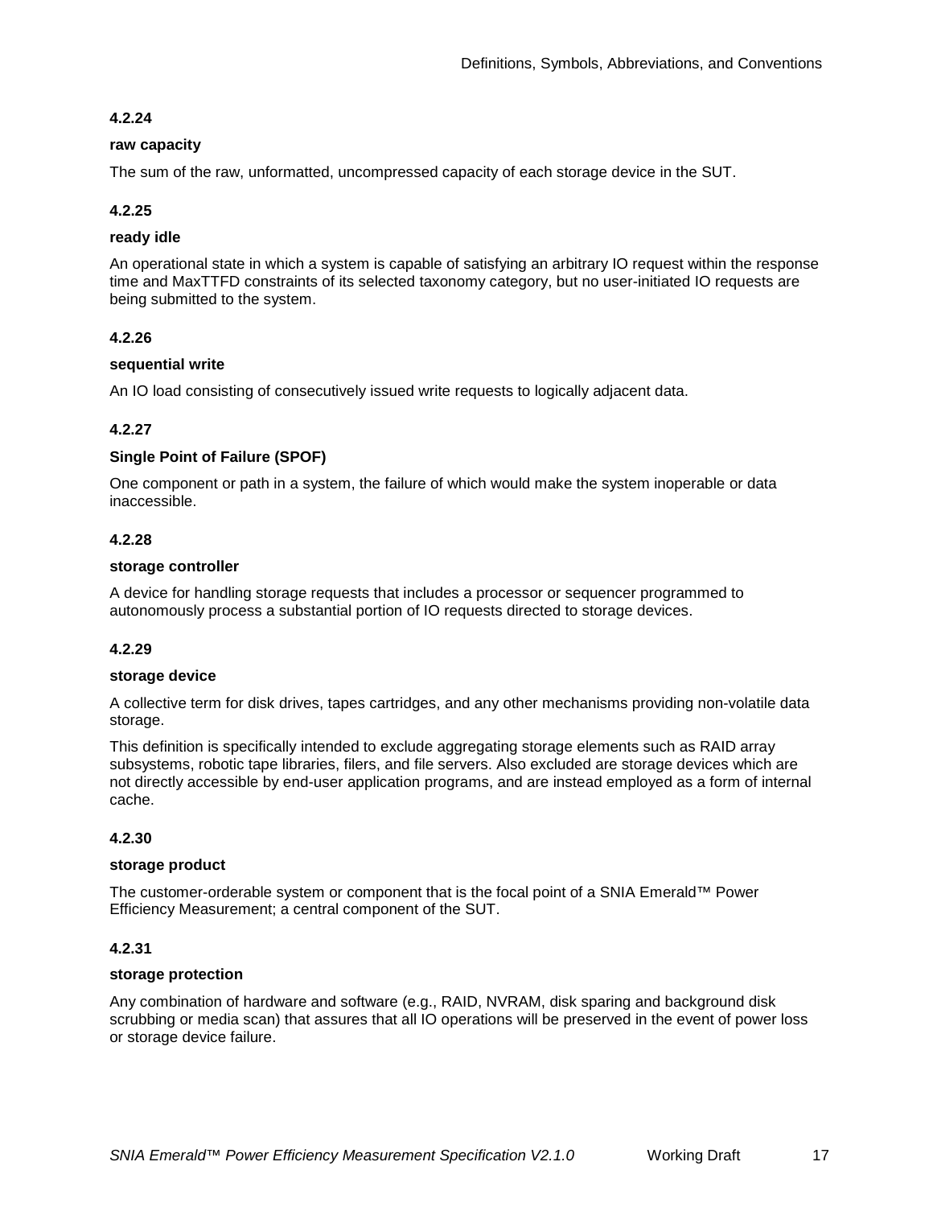#### 4.2.24

**raw capacity**

The sum of the raw, unformatted, uncompressed capacity of each storage device in the SUT.

#### 4.2.25

**ready idle**

An operational state in which a system is capable of satisfying an arbitrary IO request within the response time and MaxTTFD constraints of its selected taxonomy category, but no user-initiated IO requests are being submitted to the system.

#### 4.2.26

**sequential write**

An IO load consisting of consecutively issued write requests to logically adjacent data.

#### 4.2.27

**Single Point of Failure (SPOF)**

One component or path in a system, the failure of which would make the system inoperable or data inaccessible.

#### 4.2.28

**storage controller**

A device for handling storage requests that includes a processor or sequencer programmed to autonomously process a substantial portion of IO requests directed to storage devices.

#### 4.2.29

**storage device**

A collective term for disk drives, tapes cartridges, and any other mechanisms providing non-volatile data storage.

This definition is specifically intended to exclude aggregating storage elements such as RAID array subsystems, robotic tape libraries, filers, and file servers. Also excluded are storage devices which are not directly accessible by end-user application programs, and are instead employed as a form of internal cache.

#### 4.2.30

**storage product**

The customer-orderable system or component that is the focal point of a SNIA Emerald™ Power Efficiency Measurement; a central component of the SUT.

#### 4.2.31

**storage protection**

Any combination of hardware and software (e.g., RAID, NVRAM, disk sparing and background disk scrubbing or media scan) that assures that all IO operations will be preserved in the event of power loss or storage device failure.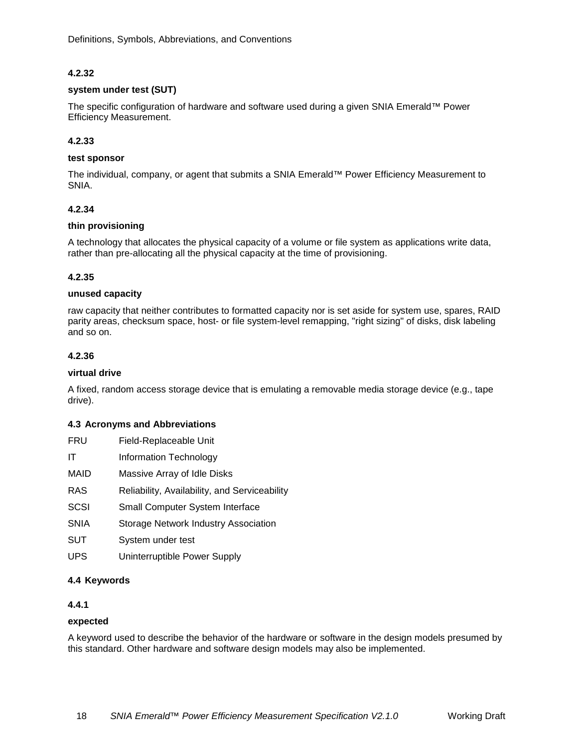#### 4.2.32

**system under test (SUT)**

The specific configuration of hardware and software used during a given SNIA Emerald™ Power Efficiency Measurement.

#### 4.2.33

**test sponsor**

The individual, company, or agent that submits a SNIA Emerald™ Power Efficiency Measurement to SNIA.

#### 4.2.34

**thin provisioning**

A technology that allocates the physical capacity of a volume or file system as applications write data, rather than pre-allocating all the physical capacity at the time of provisioning.

#### 4.2.35

**unused capacity**

raw capacity that neither contributes to formatted capacity nor is set aside for system use, spares, RAID parity areas, checksum space, host- or file system-level remapping, "right sizing" of disks, disk labeling and so on.

#### 4.2.36

**virtual drive**

A fixed, random access storage device that is emulating a removable media storage device (e.g., tape drive).

### 4.3 Acronyms and Abbreviations

| | |
|---|---|
| FRU | Field-Replaceable Unit |
| IT | Information Technology |
| MAID | Massive Array of Idle Disks |
| RAS | Reliability, Availability, and Serviceability |
| SCSI | Small Computer System Interface |
| SNIA | Storage Network Industry Association |
| SUT | System under test |
| UPS | Uninterruptible Power Supply |

### 4.4 Keywords

#### 4.4.1

**expected**

A keyword used to describe the behavior of the hardware or software in the design models presumed by this standard. Other hardware and software design models may also be implemented.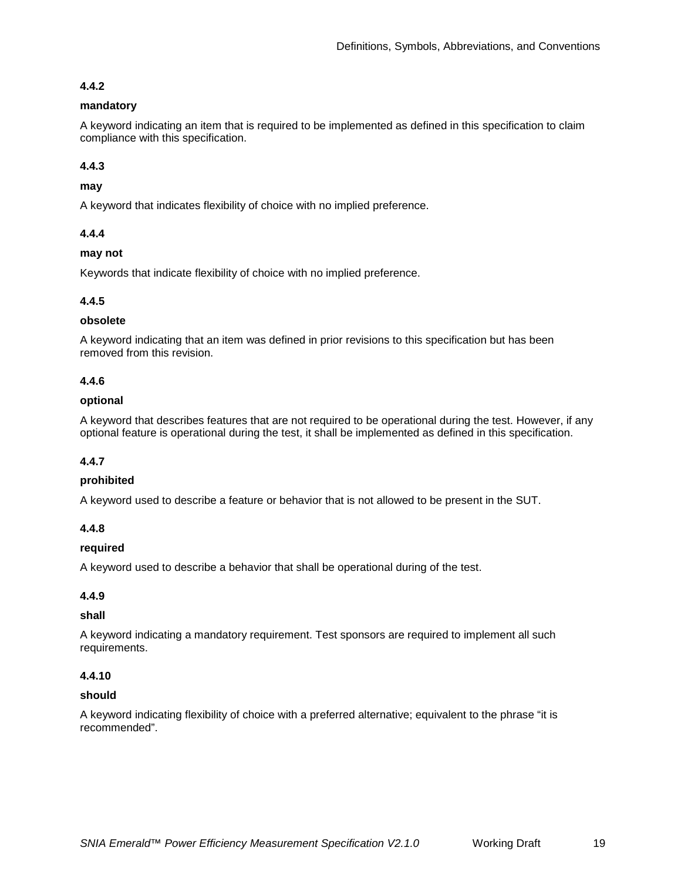#### 4.4.2

**mandatory**

A keyword indicating an item that is required to be implemented as defined in this specification to claim compliance with this specification.

#### 4.4.3

**may**

A keyword that indicates flexibility of choice with no implied preference.

#### 4.4.4

**may not**

Keywords that indicate flexibility of choice with no implied preference.

#### 4.4.5

**obsolete**

A keyword indicating that an item was defined in prior revisions to this specification but has been removed from this revision.

#### 4.4.6

**optional**

A keyword that describes features that are not required to be operational during the test. However, if any optional feature is operational during the test, it shall be implemented as defined in this specification.

#### 4.4.7

**prohibited**

A keyword used to describe a feature or behavior that is not allowed to be present in the SUT.

#### 4.4.8

**required**

A keyword used to describe a behavior that shall be operational during of the test.

#### 4.4.9

**shall**

A keyword indicating a mandatory requirement. Test sponsors are required to implement all such requirements.

#### 4.4.10

**should**

A keyword indicating flexibility of choice with a preferred alternative; equivalent to the phrase "it is recommended".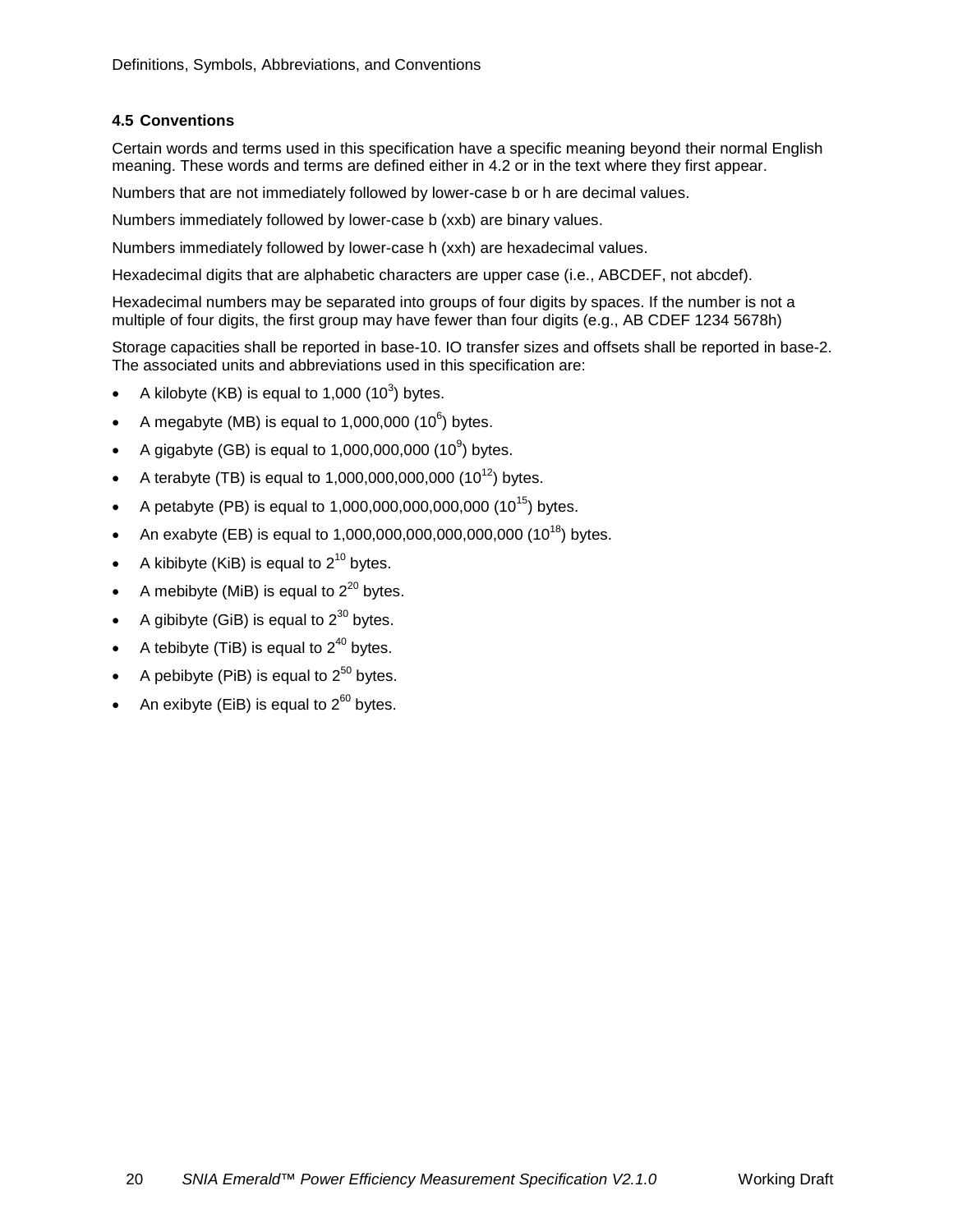## 4.5 Conventions

Certain words and terms used in this specification have a specific meaning beyond their normal English meaning. These words and terms are defined either in 4.2 or in the text where they first appear.

Numbers that are not immediately followed by lower-case b or h are decimal values.

Numbers immediately followed by lower-case b (xxb) are binary values.

Numbers immediately followed by lower-case h (xxh) are hexadecimal values.

Hexadecimal digits that are alphabetic characters are upper case (i.e., ABCDEF, not abcdef).

Hexadecimal numbers may be separated into groups of four digits by spaces. If the number is not a multiple of four digits, the first group may have fewer than four digits (e.g., AB CDEF 1234 5678h)

Storage capacities shall be reported in base-10. IO transfer sizes and offsets shall be reported in base-2. The associated units and abbreviations used in this specification are:

- A kilobyte (KB) is equal to 1,000 ($10^3$) bytes.
- A megabyte (MB) is equal to 1,000,000 ($10^6$) bytes.
- A gigabyte (GB) is equal to 1,000,000,000 ($10^9$) bytes.
- A terabyte (TB) is equal to 1,000,000,000,000 ($10^{12}$) bytes.
- A petabyte (PB) is equal to 1,000,000,000,000,000 ($10^{15}$) bytes.
- An exabyte (EB) is equal to 1,000,000,000,000,000,000 ($10^{18}$) bytes.
- A kibibyte (KiB) is equal to $2^{10}$ bytes.
- A mebibyte (MiB) is equal to $2^{20}$ bytes.
- A gibibyte (GiB) is equal to $2^{30}$ bytes.
- A tebibyte (TiB) is equal to $2^{40}$ bytes.
- A pebibyte (PiB) is equal to $2^{50}$ bytes.
- An exibyte (EiB) is equal to $2^{60}$ bytes.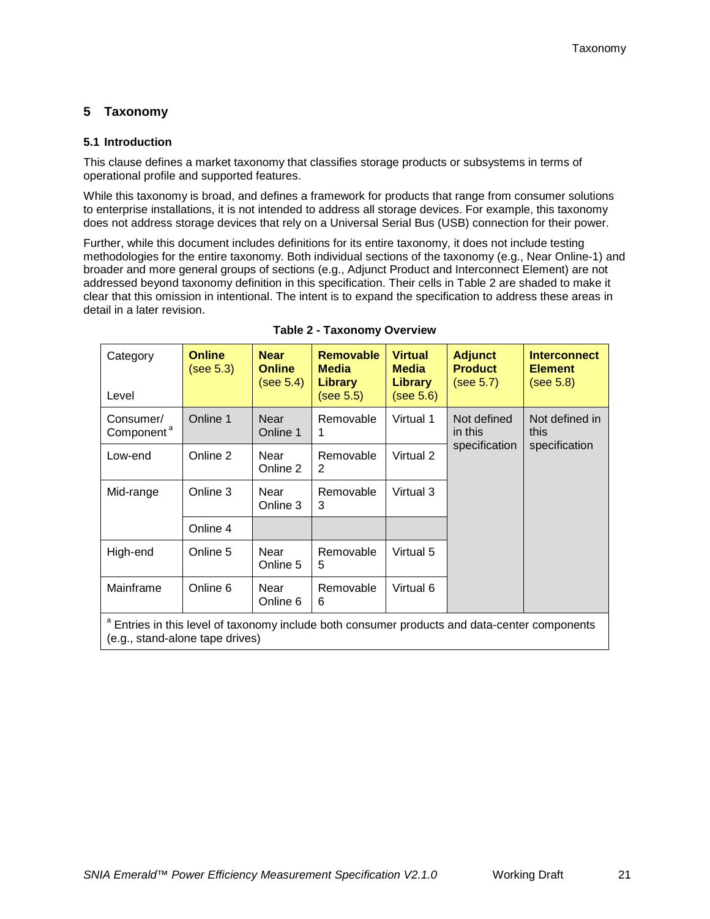# 5 Taxonomy

## 5.1 Introduction

This clause defines a market taxonomy that classifies storage products or subsystems in terms of operational profile and supported features.

While this taxonomy is broad, and defines a framework for products that range from consumer solutions to enterprise installations, it is not intended to address all storage devices. For example, this taxonomy does not address storage devices that rely on a Universal Serial Bus (USB) connection for their power.

Further, while this document includes definitions for its entire taxonomy, it does not include testing methodologies for the entire taxonomy. Both individual sections of the taxonomy (e.g., Near Online-1) and broader and more general groups of sections (e.g., Adjunct Product and Interconnect Element) are not addressed beyond taxonomy definition in this specification. Their cells in Table 2 are shaded to make it clear that this omission in intentional. The intent is to expand the specification to address these areas in detail in a later revision.

**Table 2 - Taxonomy Overview**

| Category / Level | **Online** (see 5.3) | **Near Online** (see 5.4) | **Removable Media Library** (see 5.5) | **Virtual Media Library** (see 5.6) | **Adjunct Product** (see 5.7) | **Interconnect Element** (see 5.8) |
|---|---|---|---|---|---|---|
| Consumer/ Component [a] | Online 1 | Near Online 1 | Removable 1 | Virtual 1 | Not defined in this specification | Not defined in this specification |
| Low-end | Online 2 | Near Online 2 | Removable 2 | Virtual 2 | | |
| Mid-range | Online 3 | Near Online 3 | Removable 3 | Virtual 3 | | |
| | Online 4 | | | | | |
| High-end | Online 5 | Near Online 5 | Removable 5 | Virtual 5 | | |
| Mainframe | Online 6 | Near Online 6 | Removable 6 | Virtual 6 | | |

[a] Entries in this level of taxonomy include both consumer products and data-center components (e.g., stand-alone tape drives)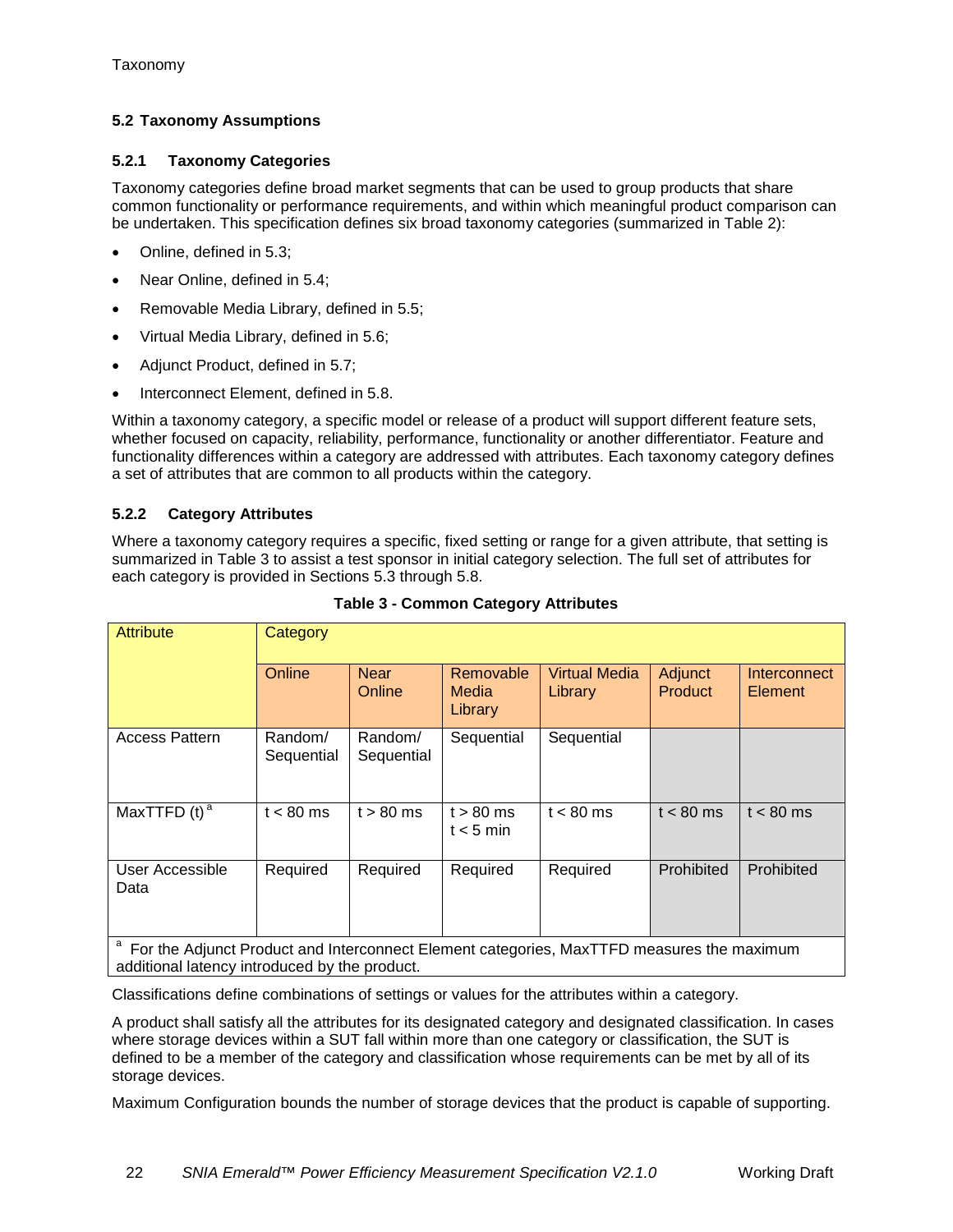## 5.2 Taxonomy Assumptions

### 5.2.1 Taxonomy Categories

Taxonomy categories define broad market segments that can be used to group products that share common functionality or performance requirements, and within which meaningful product comparison can be undertaken. This specification defines six broad taxonomy categories (summarized in Table 2):

- Online, defined in 5.3;
- Near Online, defined in 5.4;
- Removable Media Library, defined in 5.5;
- Virtual Media Library, defined in 5.6;
- Adjunct Product, defined in 5.7;
- Interconnect Element, defined in 5.8.

Within a taxonomy category, a specific model or release of a product will support different feature sets, whether focused on capacity, reliability, performance, functionality or another differentiator. Feature and functionality differences within a category are addressed with attributes. Each taxonomy category defines a set of attributes that are common to all products within the category.

### 5.2.2 Category Attributes

Where a taxonomy category requires a specific, fixed setting or range for a given attribute, that setting is summarized in Table 3 to assist a test sponsor in initial category selection. The full set of attributes for each category is provided in Sections 5.3 through 5.8.

**Table 3 - Common Category Attributes**

| Attribute | Category | | | | | |
|---|---|---|---|---|---|---|
| | Online | Near Online | Removable Media Library | Virtual Media Library | Adjunct Product | Interconnect Element |
| Access Pattern | Random/ Sequential | Random/ Sequential | Sequential | Sequential | | |
| MaxTTFD (t) [a] | t < 80 ms | t > 80 ms | t > 80 ms<br>t < 5 min | t < 80 ms | t < 80 ms | t < 80 ms |
| User Accessible Data | Required | Required | Required | Required | Prohibited | Prohibited |

[a] For the Adjunct Product and Interconnect Element categories, MaxTTFD measures the maximum additional latency introduced by the product.

Classifications define combinations of settings or values for the attributes within a category.

A product shall satisfy all the attributes for its designated category and designated classification. In cases where storage devices within a SUT fall within more than one category or classification, the SUT is defined to be a member of the category and classification whose requirements can be met by all of its storage devices.

Maximum Configuration bounds the number of storage devices that the product is capable of supporting.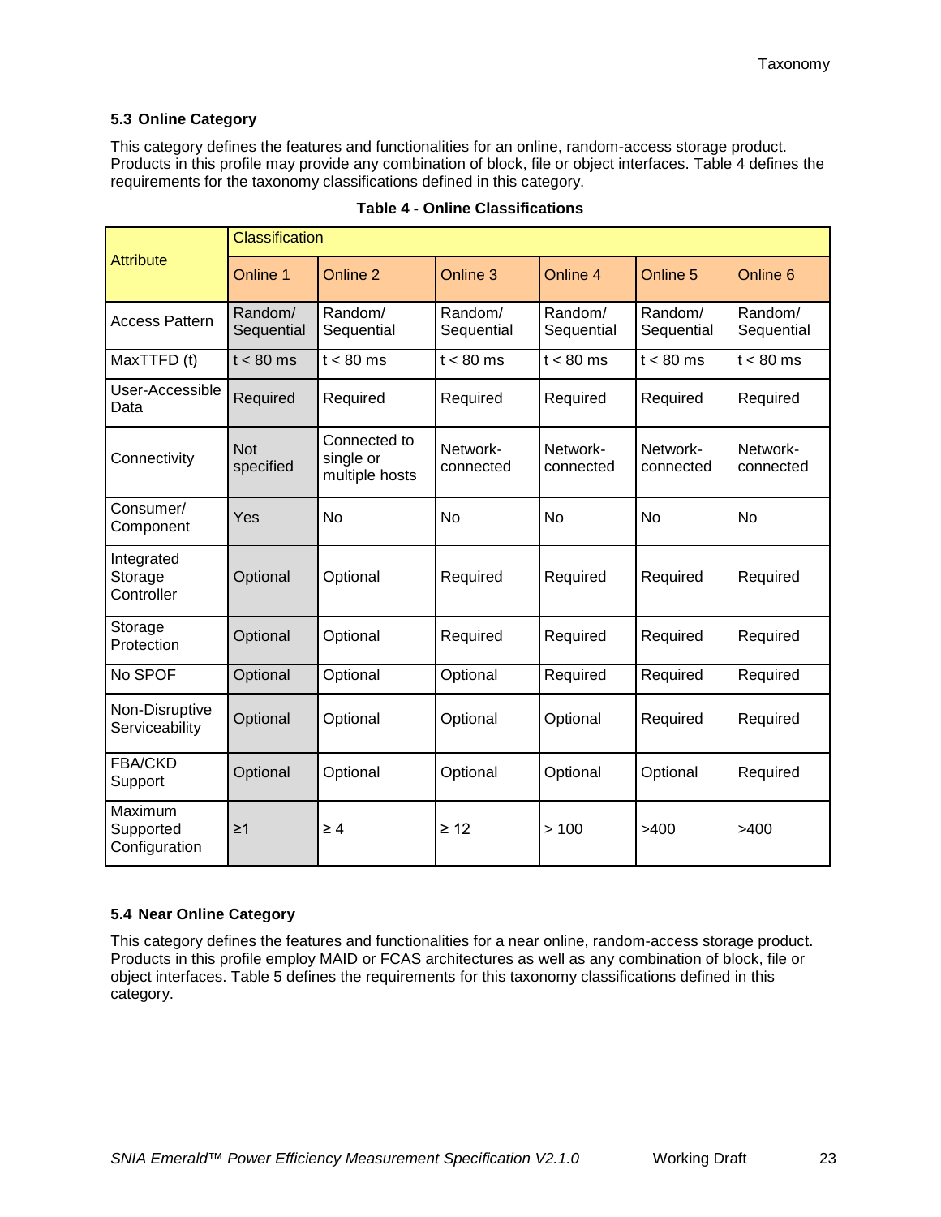### 5.3 Online Category

This category defines the features and functionalities for an online, random-access storage product. Products in this profile may provide any combination of block, file or object interfaces. Table 4 defines the requirements for the taxonomy classifications defined in this category.

**Table 4 - Online Classifications**

| Attribute | Classification | | | | | |
|---|---|---|---|---|---|---|
| | Online 1 | Online 2 | Online 3 | Online 4 | Online 5 | Online 6 |
| Access Pattern | Random/ Sequential | Random/ Sequential | Random/ Sequential | Random/ Sequential | Random/ Sequential | Random/ Sequential |
| MaxTTFD (t) | t < 80 ms | t < 80 ms | t < 80 ms | t < 80 ms | t < 80 ms | t < 80 ms |
| User-Accessible Data | Required | Required | Required | Required | Required | Required |
| Connectivity | Not specified | Connected to single or multiple hosts | Network-connected | Network-connected | Network-connected | Network-connected |
| Consumer/ Component | Yes | No | No | No | No | No |
| Integrated Storage Controller | Optional | Optional | Required | Required | Required | Required |
| Storage Protection | Optional | Optional | Required | Required | Required | Required |
| No SPOF | Optional | Optional | Optional | Required | Required | Required |
| Non-Disruptive Serviceability | Optional | Optional | Optional | Optional | Required | Required |
| FBA/CKD Support | Optional | Optional | Optional | Optional | Optional | Required |
| Maximum Supported Configuration | ≥1 | ≥ 4 | ≥ 12 | > 100 | >400 | >400 |

### 5.4 Near Online Category

This category defines the features and functionalities for a near online, random-access storage product. Products in this profile employ MAID or FCAS architectures as well as any combination of block, file or object interfaces. Table 5 defines the requirements for this taxonomy classifications defined in this category.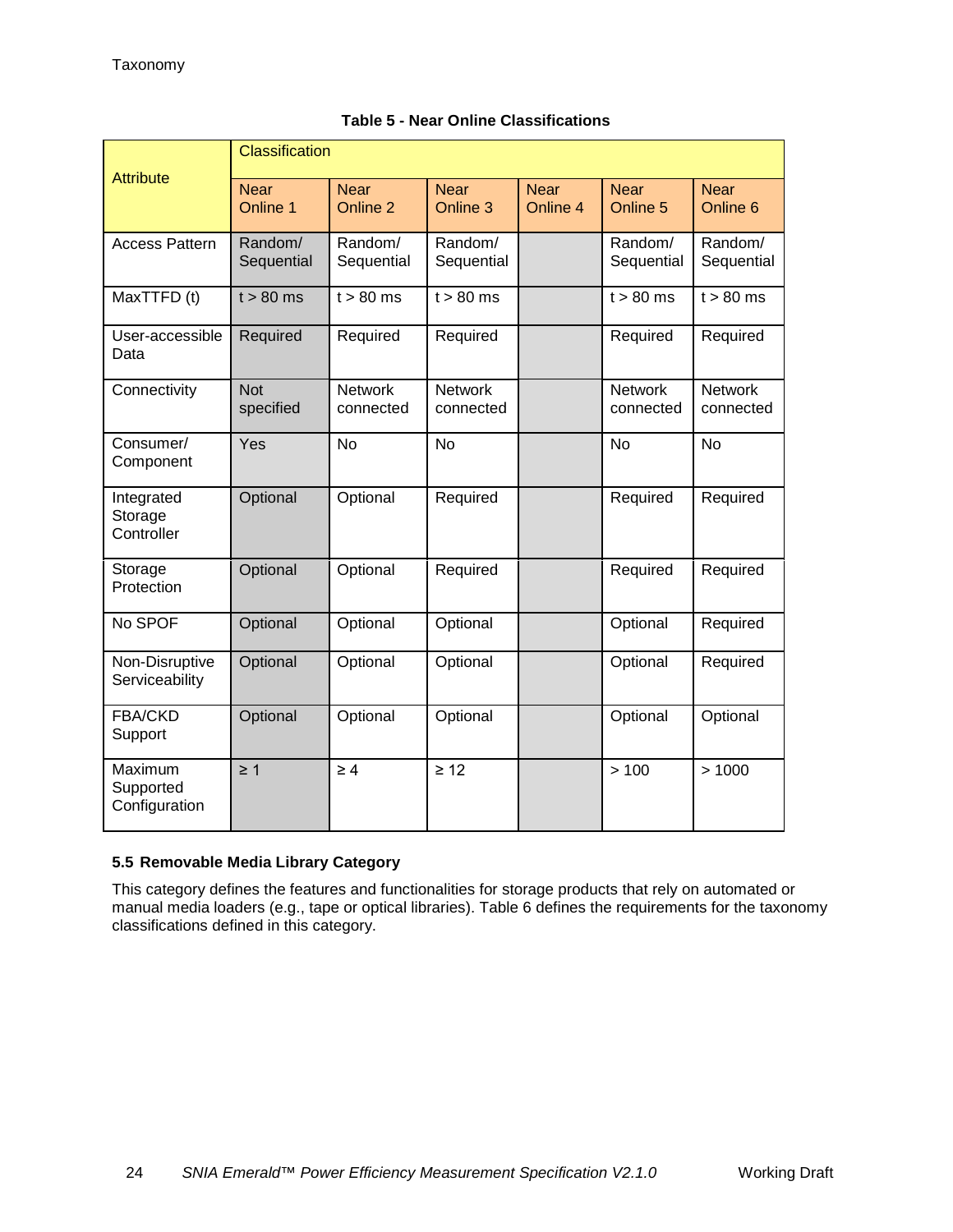**Table 5 - Near Online Classifications**

| Attribute | Classification | | | | | |
|---|---|---|---|---|---|---|
| | Near Online 1 | Near Online 2 | Near Online 3 | Near Online 4 | Near Online 5 | Near Online 6 |
| Access Pattern | Random/ Sequential | Random/ Sequential | Random/ Sequential | | Random/ Sequential | Random/ Sequential |
| MaxTTFD (t) | t > 80 ms | t > 80 ms | t > 80 ms | | t > 80 ms | t > 80 ms |
| User-accessible Data | Required | Required | Required | | Required | Required |
| Connectivity | Not specified | Network connected | Network connected | | Network connected | Network connected |
| Consumer/ Component | Yes | No | No | | No | No |
| Integrated Storage Controller | Optional | Optional | Required | | Required | Required |
| Storage Protection | Optional | Optional | Required | | Required | Required |
| No SPOF | Optional | Optional | Optional | | Optional | Required |
| Non-Disruptive Serviceability | Optional | Optional | Optional | | Optional | Required |
| FBA/CKD Support | Optional | Optional | Optional | | Optional | Optional |
| Maximum Supported Configuration | ≥ 1 | ≥ 4 | ≥ 12 | | > 100 | > 1000 |

### 5.5 Removable Media Library Category

This category defines the features and functionalities for storage products that rely on automated or manual media loaders (e.g., tape or optical libraries). Table 6 defines the requirements for the taxonomy classifications defined in this category.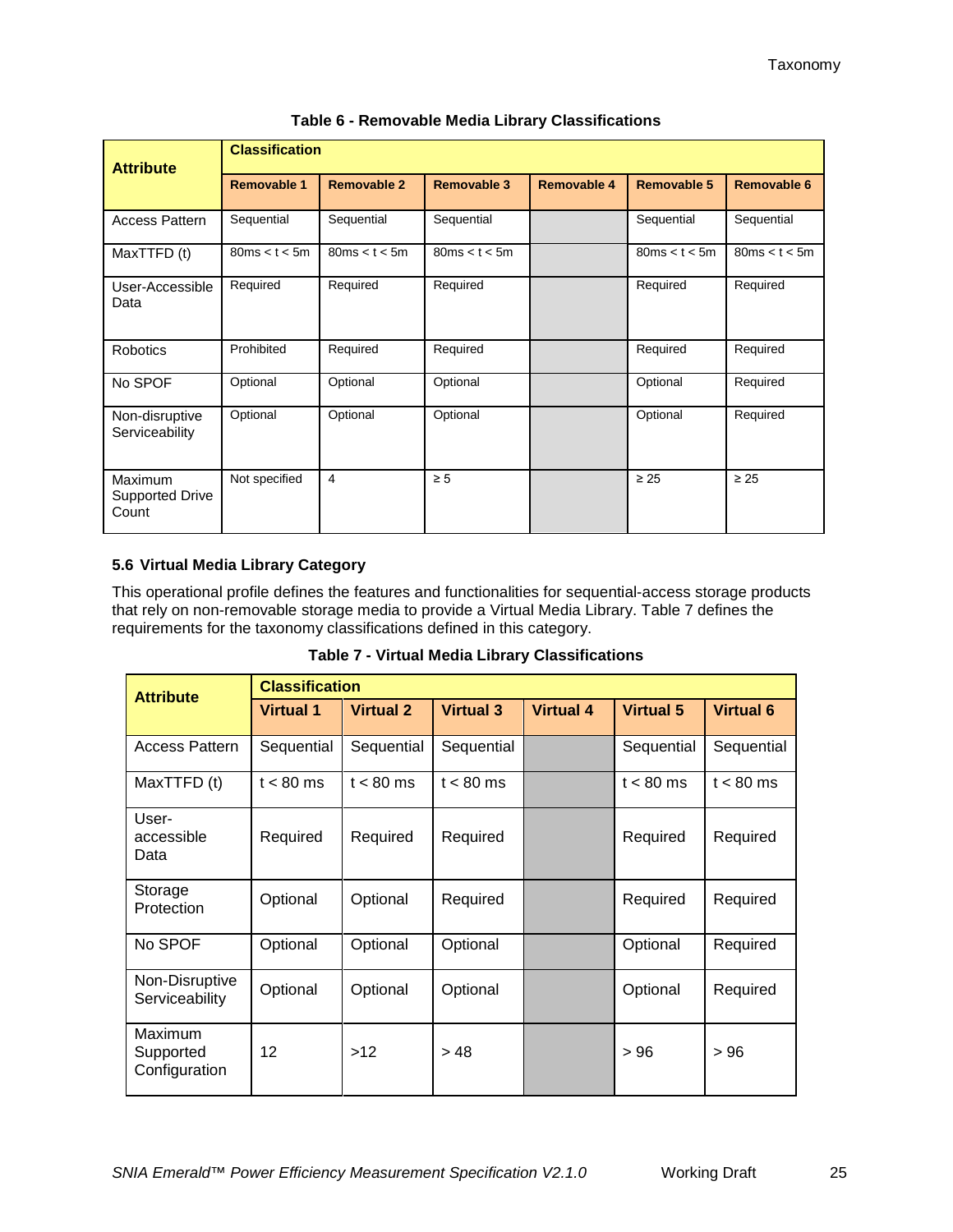**Table 6 - Removable Media Library Classifications**

| Attribute | Classification | | | | | |
|---|---|---|---|---|---|---|
| | Removable 1 | Removable 2 | Removable 3 | Removable 4 | Removable 5 | Removable 6 |
| Access Pattern | Sequential | Sequential | Sequential | | Sequential | Sequential |
| MaxTTFD (t) | 80ms < t < 5m | 80ms < t < 5m | 80ms < t < 5m | | 80ms < t < 5m | 80ms < t < 5m |
| User-Accessible Data | Required | Required | Required | | Required | Required |
| Robotics | Prohibited | Required | Required | | Required | Required |
| No SPOF | Optional | Optional | Optional | | Optional | Required |
| Non-disruptive Serviceability | Optional | Optional | Optional | | Optional | Required |
| Maximum Supported Drive Count | Not specified | 4 | ≥ 5 | | ≥ 25 | ≥ 25 |

### 5.6 Virtual Media Library Category

This operational profile defines the features and functionalities for sequential-access storage products that rely on non-removable storage media to provide a Virtual Media Library. Table 7 defines the requirements for the taxonomy classifications defined in this category.

**Table 7 - Virtual Media Library Classifications**

| Attribute | Classification | | | | | |
|---|---|---|---|---|---|---|
| | Virtual 1 | Virtual 2 | Virtual 3 | Virtual 4 | Virtual 5 | Virtual 6 |
| Access Pattern | Sequential | Sequential | Sequential | | Sequential | Sequential |
| MaxTTFD (t) | t < 80 ms | t < 80 ms | t < 80 ms | | t < 80 ms | t < 80 ms |
| User-accessible Data | Required | Required | Required | | Required | Required |
| Storage Protection | Optional | Optional | Required | | Required | Required |
| No SPOF | Optional | Optional | Optional | | Optional | Required |
| Non-Disruptive Serviceability | Optional | Optional | Optional | | Optional | Required |
| Maximum Supported Configuration | 12 | >12 | > 48 | | > 96 | > 96 |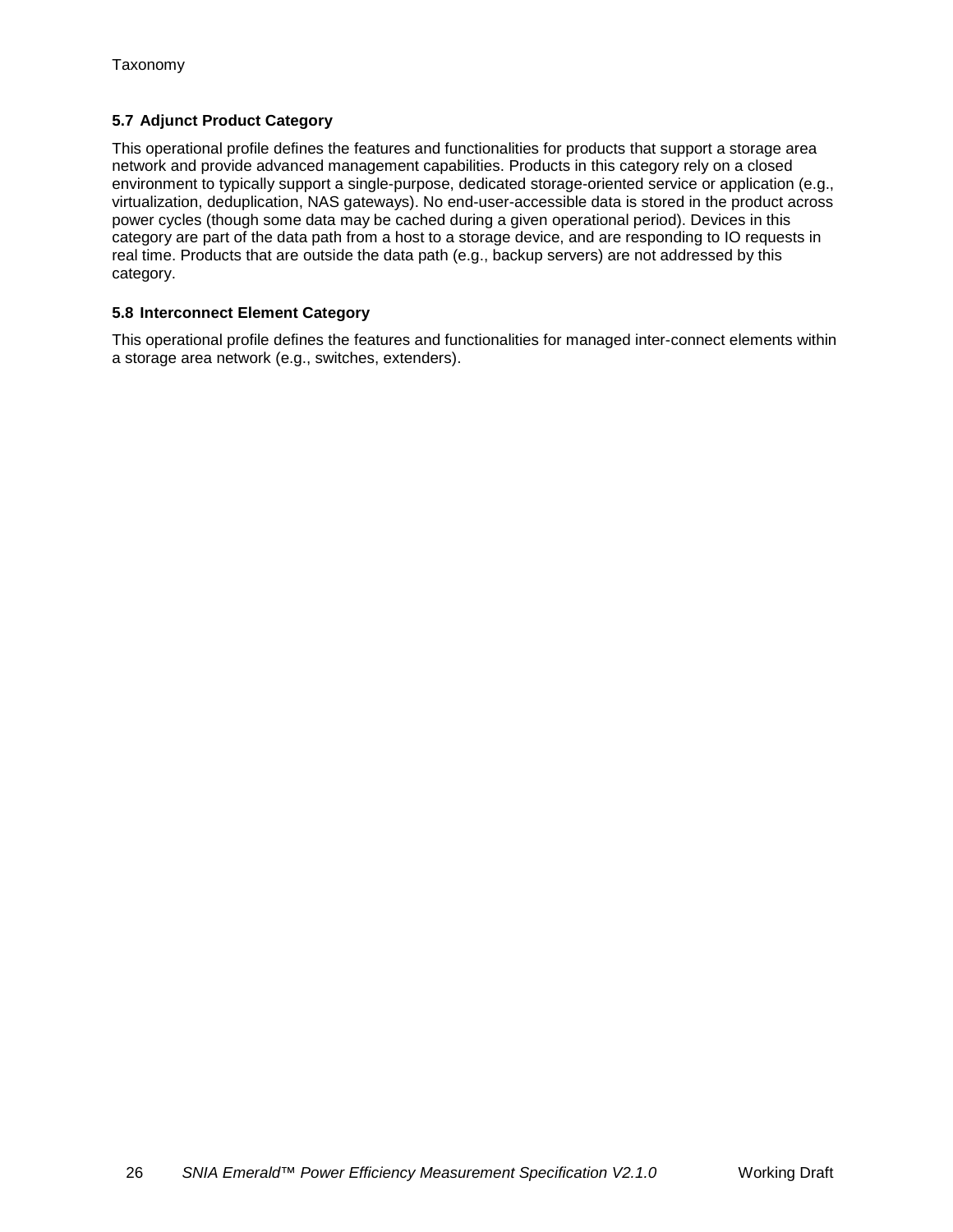### 5.7 Adjunct Product Category

This operational profile defines the features and functionalities for products that support a storage area network and provide advanced management capabilities. Products in this category rely on a closed environment to typically support a single-purpose, dedicated storage-oriented service or application (e.g., virtualization, deduplication, NAS gateways). No end-user-accessible data is stored in the product across power cycles (though some data may be cached during a given operational period). Devices in this category are part of the data path from a host to a storage device, and are responding to IO requests in real time. Products that are outside the data path (e.g., backup servers) are not addressed by this category.

### 5.8 Interconnect Element Category

This operational profile defines the features and functionalities for managed inter-connect elements within a storage area network (e.g., switches, extenders).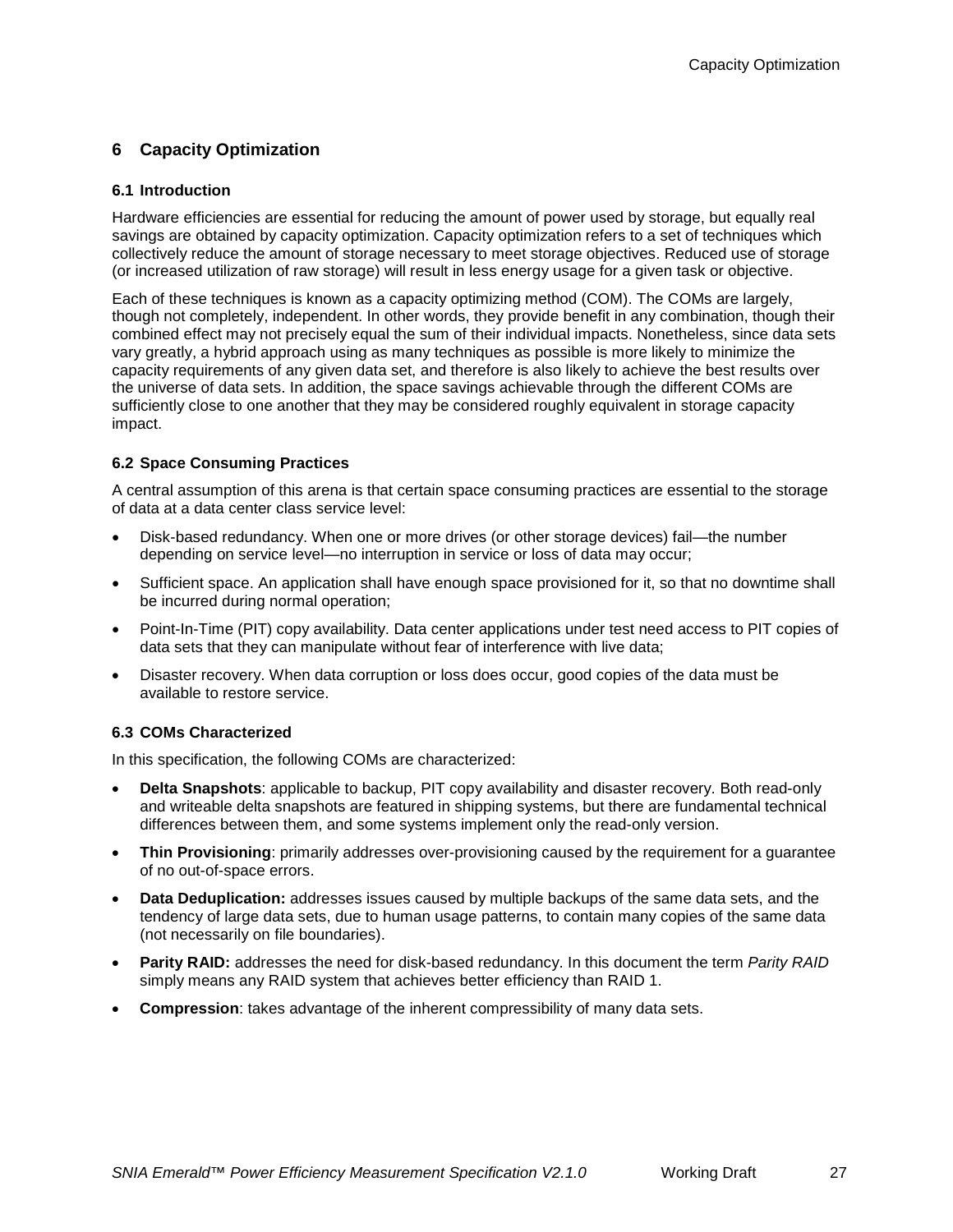# 6 Capacity Optimization

## 6.1 Introduction

Hardware efficiencies are essential for reducing the amount of power used by storage, but equally real savings are obtained by capacity optimization. Capacity optimization refers to a set of techniques which collectively reduce the amount of storage necessary to meet storage objectives. Reduced use of storage (or increased utilization of raw storage) will result in less energy usage for a given task or objective.

Each of these techniques is known as a capacity optimizing method (COM). The COMs are largely, though not completely, independent. In other words, they provide benefit in any combination, though their combined effect may not precisely equal the sum of their individual impacts. Nonetheless, since data sets vary greatly, a hybrid approach using as many techniques as possible is more likely to minimize the capacity requirements of any given data set, and therefore is also likely to achieve the best results over the universe of data sets. In addition, the space savings achievable through the different COMs are sufficiently close to one another that they may be considered roughly equivalent in storage capacity impact.

## 6.2 Space Consuming Practices

A central assumption of this arena is that certain space consuming practices are essential to the storage of data at a data center class service level:

- Disk-based redundancy. When one or more drives (or other storage devices) fail—the number depending on service level—no interruption in service or loss of data may occur;
- Sufficient space. An application shall have enough space provisioned for it, so that no downtime shall be incurred during normal operation;
- Point-In-Time (PIT) copy availability. Data center applications under test need access to PIT copies of data sets that they can manipulate without fear of interference with live data;
- Disaster recovery. When data corruption or loss does occur, good copies of the data must be available to restore service.

## 6.3 COMs Characterized

In this specification, the following COMs are characterized:

- **Delta Snapshots**: applicable to backup, PIT copy availability and disaster recovery. Both read-only and writeable delta snapshots are featured in shipping systems, but there are fundamental technical differences between them, and some systems implement only the read-only version.
- **Thin Provisioning**: primarily addresses over-provisioning caused by the requirement for a guarantee of no out-of-space errors.
- **Data Deduplication:** addresses issues caused by multiple backups of the same data sets, and the tendency of large data sets, due to human usage patterns, to contain many copies of the same data (not necessarily on file boundaries).
- **Parity RAID:** addresses the need for disk-based redundancy. In this document the term *Parity RAID* simply means any RAID system that achieves better efficiency than RAID 1.
- **Compression**: takes advantage of the inherent compressibility of many data sets.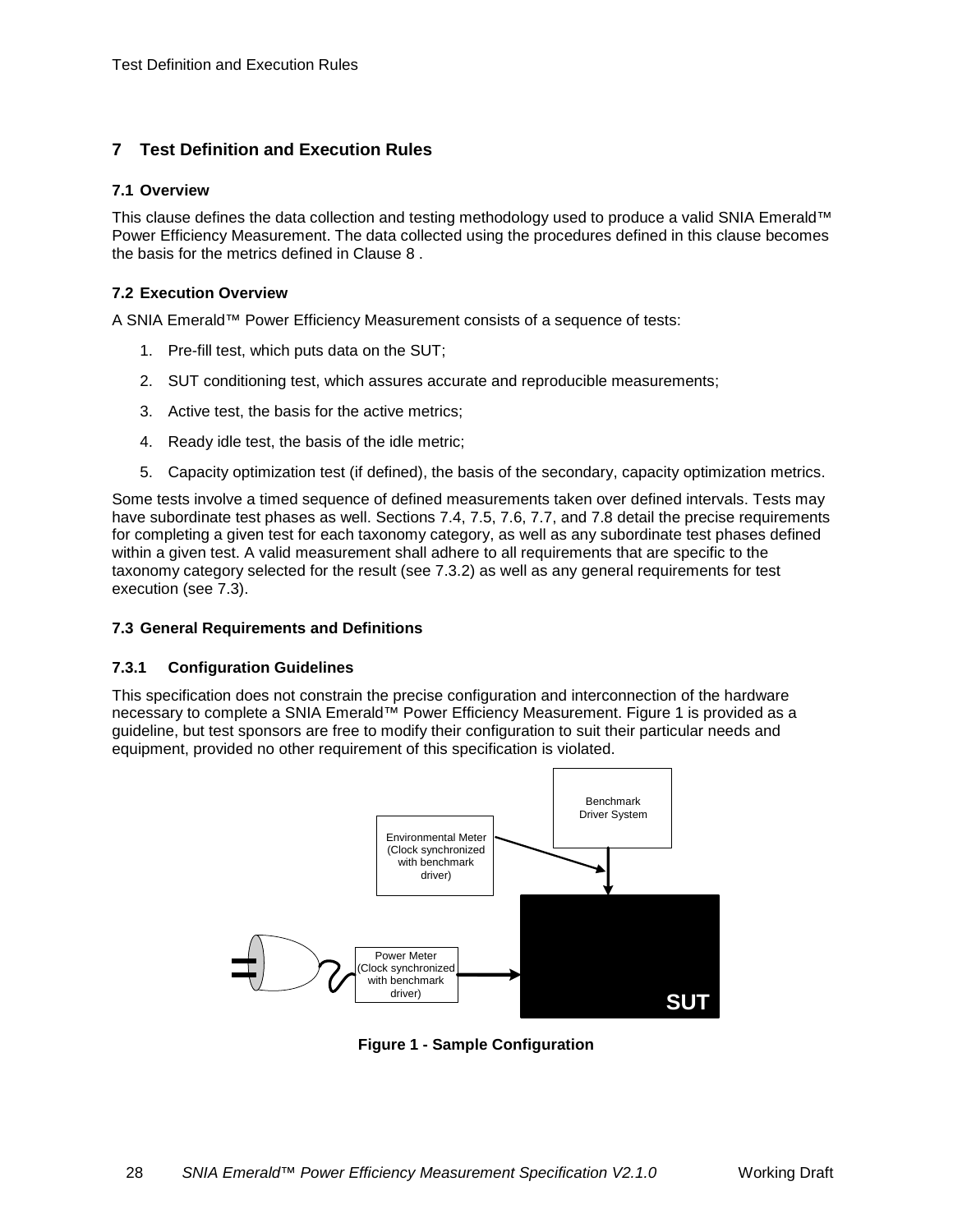# 7 Test Definition and Execution Rules

## 7.1 Overview

This clause defines the data collection and testing methodology used to produce a valid SNIA Emerald™ Power Efficiency Measurement. The data collected using the procedures defined in this clause becomes the basis for the metrics defined in Clause 8 .

## 7.2 Execution Overview

A SNIA Emerald™ Power Efficiency Measurement consists of a sequence of tests:

1. Pre-fill test, which puts data on the SUT;
2. SUT conditioning test, which assures accurate and reproducible measurements;
3. Active test, the basis for the active metrics;
4. Ready idle test, the basis of the idle metric;
5. Capacity optimization test (if defined), the basis of the secondary, capacity optimization metrics.

Some tests involve a timed sequence of defined measurements taken over defined intervals. Tests may have subordinate test phases as well. Sections 7.4, 7.5, 7.6, 7.7, and 7.8 detail the precise requirements for completing a given test for each taxonomy category, as well as any subordinate test phases defined within a given test. A valid measurement shall adhere to all requirements that are specific to the taxonomy category selected for the result (see 7.3.2) as well as any general requirements for test execution (see 7.3).

## 7.3 General Requirements and Definitions

### 7.3.1 Configuration Guidelines

This specification does not constrain the precise configuration and interconnection of the hardware necessary to complete a SNIA Emerald™ Power Efficiency Measurement. Figure 1 is provided as a guideline, but test sponsors are free to modify their configuration to suit their particular needs and equipment, provided no other requirement of this specification is violated.

Benchmark Driver System

Environmental Meter (Clock synchronized with benchmark driver)

Power Meter (Clock synchronized with benchmark driver)

SUT

**Figure 1 - Sample Configuration**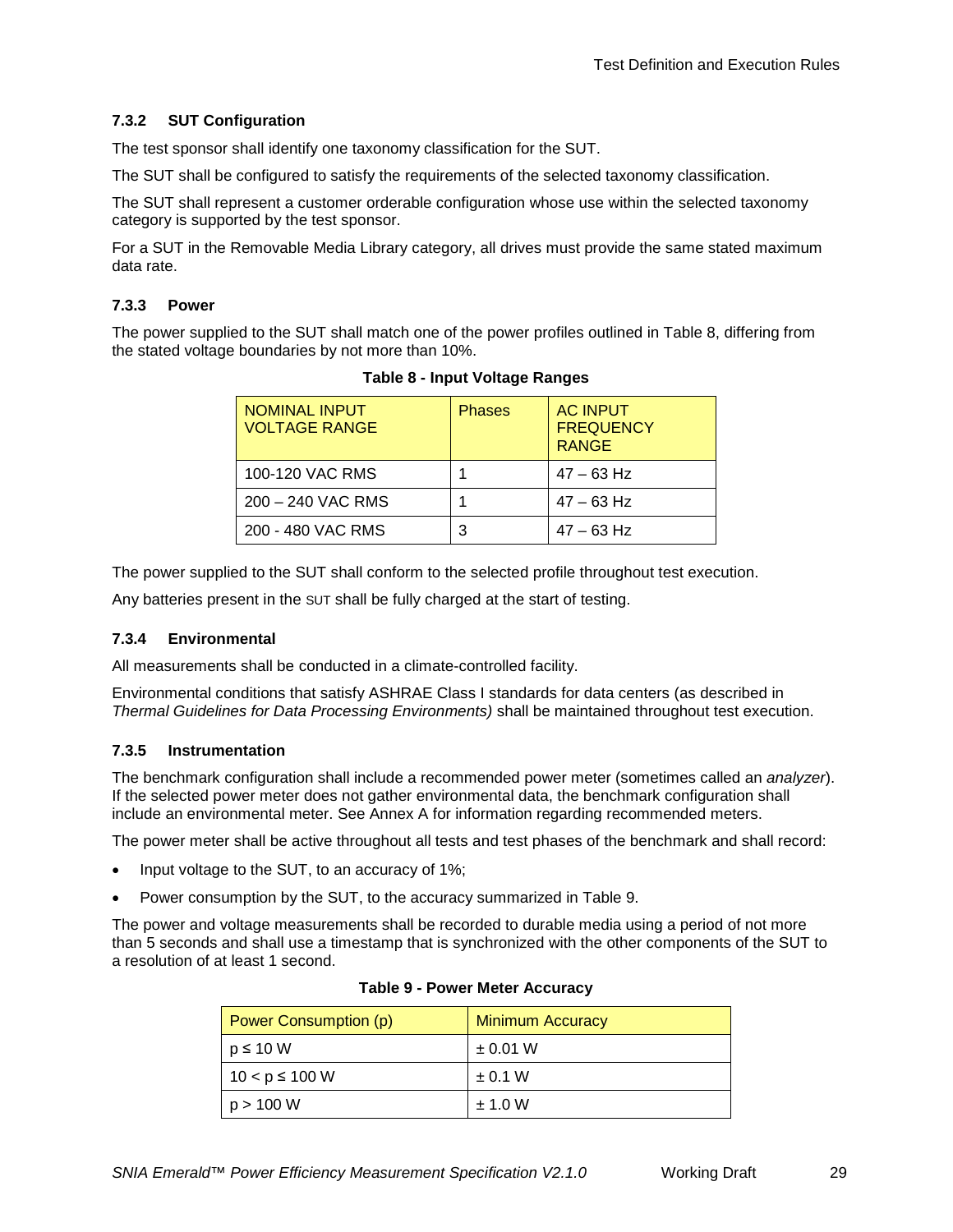### 7.3.2 SUT Configuration

The test sponsor shall identify one taxonomy classification for the SUT.

The SUT shall be configured to satisfy the requirements of the selected taxonomy classification.

The SUT shall represent a customer orderable configuration whose use within the selected taxonomy category is supported by the test sponsor.

For a SUT in the Removable Media Library category, all drives must provide the same stated maximum data rate.

### 7.3.3 Power

The power supplied to the SUT shall match one of the power profiles outlined in Table 8, differing from the stated voltage boundaries by not more than 10%.

**Table 8 - Input Voltage Ranges**

| NOMINAL INPUT VOLTAGE RANGE | Phases | AC INPUT FREQUENCY RANGE |
|---|---|---|
| 100-120 VAC RMS | 1 | 47 – 63 Hz |
| 200 – 240 VAC RMS | 1 | 47 – 63 Hz |
| 200 - 480 VAC RMS | 3 | 47 – 63 Hz |

The power supplied to the SUT shall conform to the selected profile throughout test execution.

Any batteries present in the SUT shall be fully charged at the start of testing.

### 7.3.4 Environmental

All measurements shall be conducted in a climate-controlled facility.

Environmental conditions that satisfy ASHRAE Class I standards for data centers (as described in *Thermal Guidelines for Data Processing Environments)* shall be maintained throughout test execution.

### 7.3.5 Instrumentation

The benchmark configuration shall include a recommended power meter (sometimes called an *analyzer*). If the selected power meter does not gather environmental data, the benchmark configuration shall include an environmental meter. See Annex A for information regarding recommended meters.

The power meter shall be active throughout all tests and test phases of the benchmark and shall record:

- Input voltage to the SUT, to an accuracy of 1%;
- Power consumption by the SUT, to the accuracy summarized in Table 9.

The power and voltage measurements shall be recorded to durable media using a period of not more than 5 seconds and shall use a timestamp that is synchronized with the other components of the SUT to a resolution of at least 1 second.

**Table 9 - Power Meter Accuracy**

| Power Consumption (p) | Minimum Accuracy |
|---|---|
| $p \leq 10$ W | ± 0.01 W |
| $10 < p \leq 100$ W | ± 0.1 W |
| $p > 100$ W | ± 1.0 W |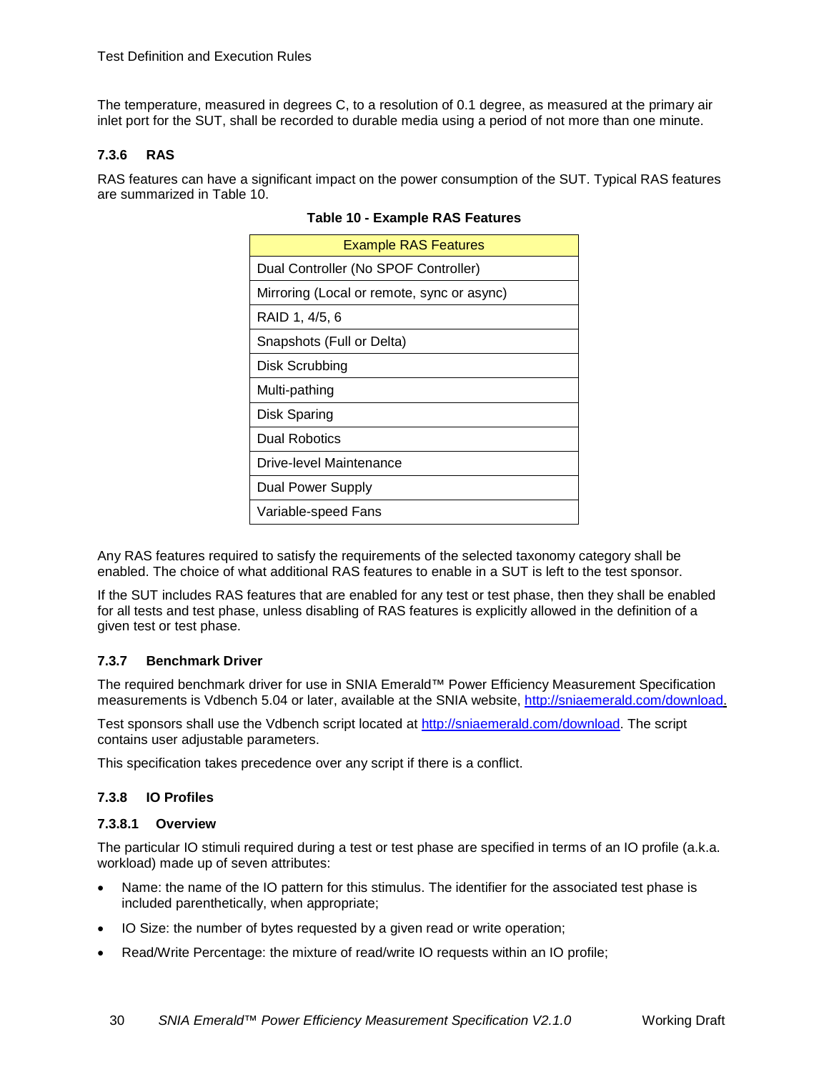The temperature, measured in degrees C, to a resolution of 0.1 degree, as measured at the primary air inlet port for the SUT, shall be recorded to durable media using a period of not more than one minute.

#### 7.3.6 RAS

RAS features can have a significant impact on the power consumption of the SUT. Typical RAS features are summarized in Table 10.

**Table 10 - Example RAS Features**

| Example RAS Features |
|---|
| Dual Controller (No SPOF Controller) |
| Mirroring (Local or remote, sync or async) |
| RAID 1, 4/5, 6 |
| Snapshots (Full or Delta) |
| Disk Scrubbing |
| Multi-pathing |
| Disk Sparing |
| Dual Robotics |
| Drive-level Maintenance |
| Dual Power Supply |
| Variable-speed Fans |

Any RAS features required to satisfy the requirements of the selected taxonomy category shall be enabled. The choice of what additional RAS features to enable in a SUT is left to the test sponsor.

If the SUT includes RAS features that are enabled for any test or test phase, then they shall be enabled for all tests and test phase, unless disabling of RAS features is explicitly allowed in the definition of a given test or test phase.

#### 7.3.7 Benchmark Driver

The required benchmark driver for use in SNIA Emerald™ Power Efficiency Measurement Specification measurements is Vdbench 5.04 or later, available at the SNIA website, http://sniaemerald.com/download.

Test sponsors shall use the Vdbench script located at http://sniaemerald.com/download. The script contains user adjustable parameters.

This specification takes precedence over any script if there is a conflict.

#### 7.3.8 IO Profiles

##### 7.3.8.1 Overview

The particular IO stimuli required during a test or test phase are specified in terms of an IO profile (a.k.a. workload) made up of seven attributes:

- Name: the name of the IO pattern for this stimulus. The identifier for the associated test phase is included parenthetically, when appropriate;
- IO Size: the number of bytes requested by a given read or write operation;
- Read/Write Percentage: the mixture of read/write IO requests within an IO profile;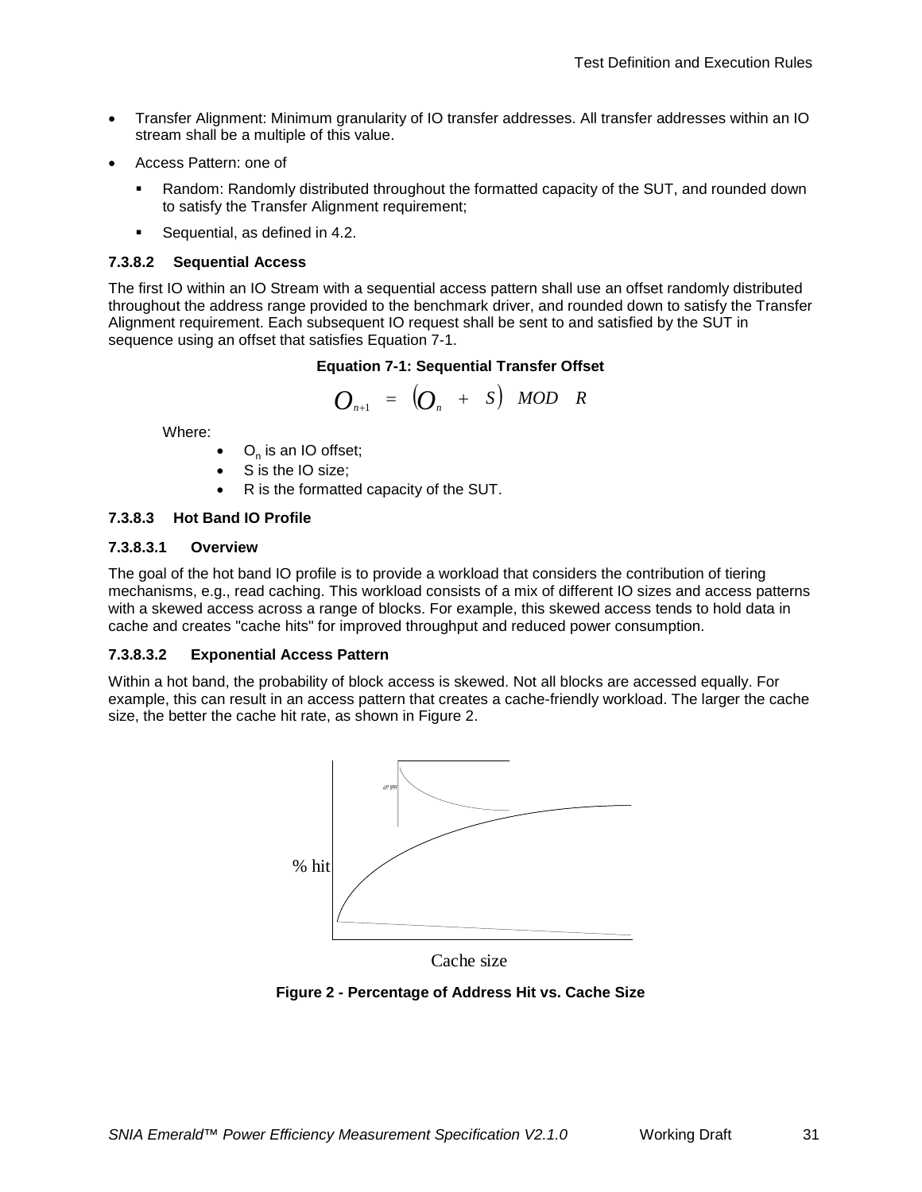- Transfer Alignment: Minimum granularity of IO transfer addresses. All transfer addresses within an IO stream shall be a multiple of this value.
- Access Pattern: one of
  - Random: Randomly distributed throughout the formatted capacity of the SUT, and rounded down to satisfy the Transfer Alignment requirement;
  - Sequential, as defined in 4.2.

#### 7.3.8.2 Sequential Access

The first IO within an IO Stream with a sequential access pattern shall use an offset randomly distributed throughout the address range provided to the benchmark driver, and rounded down to satisfy the Transfer Alignment requirement. Each subsequent IO request shall be sent to and satisfied by the SUT in sequence using an offset that satisfies Equation 7-1.

**Equation 7-1: Sequential Transfer Offset**

$$O_{n+1} = (O_n + S) \ MOD \ R$$

Where:

- $O_n$ is an IO offset;
- S is the IO size;
- R is the formatted capacity of the SUT.

#### 7.3.8.3 Hot Band IO Profile

##### 7.3.8.3.1 Overview

The goal of the hot band IO profile is to provide a workload that considers the contribution of tiering mechanisms, e.g., read caching. This workload consists of a mix of different IO sizes and access patterns with a skewed access across a range of blocks. For example, this skewed access tends to hold data in cache and creates "cache hits" for improved throughput and reduced power consumption.

##### 7.3.8.3.2 Exponential Access Pattern

Within a hot band, the probability of block access is skewed. Not all blocks are accessed equally. For example, this can result in an access pattern that creates a cache-friendly workload. The larger the cache size, the better the cache hit rate, as shown in Figure 2.

**Figure 2 - Percentage of Address Hit vs. Cache Size**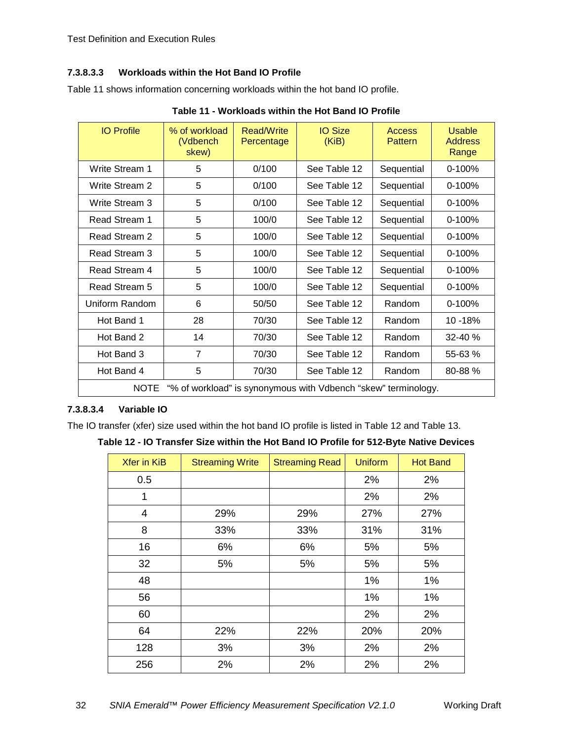#### 7.3.8.3.3 Workloads within the Hot Band IO Profile

Table 11 shows information concerning workloads within the hot band IO profile.

**Table 11 - Workloads within the Hot Band IO Profile**

| IO Profile | % of workload (Vdbench skew) | Read/Write Percentage | IO Size (KiB) | Access Pattern | Usable Address Range |
|---|---|---|---|---|---|
| Write Stream 1 | 5 | 0/100 | See Table 12 | Sequential | 0-100% |
| Write Stream 2 | 5 | 0/100 | See Table 12 | Sequential | 0-100% |
| Write Stream 3 | 5 | 0/100 | See Table 12 | Sequential | 0-100% |
| Read Stream 1 | 5 | 100/0 | See Table 12 | Sequential | 0-100% |
| Read Stream 2 | 5 | 100/0 | See Table 12 | Sequential | 0-100% |
| Read Stream 3 | 5 | 100/0 | See Table 12 | Sequential | 0-100% |
| Read Stream 4 | 5 | 100/0 | See Table 12 | Sequential | 0-100% |
| Read Stream 5 | 5 | 100/0 | See Table 12 | Sequential | 0-100% |
| Uniform Random | 6 | 50/50 | See Table 12 | Random | 0-100% |
| Hot Band 1 | 28 | 70/30 | See Table 12 | Random | 10 -18% |
| Hot Band 2 | 14 | 70/30 | See Table 12 | Random | 32-40 % |
| Hot Band 3 | 7 | 70/30 | See Table 12 | Random | 55-63 % |
| Hot Band 4 | 5 | 70/30 | See Table 12 | Random | 80-88 % |

NOTE "% of workload" is synonymous with Vdbench "skew" terminology.

#### 7.3.8.3.4 Variable IO

The IO transfer (xfer) size used within the hot band IO profile is listed in Table 12 and Table 13.

**Table 12 - IO Transfer Size within the Hot Band IO Profile for 512-Byte Native Devices**

| Xfer in KiB | Streaming Write | Streaming Read | Uniform | Hot Band |
|---|---|---|---|---|
| 0.5 | | | 2% | 2% |
| 1 | | | 2% | 2% |
| 4 | 29% | 29% | 27% | 27% |
| 8 | 33% | 33% | 31% | 31% |
| 16 | 6% | 6% | 5% | 5% |
| 32 | 5% | 5% | 5% | 5% |
| 48 | | | 1% | 1% |
| 56 | | | 1% | 1% |
| 60 | | | 2% | 2% |
| 64 | 22% | 22% | 20% | 20% |
| 128 | 3% | 3% | 2% | 2% |
| 256 | 2% | 2% | 2% | 2% |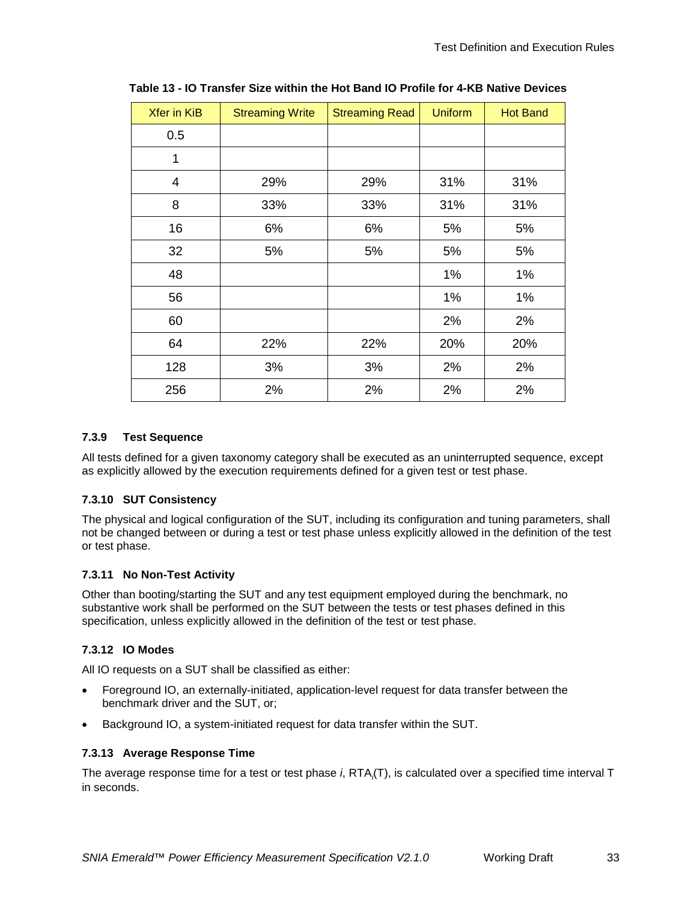**Table 13 - IO Transfer Size within the Hot Band IO Profile for 4-KB Native Devices**

| Xfer in KiB | Streaming Write | Streaming Read | Uniform | Hot Band |
|---|---|---|---|---|
| 0.5 | | | | |
| 1 | | | | |
| 4 | 29% | 29% | 31% | 31% |
| 8 | 33% | 33% | 31% | 31% |
| 16 | 6% | 6% | 5% | 5% |
| 32 | 5% | 5% | 5% | 5% |
| 48 | | | 1% | 1% |
| 56 | | | 1% | 1% |
| 60 | | | 2% | 2% |
| 64 | 22% | 22% | 20% | 20% |
| 128 | 3% | 3% | 2% | 2% |
| 256 | 2% | 2% | 2% | 2% |

### 7.3.9 Test Sequence

All tests defined for a given taxonomy category shall be executed as an uninterrupted sequence, except as explicitly allowed by the execution requirements defined for a given test or test phase.

### 7.3.10 SUT Consistency

The physical and logical configuration of the SUT, including its configuration and tuning parameters, shall not be changed between or during a test or test phase unless explicitly allowed in the definition of the test or test phase.

### 7.3.11 No Non-Test Activity

Other than booting/starting the SUT and any test equipment employed during the benchmark, no substantive work shall be performed on the SUT between the tests or test phases defined in this specification, unless explicitly allowed in the definition of the test or test phase.

### 7.3.12 IO Modes

All IO requests on a SUT shall be classified as either:

- Foreground IO, an externally-initiated, application-level request for data transfer between the benchmark driver and the SUT, or;
- Background IO, a system-initiated request for data transfer within the SUT.

### 7.3.13 Average Response Time

The average response time for a test or test phase *i*, $RTA_i(T)$, is calculated over a specified time interval T in seconds.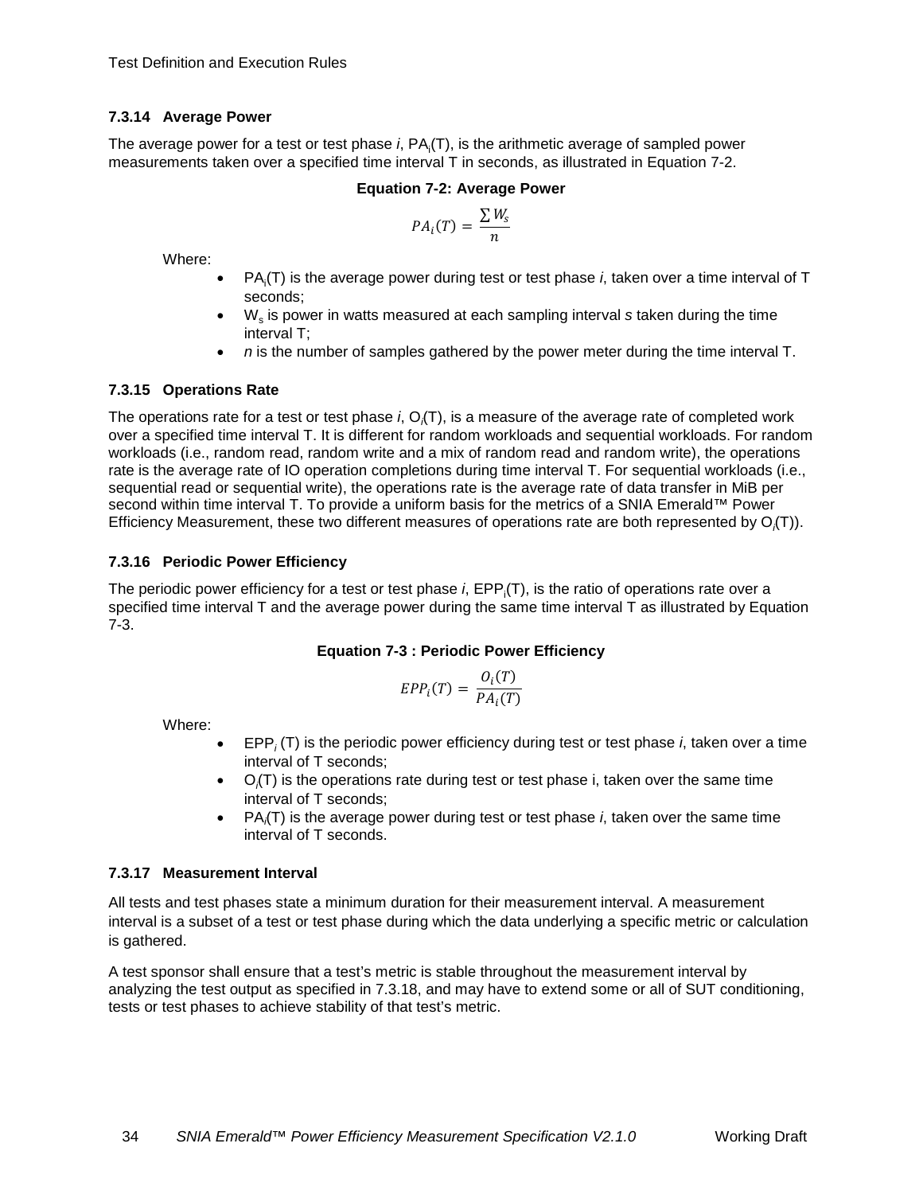### 7.3.14 Average Power

The average power for a test or test phase *i*, $PA_i(T)$, is the arithmetic average of sampled power measurements taken over a specified time interval T in seconds, as illustrated in Equation 7-2.

**Equation 7-2: Average Power**

$$PA_i(T) = \frac{\sum W_s}{n}$$

Where:

- $PA_i(T)$ is the average power during test or test phase *i*, taken over a time interval of T seconds;
- $W_s$ is power in watts measured at each sampling interval *s* taken during the time interval T;
- *n* is the number of samples gathered by the power meter during the time interval T.

### 7.3.15 Operations Rate

The operations rate for a test or test phase *i*, $O_i(T)$, is a measure of the average rate of completed work over a specified time interval T. It is different for random workloads and sequential workloads. For random workloads (i.e., random read, random write and a mix of random read and random write), the operations rate is the average rate of IO operation completions during time interval T. For sequential workloads (i.e., sequential read or sequential write), the operations rate is the average rate of data transfer in MiB per second within time interval T. To provide a uniform basis for the metrics of a SNIA Emerald™ Power Efficiency Measurement, these two different measures of operations rate are both represented by $O_i(T)$).

### 7.3.16 Periodic Power Efficiency

The periodic power efficiency for a test or test phase *i*, $EPP_i(T)$, is the ratio of operations rate over a specified time interval T and the average power during the same time interval T as illustrated by Equation 7-3.

**Equation 7-3 : Periodic Power Efficiency**

$$EPP_i(T) = \frac{O_i(T)}{PA_i(T)}$$

Where:

- $EPP_i$ (T) is the periodic power efficiency during test or test phase *i*, taken over a time interval of T seconds;
- $O_i(T)$ is the operations rate during test or test phase i, taken over the same time interval of T seconds;
- $PA_i(T)$ is the average power during test or test phase *i*, taken over the same time interval of T seconds.

### 7.3.17 Measurement Interval

All tests and test phases state a minimum duration for their measurement interval. A measurement interval is a subset of a test or test phase during which the data underlying a specific metric or calculation is gathered.

A test sponsor shall ensure that a test's metric is stable throughout the measurement interval by analyzing the test output as specified in 7.3.18, and may have to extend some or all of SUT conditioning, tests or test phases to achieve stability of that test's metric.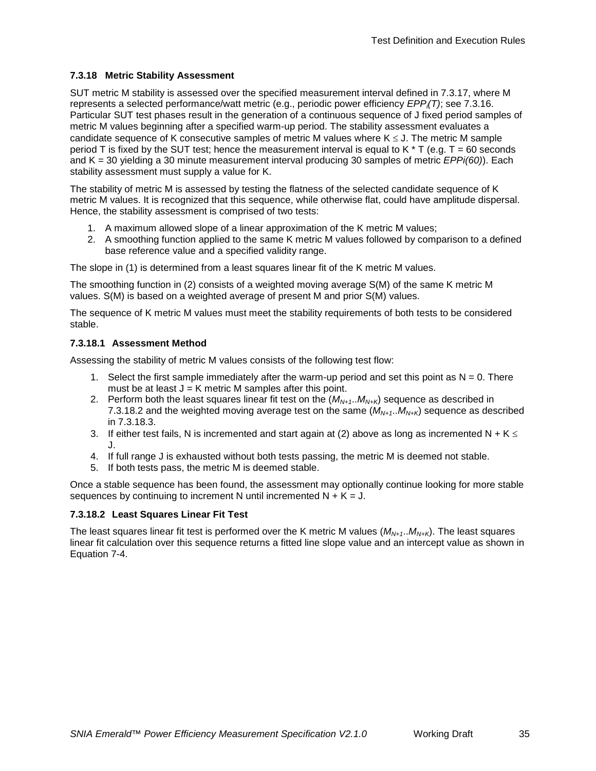### 7.3.18 Metric Stability Assessment

SUT metric M stability is assessed over the specified measurement interval defined in 7.3.17, where M represents a selected performance/watt metric (e.g., periodic power efficiency $EPP_i(T)$; see 7.3.16. Particular SUT test phases result in the generation of a continuous sequence of J fixed period samples of metric M values beginning after a specified warm-up period. The stability assessment evaluates a candidate sequence of K consecutive samples of metric M values where $K \leq J$. The metric M sample period T is fixed by the SUT test; hence the measurement interval is equal to K * T (e.g. T = 60 seconds and K = 30 yielding a 30 minute measurement interval producing 30 samples of metric $EPPi(60)$). Each stability assessment must supply a value for K.

The stability of metric M is assessed by testing the flatness of the selected candidate sequence of K metric M values. It is recognized that this sequence, while otherwise flat, could have amplitude dispersal. Hence, the stability assessment is comprised of two tests:

1. A maximum allowed slope of a linear approximation of the K metric M values;
2. A smoothing function applied to the same K metric M values followed by comparison to a defined base reference value and a specified validity range.

The slope in (1) is determined from a least squares linear fit of the K metric M values.

The smoothing function in (2) consists of a weighted moving average S(M) of the same K metric M values. S(M) is based on a weighted average of present M and prior S(M) values.

The sequence of K metric M values must meet the stability requirements of both tests to be considered stable.

#### 7.3.18.1 Assessment Method

Assessing the stability of metric M values consists of the following test flow:

1. Select the first sample immediately after the warm-up period and set this point as N = 0. There must be at least J = K metric M samples after this point.
2. Perform both the least squares linear fit test on the ($M_{N+1}..M_{N+K}$) sequence as described in 7.3.18.2 and the weighted moving average test on the same ($M_{N+1}..M_{N+K}$) sequence as described in 7.3.18.3.
3. If either test fails, N is incremented and start again at (2) above as long as incremented $N + K \leq J$.
4. If full range J is exhausted without both tests passing, the metric M is deemed not stable.
5. If both tests pass, the metric M is deemed stable.

Once a stable sequence has been found, the assessment may optionally continue looking for more stable sequences by continuing to increment N until incremented N + K = J.

#### 7.3.18.2 Least Squares Linear Fit Test

The least squares linear fit test is performed over the K metric M values ($M_{N+1}..M_{N+K}$). The least squares linear fit calculation over this sequence returns a fitted line slope value and an intercept value as shown in Equation 7-4.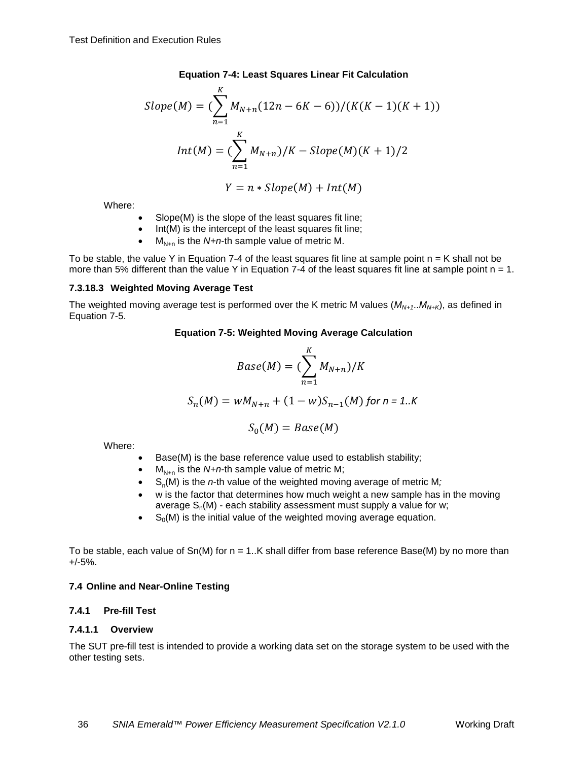**Equation 7-4: Least Squares Linear Fit Calculation**

$$Slope(M) = (\sum_{n=1}^{K} M_{N+n}(12n - 6K - 6))/(K(K-1)(K+1))$$

$$Int(M) = (\sum_{n=1}^{K} M_{N+n})/K - Slope(M)(K+1)/2$$

$$Y = n * Slope(M) + Int(M)$$

Where:

- Slope(M) is the slope of the least squares fit line;
- Int(M) is the intercept of the least squares fit line;
- $M_{N+n}$ is the $N$+$n$-th sample value of metric M.

To be stable, the value Y in Equation 7-4 of the least squares fit line at sample point n = K shall not be more than 5% different than the value Y in Equation 7-4 of the least squares fit line at sample point n = 1.

#### 7.3.18.3 Weighted Moving Average Test

The weighted moving average test is performed over the K metric M values ($M_{N+1}..M_{N+K}$), as defined in Equation 7-5.

**Equation 7-5: Weighted Moving Average Calculation**

$$Base(M) = (\sum_{n=1}^{K} M_{N+n})/K$$

$$S_n(M) = wM_{N+n} + (1-w)S_{n-1}(M) \textit{ for n = 1..K}$$

$$S_0(M) = Base(M)$$

Where:

- Base(M) is the base reference value used to establish stability;
- $M_{N+n}$ is the $N$+$n$-th sample value of metric M;
- $S_n(M)$ is the $n$-th value of the weighted moving average of metric M*;*
- w is the factor that determines how much weight a new sample has in the moving average $S_n(M)$ - each stability assessment must supply a value for w;
- $S_0(M)$ is the initial value of the weighted moving average equation.

To be stable, each value of Sn(M) for n = 1..K shall differ from base reference Base(M) by no more than +/-5%.

### 7.4 Online and Near-Online Testing

#### 7.4.1 Pre-fill Test

##### 7.4.1.1 Overview

The SUT pre-fill test is intended to provide a working data set on the storage system to be used with the other testing sets.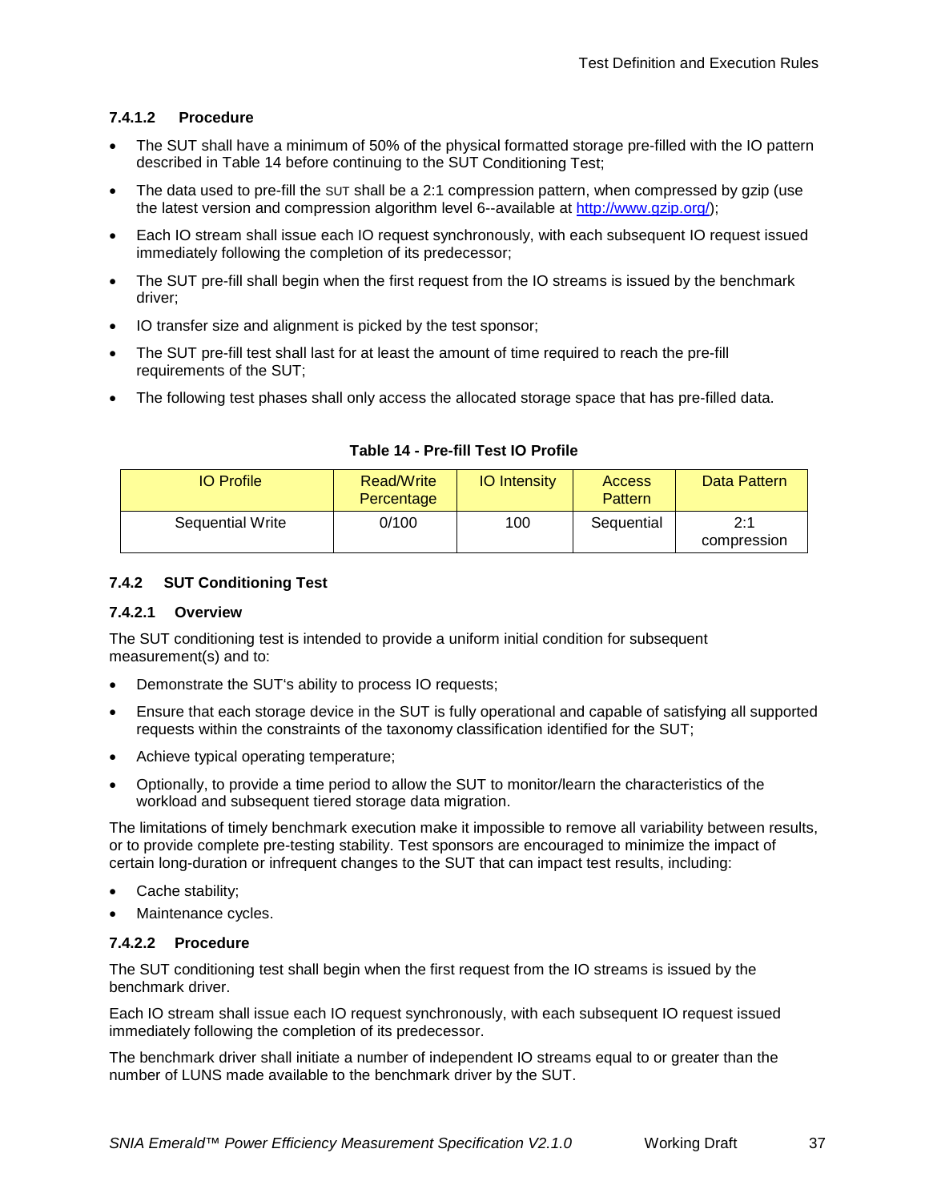#### 7.4.1.2 Procedure

- The SUT shall have a minimum of 50% of the physical formatted storage pre-filled with the IO pattern described in Table 14 before continuing to the SUT Conditioning Test;
- The data used to pre-fill the SUT shall be a 2:1 compression pattern, when compressed by gzip (use the latest version and compression algorithm level 6--available at http://www.gzip.org/);
- Each IO stream shall issue each IO request synchronously, with each subsequent IO request issued immediately following the completion of its predecessor;
- The SUT pre-fill shall begin when the first request from the IO streams is issued by the benchmark driver;
- IO transfer size and alignment is picked by the test sponsor;
- The SUT pre-fill test shall last for at least the amount of time required to reach the pre-fill requirements of the SUT;
- The following test phases shall only access the allocated storage space that has pre-filled data.

**Table 14 - Pre-fill Test IO Profile**

| IO Profile | Read/Write Percentage | IO Intensity | Access Pattern | Data Pattern |
|---|---|---|---|---|
| Sequential Write | 0/100 | 100 | Sequential | 2:1 compression |

### 7.4.2 SUT Conditioning Test

#### 7.4.2.1 Overview

The SUT conditioning test is intended to provide a uniform initial condition for subsequent measurement(s) and to:

- Demonstrate the SUT's ability to process IO requests;
- Ensure that each storage device in the SUT is fully operational and capable of satisfying all supported requests within the constraints of the taxonomy classification identified for the SUT;
- Achieve typical operating temperature;
- Optionally, to provide a time period to allow the SUT to monitor/learn the characteristics of the workload and subsequent tiered storage data migration.

The limitations of timely benchmark execution make it impossible to remove all variability between results, or to provide complete pre-testing stability. Test sponsors are encouraged to minimize the impact of certain long-duration or infrequent changes to the SUT that can impact test results, including:

- Cache stability;
- Maintenance cycles.

#### 7.4.2.2 Procedure

The SUT conditioning test shall begin when the first request from the IO streams is issued by the benchmark driver.

Each IO stream shall issue each IO request synchronously, with each subsequent IO request issued immediately following the completion of its predecessor.

The benchmark driver shall initiate a number of independent IO streams equal to or greater than the number of LUNS made available to the benchmark driver by the SUT.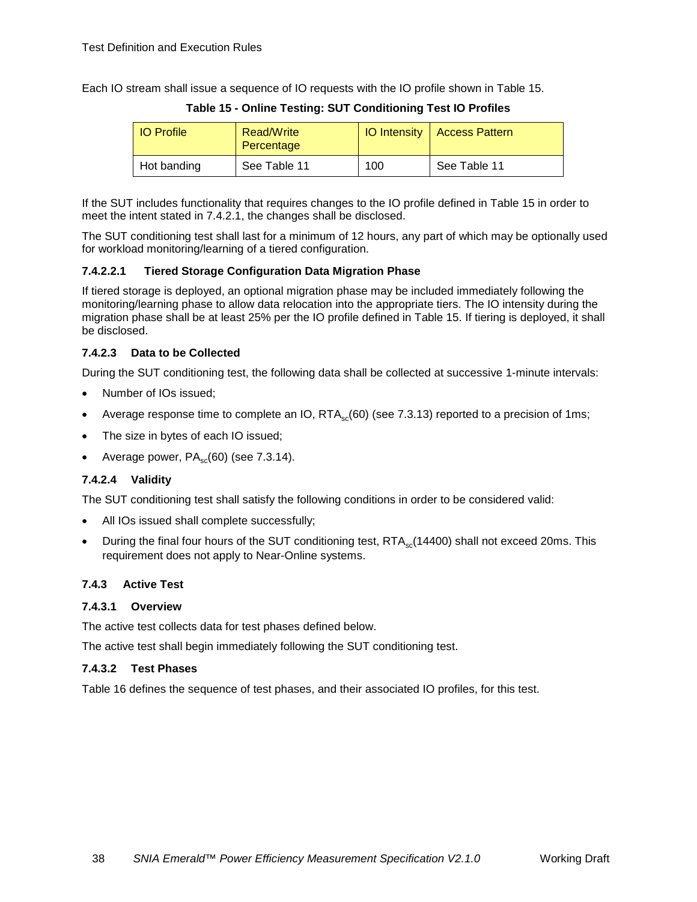Each IO stream shall issue a sequence of IO requests with the IO profile shown in Table 15.

**Table 15 - Online Testing: SUT Conditioning Test IO Profiles**

| IO Profile | Read/Write Percentage | IO Intensity | Access Pattern |
|---|---|---|---|
| Hot banding | See Table 11 | 100 | See Table 11 |

If the SUT includes functionality that requires changes to the IO profile defined in Table 15 in order to meet the intent stated in 7.4.2.1, the changes shall be disclosed.

The SUT conditioning test shall last for a minimum of 12 hours, any part of which may be optionally used for workload monitoring/learning of a tiered configuration.

#### 7.4.2.2.1 Tiered Storage Configuration Data Migration Phase

If tiered storage is deployed, an optional migration phase may be included immediately following the monitoring/learning phase to allow data relocation into the appropriate tiers. The IO intensity during the migration phase shall be at least 25% per the IO profile defined in Table 15. If tiering is deployed, it shall be disclosed.

### 7.4.2.3 Data to be Collected

During the SUT conditioning test, the following data shall be collected at successive 1-minute intervals:

- Number of IOs issued;
- Average response time to complete an IO, $RTA_{sc}(60)$ (see 7.3.13) reported to a precision of 1ms;
- The size in bytes of each IO issued;
- Average power, $PA_{sc}(60)$ (see 7.3.14).

### 7.4.2.4 Validity

The SUT conditioning test shall satisfy the following conditions in order to be considered valid:

- All IOs issued shall complete successfully;
- During the final four hours of the SUT conditioning test, $RTA_{sc}(14400)$ shall not exceed 20ms. This requirement does not apply to Near-Online systems.

## 7.4.3 Active Test

### 7.4.3.1 Overview

The active test collects data for test phases defined below.

The active test shall begin immediately following the SUT conditioning test.

### 7.4.3.2 Test Phases

Table 16 defines the sequence of test phases, and their associated IO profiles, for this test.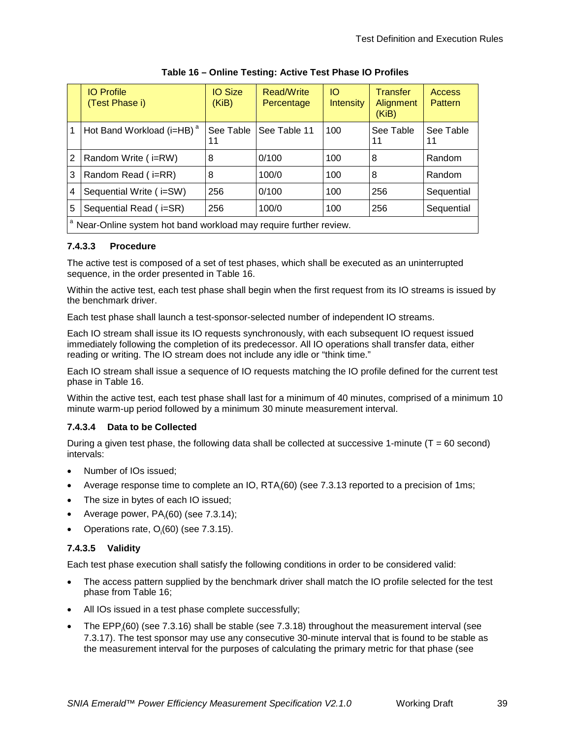**Table 16 – Online Testing: Active Test Phase IO Profiles**

| | IO Profile (Test Phase i) | IO Size (KiB) | Read/Write Percentage | IO Intensity | Transfer Alignment (KiB) | Access Pattern |
|---|---|---|---|---|---|---|
| 1 | Hot Band Workload (i=HB) [a] | See Table 11 | See Table 11 | 100 | See Table 11 | See Table 11 |
| 2 | Random Write ( i=RW) | 8 | 0/100 | 100 | 8 | Random |
| 3 | Random Read ( i=RR) | 8 | 100/0 | 100 | 8 | Random |
| 4 | Sequential Write ( i=SW) | 256 | 0/100 | 100 | 256 | Sequential |
| 5 | Sequential Read ( i=SR) | 256 | 100/0 | 100 | 256 | Sequential |

[a] Near-Online system hot band workload may require further review.

#### 7.4.3.3 Procedure

The active test is composed of a set of test phases, which shall be executed as an uninterrupted sequence, in the order presented in Table 16.

Within the active test, each test phase shall begin when the first request from its IO streams is issued by the benchmark driver.

Each test phase shall launch a test-sponsor-selected number of independent IO streams.

Each IO stream shall issue its IO requests synchronously, with each subsequent IO request issued immediately following the completion of its predecessor. All IO operations shall transfer data, either reading or writing. The IO stream does not include any idle or "think time."

Each IO stream shall issue a sequence of IO requests matching the IO profile defined for the current test phase in Table 16.

Within the active test, each test phase shall last for a minimum of 40 minutes, comprised of a minimum 10 minute warm-up period followed by a minimum 30 minute measurement interval.

#### 7.4.3.4 Data to be Collected

During a given test phase, the following data shall be collected at successive 1-minute (T = 60 second) intervals:

- Number of IOs issued;
- Average response time to complete an IO, $RTA_i(60)$ (see 7.3.13 reported to a precision of 1ms;
- The size in bytes of each IO issued;
- Average power, $PA_i(60)$ (see 7.3.14);
- Operations rate, $O_i(60)$ (see 7.3.15).

#### 7.4.3.5 Validity

Each test phase execution shall satisfy the following conditions in order to be considered valid:

- The access pattern supplied by the benchmark driver shall match the IO profile selected for the test phase from Table 16;
- All IOs issued in a test phase complete successfully;
- The $EPP_i(60)$ (see 7.3.16) shall be stable (see 7.3.18) throughout the measurement interval (see 7.3.17). The test sponsor may use any consecutive 30-minute interval that is found to be stable as the measurement interval for the purposes of calculating the primary metric for that phase (see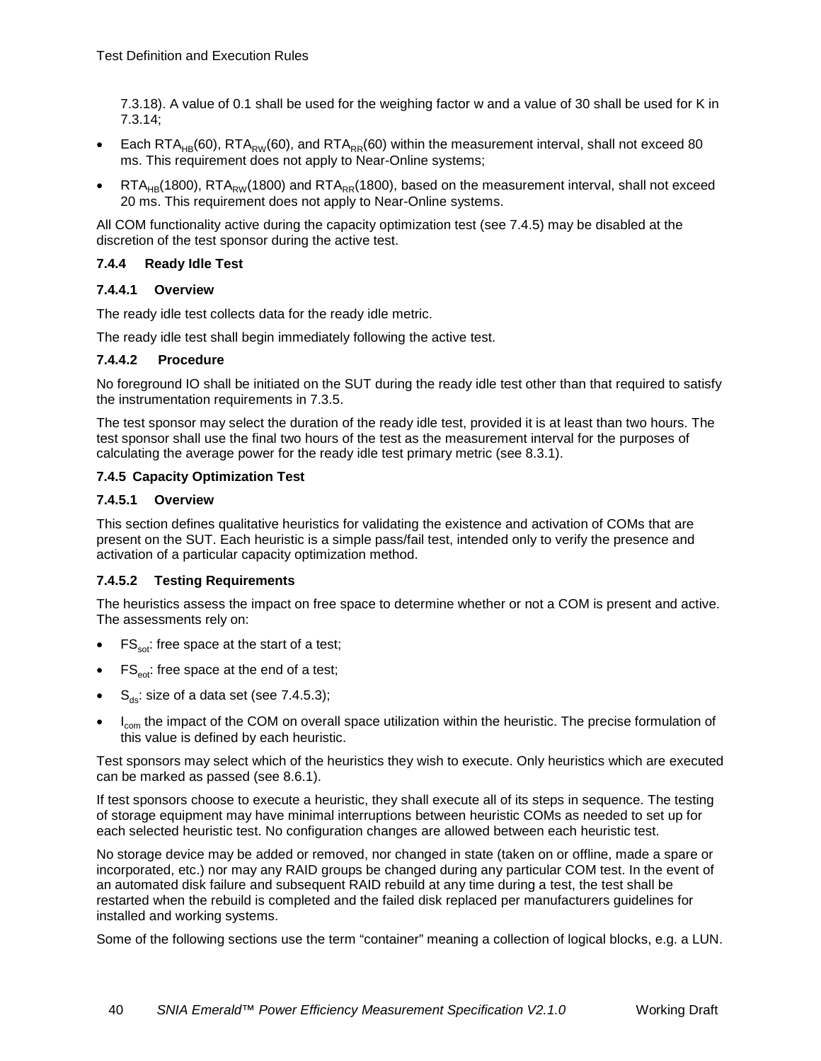7.3.18). A value of 0.1 shall be used for the weighing factor w and a value of 30 shall be used for K in 7.3.14;

- Each $RTA_{HB}(60)$, $RTA_{RW}(60)$, and $RTA_{RR}(60)$ within the measurement interval, shall not exceed 80 ms. This requirement does not apply to Near-Online systems;
- $RTA_{HB}(1800)$, $RTA_{RW}(1800)$ and $RTA_{RR}(1800)$, based on the measurement interval, shall not exceed 20 ms. This requirement does not apply to Near-Online systems.

All COM functionality active during the capacity optimization test (see 7.4.5) may be disabled at the discretion of the test sponsor during the active test.

### 7.4.4 Ready Idle Test

#### 7.4.4.1 Overview

The ready idle test collects data for the ready idle metric.

The ready idle test shall begin immediately following the active test.

#### 7.4.4.2 Procedure

No foreground IO shall be initiated on the SUT during the ready idle test other than that required to satisfy the instrumentation requirements in 7.3.5.

The test sponsor may select the duration of the ready idle test, provided it is at least than two hours. The test sponsor shall use the final two hours of the test as the measurement interval for the purposes of calculating the average power for the ready idle test primary metric (see 8.3.1).

### 7.4.5 Capacity Optimization Test

#### 7.4.5.1 Overview

This section defines qualitative heuristics for validating the existence and activation of COMs that are present on the SUT. Each heuristic is a simple pass/fail test, intended only to verify the presence and activation of a particular capacity optimization method.

#### 7.4.5.2 Testing Requirements

The heuristics assess the impact on free space to determine whether or not a COM is present and active. The assessments rely on:

- $FS_{sot}$: free space at the start of a test;
- $FS_{eot}$: free space at the end of a test;
- $S_{ds}$: size of a data set (see 7.4.5.3);
- $I_{com}$ the impact of the COM on overall space utilization within the heuristic. The precise formulation of this value is defined by each heuristic.

Test sponsors may select which of the heuristics they wish to execute. Only heuristics which are executed can be marked as passed (see 8.6.1).

If test sponsors choose to execute a heuristic, they shall execute all of its steps in sequence. The testing of storage equipment may have minimal interruptions between heuristic COMs as needed to set up for each selected heuristic test. No configuration changes are allowed between each heuristic test.

No storage device may be added or removed, nor changed in state (taken on or offline, made a spare or incorporated, etc.) nor may any RAID groups be changed during any particular COM test. In the event of an automated disk failure and subsequent RAID rebuild at any time during a test, the test shall be restarted when the rebuild is completed and the failed disk replaced per manufacturers guidelines for installed and working systems.

Some of the following sections use the term “container” meaning a collection of logical blocks, e.g. a LUN.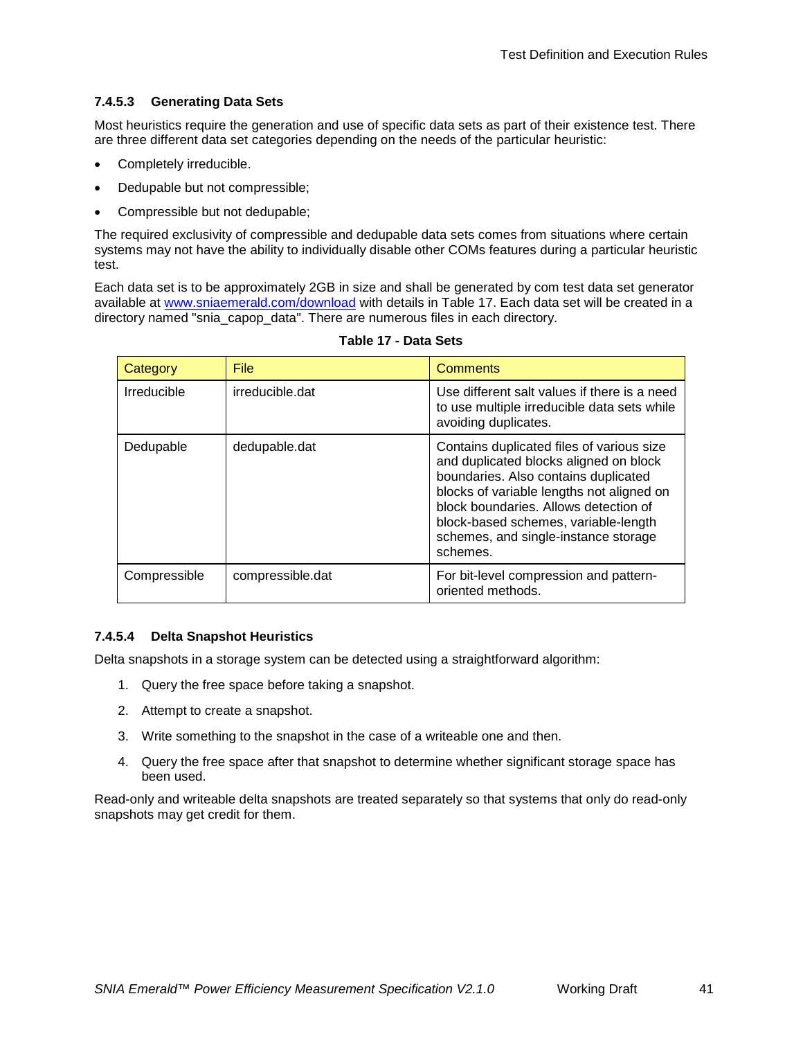#### 7.4.5.3 Generating Data Sets

Most heuristics require the generation and use of specific data sets as part of their existence test. There are three different data set categories depending on the needs of the particular heuristic:

- Completely irreducible.
- Dedupable but not compressible;
- Compressible but not dedupable;

The required exclusivity of compressible and dedupable data sets comes from situations where certain systems may not have the ability to individually disable other COMs features during a particular heuristic test.

Each data set is to be approximately 2GB in size and shall be generated by com test data set generator available at [www.sniaemerald.com/download](www.sniaemerald.com/download) with details in Table 17. Each data set will be created in a directory named "snia_capop_data". There are numerous files in each directory.

**Table 17 - Data Sets**

| Category | File | Comments |
|---|---|---|
| Irreducible | irreducible.dat | Use different salt values if there is a need to use multiple irreducible data sets while avoiding duplicates. |
| Dedupable | dedupable.dat | Contains duplicated files of various size and duplicated blocks aligned on block boundaries. Also contains duplicated blocks of variable lengths not aligned on block boundaries. Allows detection of block-based schemes, variable-length schemes, and single-instance storage schemes. |
| Compressible | compressible.dat | For bit-level compression and pattern-oriented methods. |

#### 7.4.5.4 Delta Snapshot Heuristics

Delta snapshots in a storage system can be detected using a straightforward algorithm:

1. Query the free space before taking a snapshot.
2. Attempt to create a snapshot.
3. Write something to the snapshot in the case of a writeable one and then.
4. Query the free space after that snapshot to determine whether significant storage space has been used.

Read-only and writeable delta snapshots are treated separately so that systems that only do read-only snapshots may get credit for them.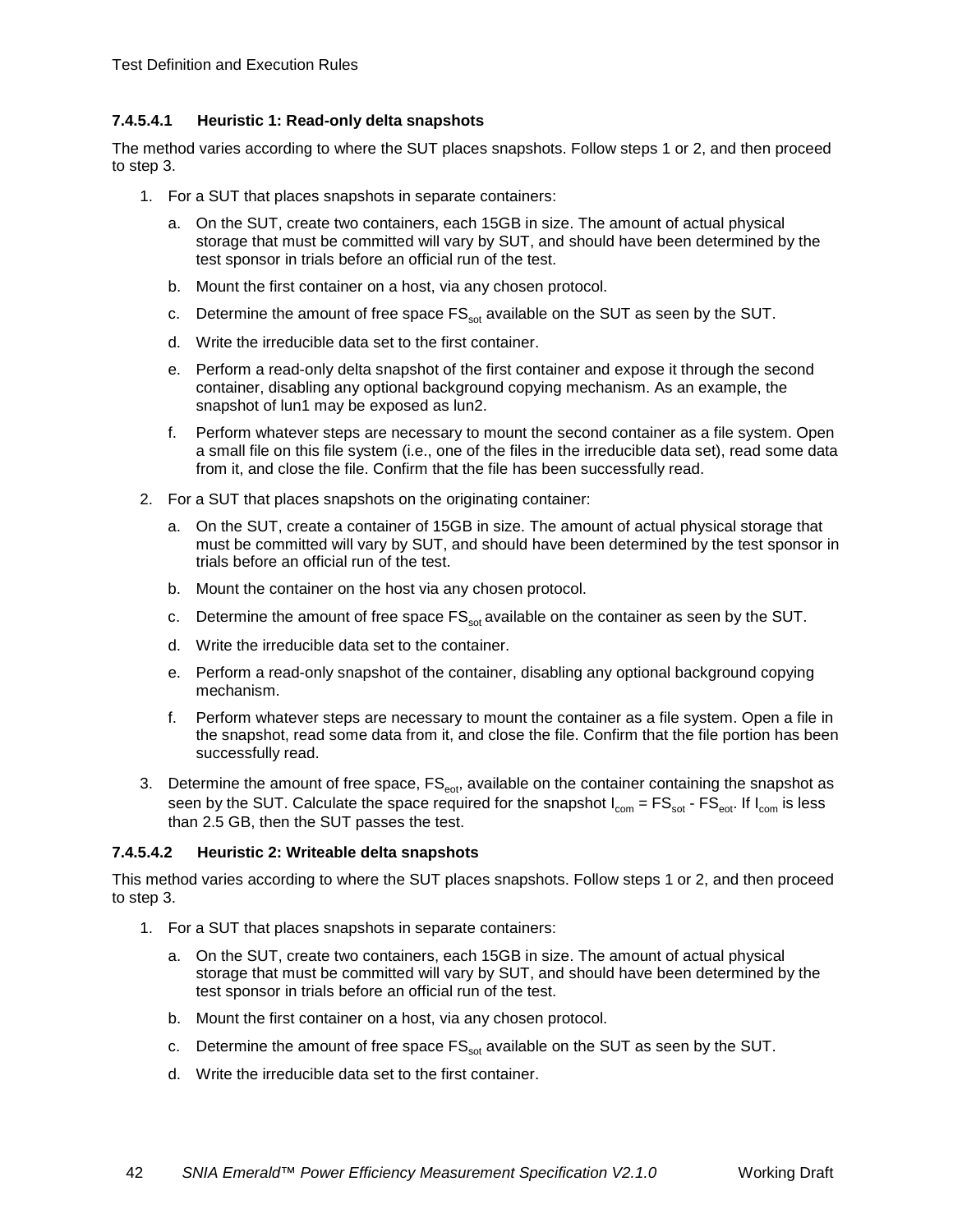#### 7.4.5.4.1 Heuristic 1: Read-only delta snapshots

The method varies according to where the SUT places snapshots. Follow steps 1 or 2, and then proceed to step 3.

1. For a SUT that places snapshots in separate containers:

   a. On the SUT, create two containers, each 15GB in size. The amount of actual physical storage that must be committed will vary by SUT, and should have been determined by the test sponsor in trials before an official run of the test.

   b. Mount the first container on a host, via any chosen protocol.

   c. Determine the amount of free space $FS_{sot}$ available on the SUT as seen by the SUT.

   d. Write the irreducible data set to the first container.

   e. Perform a read-only delta snapshot of the first container and expose it through the second container, disabling any optional background copying mechanism. As an example, the snapshot of lun1 may be exposed as lun2.

   f. Perform whatever steps are necessary to mount the second container as a file system. Open a small file on this file system (i.e., one of the files in the irreducible data set), read some data from it, and close the file. Confirm that the file has been successfully read.

2. For a SUT that places snapshots on the originating container:

   a. On the SUT, create a container of 15GB in size. The amount of actual physical storage that must be committed will vary by SUT, and should have been determined by the test sponsor in trials before an official run of the test.

   b. Mount the container on the host via any chosen protocol.

   c. Determine the amount of free space $FS_{sot}$ available on the container as seen by the SUT.

   d. Write the irreducible data set to the container.

   e. Perform a read-only snapshot of the container, disabling any optional background copying mechanism.

   f. Perform whatever steps are necessary to mount the container as a file system. Open a file in the snapshot, read some data from it, and close the file. Confirm that the file portion has been successfully read.

3. Determine the amount of free space, $FS_{eot}$, available on the container containing the snapshot as seen by the SUT. Calculate the space required for the snapshot $I_{com} = FS_{sot} - FS_{eot}$. If $I_{com}$ is less than 2.5 GB, then the SUT passes the test.

#### 7.4.5.4.2 Heuristic 2: Writeable delta snapshots

This method varies according to where the SUT places snapshots. Follow steps 1 or 2, and then proceed to step 3.

1. For a SUT that places snapshots in separate containers:

   a. On the SUT, create two containers, each 15GB in size. The amount of actual physical storage that must be committed will vary by SUT, and should have been determined by the test sponsor in trials before an official run of the test.

   b. Mount the first container on a host, via any chosen protocol.

   c. Determine the amount of free space $FS_{sot}$ available on the SUT as seen by the SUT.

   d. Write the irreducible data set to the first container.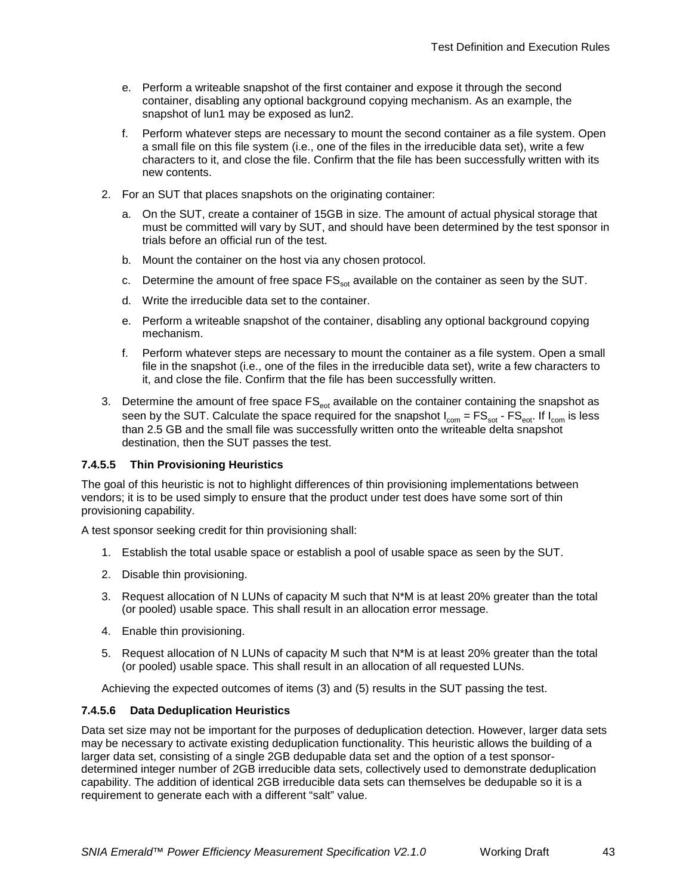e. Perform a writeable snapshot of the first container and expose it through the second container, disabling any optional background copying mechanism. As an example, the snapshot of lun1 may be exposed as lun2.

   f. Perform whatever steps are necessary to mount the second container as a file system. Open a small file on this file system (i.e., one of the files in the irreducible data set), write a few characters to it, and close the file. Confirm that the file has been successfully written with its new contents.

2. For an SUT that places snapshots on the originating container:

   a. On the SUT, create a container of 15GB in size. The amount of actual physical storage that must be committed will vary by SUT, and should have been determined by the test sponsor in trials before an official run of the test.

   b. Mount the container on the host via any chosen protocol.

   c. Determine the amount of free space $FS_{sot}$ available on the container as seen by the SUT.

   d. Write the irreducible data set to the container.

   e. Perform a writeable snapshot of the container, disabling any optional background copying mechanism.

   f. Perform whatever steps are necessary to mount the container as a file system. Open a small file in the snapshot (i.e., one of the files in the irreducible data set), write a few characters to it, and close the file. Confirm that the file has been successfully written.

3. Determine the amount of free space $FS_{eot}$ available on the container containing the snapshot as seen by the SUT. Calculate the space required for the snapshot $I_{com} = FS_{sot} - FS_{eot}$. If $I_{com}$ is less than 2.5 GB and the small file was successfully written onto the writeable delta snapshot destination, then the SUT passes the test.

#### 7.4.5.5 Thin Provisioning Heuristics

The goal of this heuristic is not to highlight differences of thin provisioning implementations between vendors; it is to be used simply to ensure that the product under test does have some sort of thin provisioning capability.

A test sponsor seeking credit for thin provisioning shall:

1. Establish the total usable space or establish a pool of usable space as seen by the SUT.
2. Disable thin provisioning.
3. Request allocation of N LUNs of capacity M such that N*M is at least 20% greater than the total (or pooled) usable space. This shall result in an allocation error message.
4. Enable thin provisioning.
5. Request allocation of N LUNs of capacity M such that N*M is at least 20% greater than the total (or pooled) usable space. This shall result in an allocation of all requested LUNs.

Achieving the expected outcomes of items (3) and (5) results in the SUT passing the test.

#### 7.4.5.6 Data Deduplication Heuristics

Data set size may not be important for the purposes of deduplication detection. However, larger data sets may be necessary to activate existing deduplication functionality. This heuristic allows the building of a larger data set, consisting of a single 2GB dedupable data set and the option of a test sponsor-determined integer number of 2GB irreducible data sets, collectively used to demonstrate deduplication capability. The addition of identical 2GB irreducible data sets can themselves be dedupable so it is a requirement to generate each with a different "salt" value.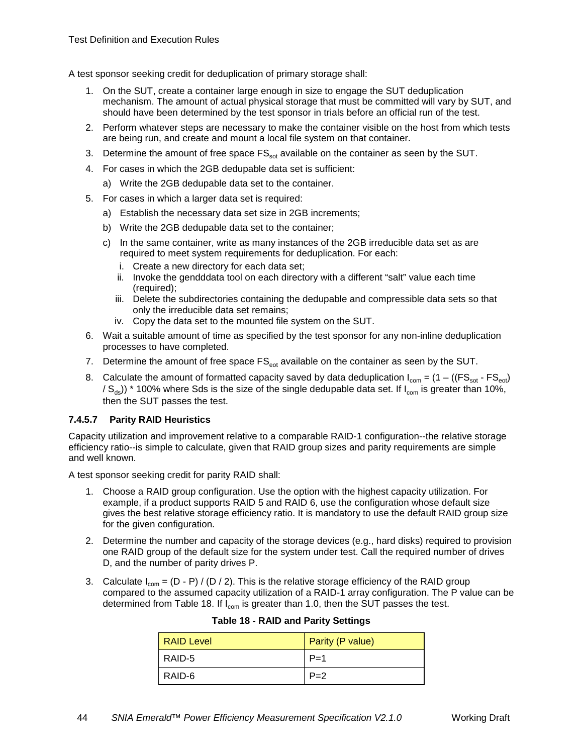A test sponsor seeking credit for deduplication of primary storage shall:

1. On the SUT, create a container large enough in size to engage the SUT deduplication mechanism. The amount of actual physical storage that must be committed will vary by SUT, and should have been determined by the test sponsor in trials before an official run of the test.
2. Perform whatever steps are necessary to make the container visible on the host from which tests are being run, and create and mount a local file system on that container.
3. Determine the amount of free space $FS_{sot}$ available on the container as seen by the SUT.
4. For cases in which the 2GB dedupable data set is sufficient:
   a) Write the 2GB dedupable data set to the container.
5. For cases in which a larger data set is required:
   a) Establish the necessary data set size in 2GB increments;
   b) Write the 2GB dedupable data set to the container;
   c) In the same container, write as many instances of the 2GB irreducible data set as are required to meet system requirements for deduplication. For each:
      i. Create a new directory for each data set;
      ii. Invoke the gendddata tool on each directory with a different "salt" value each time (required);
      iii. Delete the subdirectories containing the dedupable and compressible data sets so that only the irreducible data set remains;
      iv. Copy the data set to the mounted file system on the SUT.
6. Wait a suitable amount of time as specified by the test sponsor for any non-inline deduplication processes to have completed.
7. Determine the amount of free space $FS_{eot}$ available on the container as seen by the SUT.
8. Calculate the amount of formatted capacity saved by data deduplication $I_{com} = (1 - ((FS_{sot} - FS_{eot}) / S_{ds})) * 100\%$ where Sds is the size of the single dedupable data set. If $I_{com}$ is greater than 10%, then the SUT passes the test.

#### 7.4.5.7 Parity RAID Heuristics

Capacity utilization and improvement relative to a comparable RAID-1 configuration--the relative storage efficiency ratio--is simple to calculate, given that RAID group sizes and parity requirements are simple and well known.

A test sponsor seeking credit for parity RAID shall:

1. Choose a RAID group configuration. Use the option with the highest capacity utilization. For example, if a product supports RAID 5 and RAID 6, use the configuration whose default size gives the best relative storage efficiency ratio. It is mandatory to use the default RAID group size for the given configuration.
2. Determine the number and capacity of the storage devices (e.g., hard disks) required to provision one RAID group of the default size for the system under test. Call the required number of drives D, and the number of parity drives P.
3. Calculate $I_{com} = (D - P) / (D / 2)$. This is the relative storage efficiency of the RAID group compared to the assumed capacity utilization of a RAID-1 array configuration. The P value can be determined from Table 18. If $I_{com}$ is greater than 1.0, then the SUT passes the test.

**Table 18 - RAID and Parity Settings**

| RAID Level | Parity (P value) |
|---|---|
| RAID-5 | P=1 |
| RAID-6 | P=2 |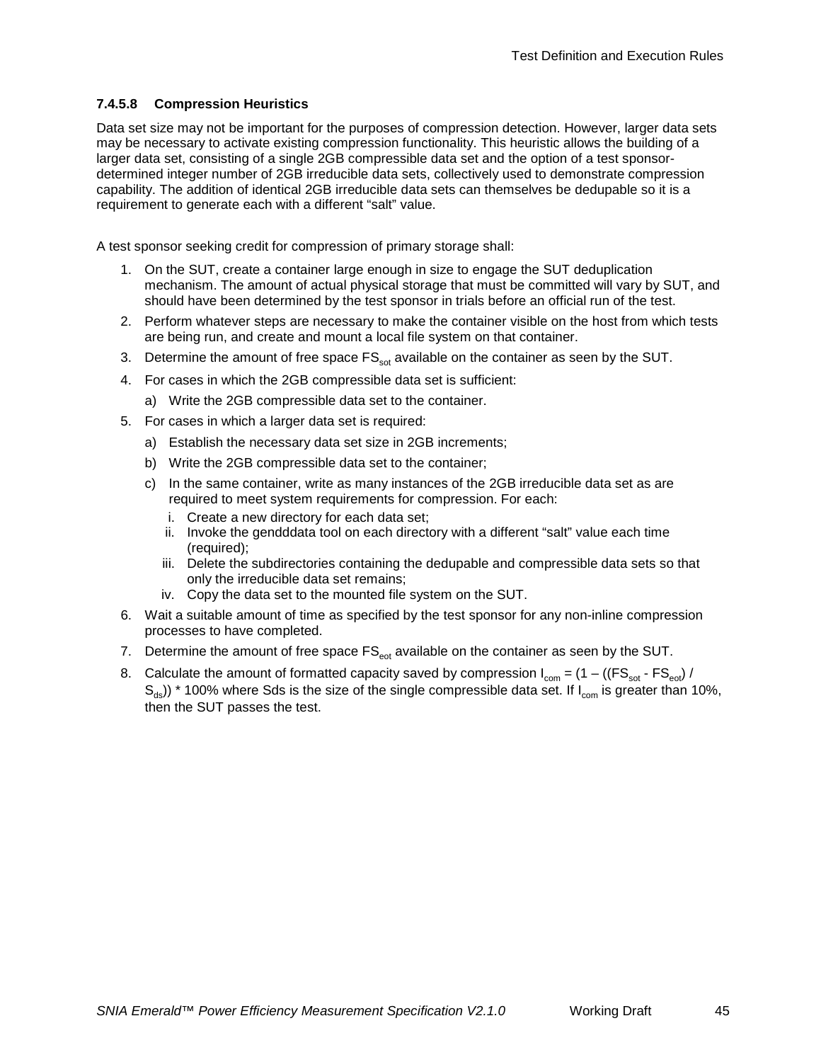#### 7.4.5.8 Compression Heuristics

Data set size may not be important for the purposes of compression detection. However, larger data sets may be necessary to activate existing compression functionality. This heuristic allows the building of a larger data set, consisting of a single 2GB compressible data set and the option of a test sponsor-determined integer number of 2GB irreducible data sets, collectively used to demonstrate compression capability. The addition of identical 2GB irreducible data sets can themselves be dedupable so it is a requirement to generate each with a different "salt" value.

A test sponsor seeking credit for compression of primary storage shall:

1. On the SUT, create a container large enough in size to engage the SUT deduplication mechanism. The amount of actual physical storage that must be committed will vary by SUT, and should have been determined by the test sponsor in trials before an official run of the test.
2. Perform whatever steps are necessary to make the container visible on the host from which tests are being run, and create and mount a local file system on that container.
3. Determine the amount of free space $FS_{sot}$ available on the container as seen by the SUT.
4. For cases in which the 2GB compressible data set is sufficient:
   a) Write the 2GB compressible data set to the container.
5. For cases in which a larger data set is required:
   a) Establish the necessary data set size in 2GB increments;
   b) Write the 2GB compressible data set to the container;
   c) In the same container, write as many instances of the 2GB irreducible data set as are required to meet system requirements for compression. For each:
      i. Create a new directory for each data set;
      ii. Invoke the gendddata tool on each directory with a different "salt" value each time (required);
      iii. Delete the subdirectories containing the dedupable and compressible data sets so that only the irreducible data set remains;
      iv. Copy the data set to the mounted file system on the SUT.
6. Wait a suitable amount of time as specified by the test sponsor for any non-inline compression processes to have completed.
7. Determine the amount of free space $FS_{eot}$ available on the container as seen by the SUT.
8. Calculate the amount of formatted capacity saved by compression $I_{com} = (1 - ((FS_{sot} - FS_{eot}) / S_{ds})) * 100\%$ where Sds is the size of the single compressible data set. If $I_{com}$ is greater than 10%, then the SUT passes the test.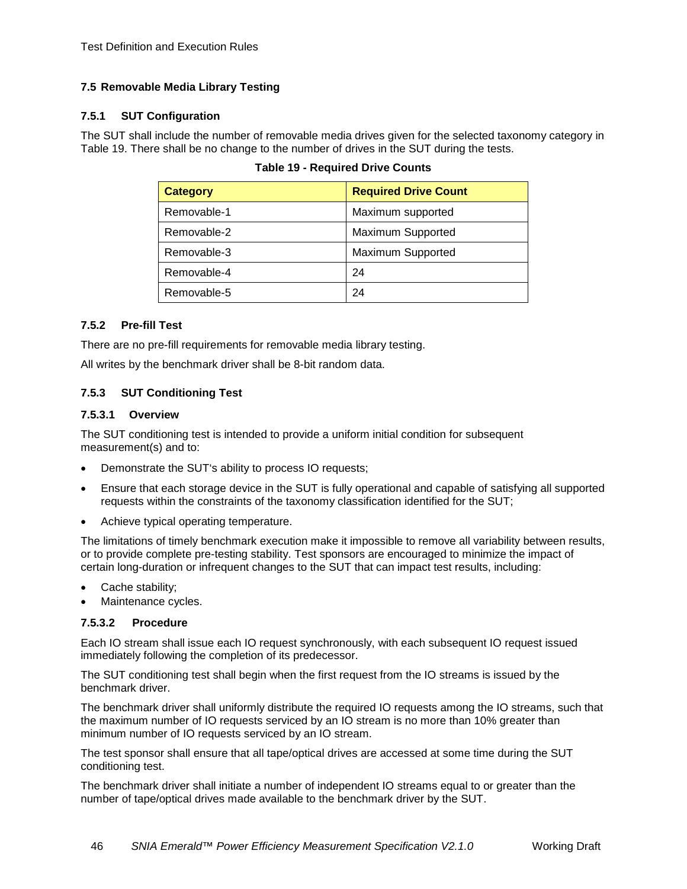## 7.5 Removable Media Library Testing

### 7.5.1 SUT Configuration

The SUT shall include the number of removable media drives given for the selected taxonomy category in Table 19. There shall be no change to the number of drives in the SUT during the tests.

**Table 19 - Required Drive Counts**

| Category | Required Drive Count |
|---|---|
| Removable-1 | Maximum supported |
| Removable-2 | Maximum Supported |
| Removable-3 | Maximum Supported |
| Removable-4 | 24 |
| Removable-5 | 24 |

### 7.5.2 Pre-fill Test

There are no pre-fill requirements for removable media library testing.

All writes by the benchmark driver shall be 8-bit random data.

### 7.5.3 SUT Conditioning Test

#### 7.5.3.1 Overview

The SUT conditioning test is intended to provide a uniform initial condition for subsequent measurement(s) and to:

- Demonstrate the SUT's ability to process IO requests;
- Ensure that each storage device in the SUT is fully operational and capable of satisfying all supported requests within the constraints of the taxonomy classification identified for the SUT;
- Achieve typical operating temperature.

The limitations of timely benchmark execution make it impossible to remove all variability between results, or to provide complete pre-testing stability. Test sponsors are encouraged to minimize the impact of certain long-duration or infrequent changes to the SUT that can impact test results, including:

- Cache stability;
- Maintenance cycles.

#### 7.5.3.2 Procedure

Each IO stream shall issue each IO request synchronously, with each subsequent IO request issued immediately following the completion of its predecessor.

The SUT conditioning test shall begin when the first request from the IO streams is issued by the benchmark driver.

The benchmark driver shall uniformly distribute the required IO requests among the IO streams, such that the maximum number of IO requests serviced by an IO stream is no more than 10% greater than minimum number of IO requests serviced by an IO stream.

The test sponsor shall ensure that all tape/optical drives are accessed at some time during the SUT conditioning test.

The benchmark driver shall initiate a number of independent IO streams equal to or greater than the number of tape/optical drives made available to the benchmark driver by the SUT.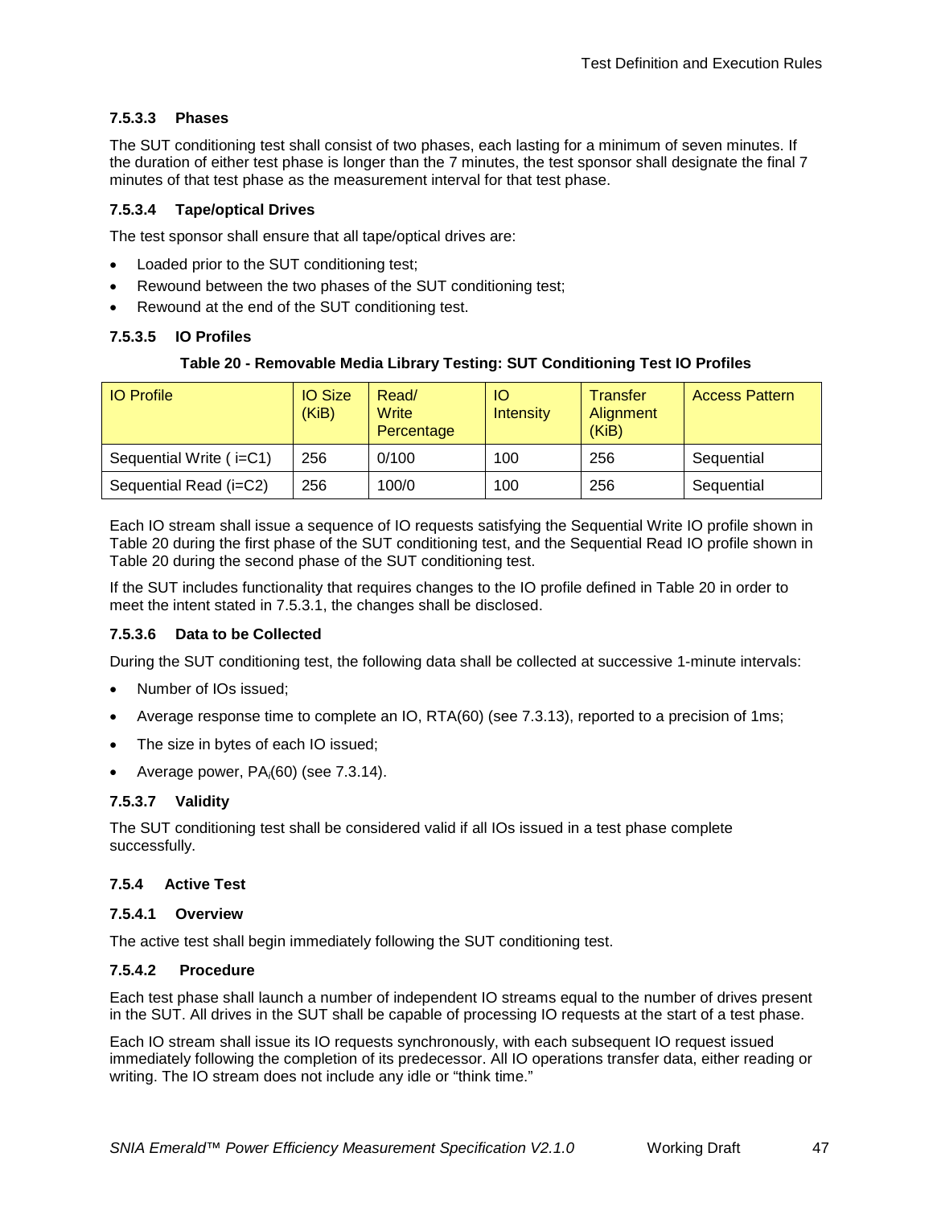#### 7.5.3.3 Phases

The SUT conditioning test shall consist of two phases, each lasting for a minimum of seven minutes. If the duration of either test phase is longer than the 7 minutes, the test sponsor shall designate the final 7 minutes of that test phase as the measurement interval for that test phase.

#### 7.5.3.4 Tape/optical Drives

The test sponsor shall ensure that all tape/optical drives are:

- Loaded prior to the SUT conditioning test;
- Rewound between the two phases of the SUT conditioning test;
- Rewound at the end of the SUT conditioning test.

#### 7.5.3.5 IO Profiles

**Table 20 - Removable Media Library Testing: SUT Conditioning Test IO Profiles**

| IO Profile | IO Size (KiB) | Read/ Write Percentage | IO Intensity | Transfer Alignment (KiB) | Access Pattern |
|---|---|---|---|---|---|
| Sequential Write ( i=C1) | 256 | 0/100 | 100 | 256 | Sequential |
| Sequential Read (i=C2) | 256 | 100/0 | 100 | 256 | Sequential |

Each IO stream shall issue a sequence of IO requests satisfying the Sequential Write IO profile shown in Table 20 during the first phase of the SUT conditioning test, and the Sequential Read IO profile shown in Table 20 during the second phase of the SUT conditioning test.

If the SUT includes functionality that requires changes to the IO profile defined in Table 20 in order to meet the intent stated in 7.5.3.1, the changes shall be disclosed.

#### 7.5.3.6 Data to be Collected

During the SUT conditioning test, the following data shall be collected at successive 1-minute intervals:

- Number of IOs issued;
- Average response time to complete an IO, RTA(60) (see 7.3.13), reported to a precision of 1ms;
- The size in bytes of each IO issued;
- Average power, $PA_i(60)$ (see 7.3.14).

#### 7.5.3.7 Validity

The SUT conditioning test shall be considered valid if all IOs issued in a test phase complete successfully.

### 7.5.4 Active Test

#### 7.5.4.1 Overview

The active test shall begin immediately following the SUT conditioning test.

#### 7.5.4.2 Procedure

Each test phase shall launch a number of independent IO streams equal to the number of drives present in the SUT. All drives in the SUT shall be capable of processing IO requests at the start of a test phase.

Each IO stream shall issue its IO requests synchronously, with each subsequent IO request issued immediately following the completion of its predecessor. All IO operations transfer data, either reading or writing. The IO stream does not include any idle or "think time."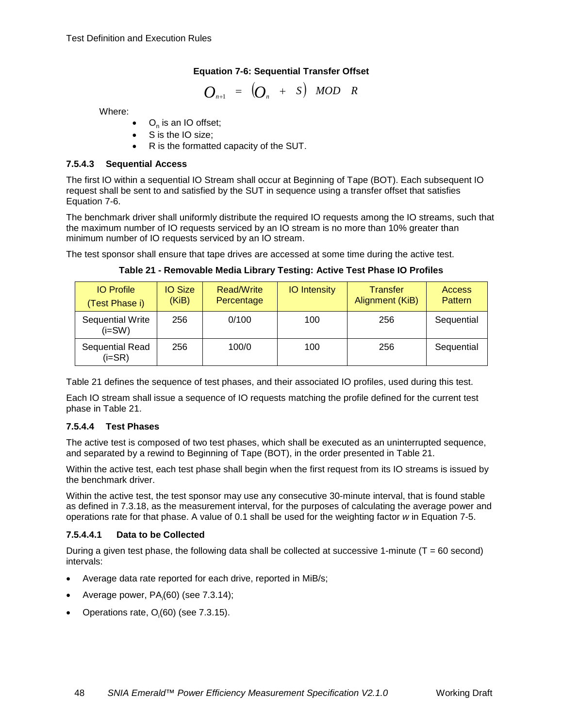**Equation 7-6: Sequential Transfer Offset**

$$O_{n+1} = (O_n + S) \; MOD \; R$$

Where:

- $O_n$ is an IO offset;
- S is the IO size;
- R is the formatted capacity of the SUT.

#### 7.5.4.3 Sequential Access

The first IO within a sequential IO Stream shall occur at Beginning of Tape (BOT). Each subsequent IO request shall be sent to and satisfied by the SUT in sequence using a transfer offset that satisfies Equation 7-6.

The benchmark driver shall uniformly distribute the required IO requests among the IO streams, such that the maximum number of IO requests serviced by an IO stream is no more than 10% greater than minimum number of IO requests serviced by an IO stream.

The test sponsor shall ensure that tape drives are accessed at some time during the active test.

**Table 21 - Removable Media Library Testing: Active Test Phase IO Profiles**

| IO Profile (Test Phase i) | IO Size (KiB) | Read/Write Percentage | IO Intensity | Transfer Alignment (KiB) | Access Pattern |
|---|---|---|---|---|---|
| Sequential Write (i=SW) | 256 | 0/100 | 100 | 256 | Sequential |
| Sequential Read (i=SR) | 256 | 100/0 | 100 | 256 | Sequential |

Table 21 defines the sequence of test phases, and their associated IO profiles, used during this test.

Each IO stream shall issue a sequence of IO requests matching the profile defined for the current test phase in Table 21.

#### 7.5.4.4 Test Phases

The active test is composed of two test phases, which shall be executed as an uninterrupted sequence, and separated by a rewind to Beginning of Tape (BOT), in the order presented in Table 21.

Within the active test, each test phase shall begin when the first request from its IO streams is issued by the benchmark driver.

Within the active test, the test sponsor may use any consecutive 30-minute interval, that is found stable as defined in 7.3.18, as the measurement interval, for the purposes of calculating the average power and operations rate for that phase. A value of 0.1 shall be used for the weighting factor *w* in Equation 7-5.

##### 7.5.4.4.1 Data to be Collected

During a given test phase, the following data shall be collected at successive 1-minute (T = 60 second) intervals:

- Average data rate reported for each drive, reported in MiB/s;
- Average power, $PA_i(60)$ (see 7.3.14);
- Operations rate, $O_i(60)$ (see 7.3.15).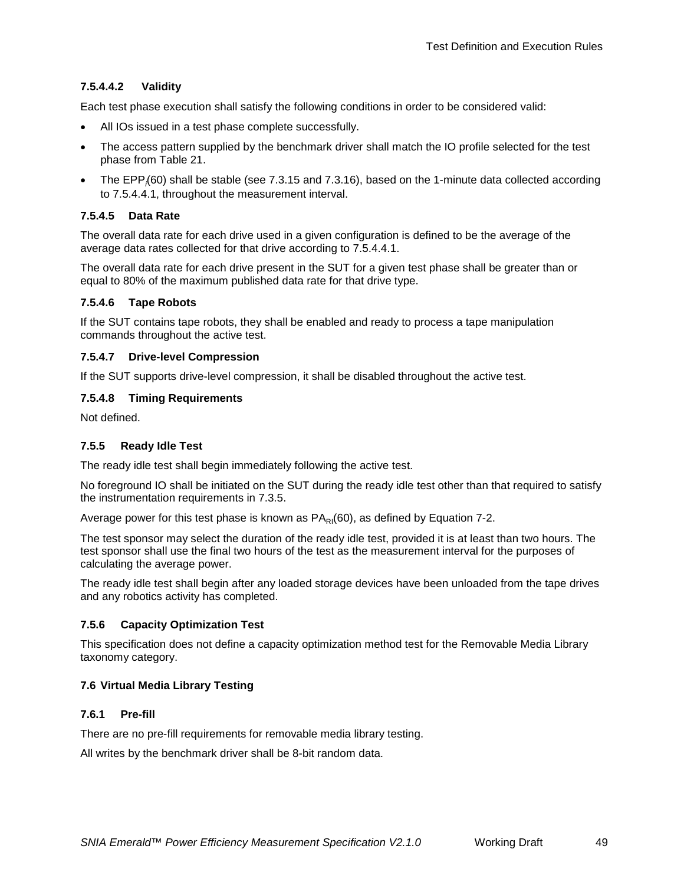#### 7.5.4.4.2 Validity

Each test phase execution shall satisfy the following conditions in order to be considered valid:

- All IOs issued in a test phase complete successfully.
- The access pattern supplied by the benchmark driver shall match the IO profile selected for the test phase from Table 21.
- The $EPP_i(60)$ shall be stable (see 7.3.15 and 7.3.16), based on the 1-minute data collected according to 7.5.4.4.1, throughout the measurement interval.

#### 7.5.4.5 Data Rate

The overall data rate for each drive used in a given configuration is defined to be the average of the average data rates collected for that drive according to 7.5.4.4.1.

The overall data rate for each drive present in the SUT for a given test phase shall be greater than or equal to 80% of the maximum published data rate for that drive type.

#### 7.5.4.6 Tape Robots

If the SUT contains tape robots, they shall be enabled and ready to process a tape manipulation commands throughout the active test.

#### 7.5.4.7 Drive-level Compression

If the SUT supports drive-level compression, it shall be disabled throughout the active test.

#### 7.5.4.8 Timing Requirements

Not defined.

### 7.5.5 Ready Idle Test

The ready idle test shall begin immediately following the active test.

No foreground IO shall be initiated on the SUT during the ready idle test other than that required to satisfy the instrumentation requirements in 7.3.5.

Average power for this test phase is known as $PA_{RI}(60)$, as defined by Equation 7-2.

The test sponsor may select the duration of the ready idle test, provided it is at least than two hours. The test sponsor shall use the final two hours of the test as the measurement interval for the purposes of calculating the average power.

The ready idle test shall begin after any loaded storage devices have been unloaded from the tape drives and any robotics activity has completed.

### 7.5.6 Capacity Optimization Test

This specification does not define a capacity optimization method test for the Removable Media Library taxonomy category.

## 7.6 Virtual Media Library Testing

### 7.6.1 Pre-fill

There are no pre-fill requirements for removable media library testing.

All writes by the benchmark driver shall be 8-bit random data.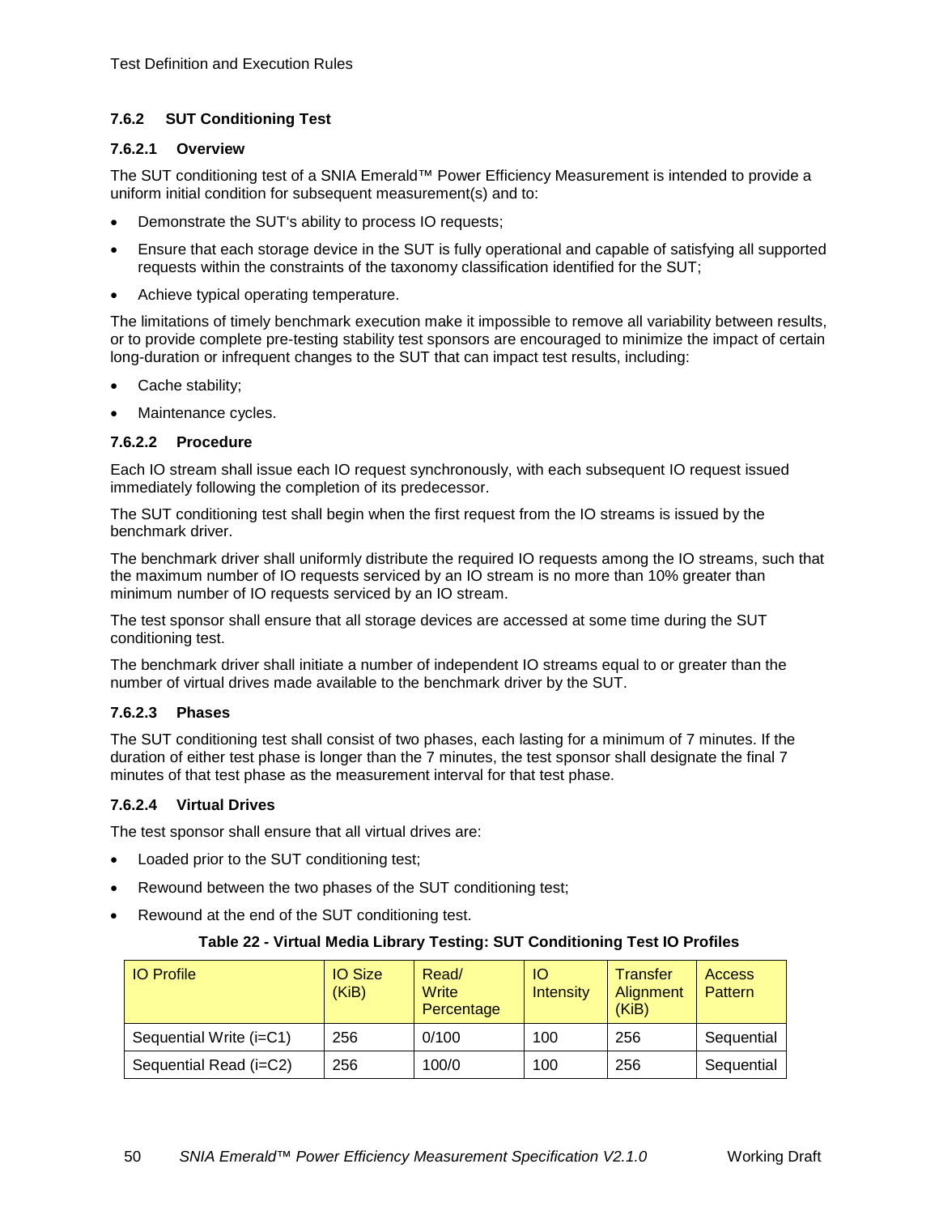#### 7.6.2 SUT Conditioning Test

##### 7.6.2.1 Overview

The SUT conditioning test of a SNIA Emerald™ Power Efficiency Measurement is intended to provide a uniform initial condition for subsequent measurement(s) and to:

- Demonstrate the SUT's ability to process IO requests;
- Ensure that each storage device in the SUT is fully operational and capable of satisfying all supported requests within the constraints of the taxonomy classification identified for the SUT;
- Achieve typical operating temperature.

The limitations of timely benchmark execution make it impossible to remove all variability between results, or to provide complete pre-testing stability test sponsors are encouraged to minimize the impact of certain long-duration or infrequent changes to the SUT that can impact test results, including:

- Cache stability;
- Maintenance cycles.

##### 7.6.2.2 Procedure

Each IO stream shall issue each IO request synchronously, with each subsequent IO request issued immediately following the completion of its predecessor.

The SUT conditioning test shall begin when the first request from the IO streams is issued by the benchmark driver.

The benchmark driver shall uniformly distribute the required IO requests among the IO streams, such that the maximum number of IO requests serviced by an IO stream is no more than 10% greater than minimum number of IO requests serviced by an IO stream.

The test sponsor shall ensure that all storage devices are accessed at some time during the SUT conditioning test.

The benchmark driver shall initiate a number of independent IO streams equal to or greater than the number of virtual drives made available to the benchmark driver by the SUT.

##### 7.6.2.3 Phases

The SUT conditioning test shall consist of two phases, each lasting for a minimum of 7 minutes. If the duration of either test phase is longer than the 7 minutes, the test sponsor shall designate the final 7 minutes of that test phase as the measurement interval for that test phase.

##### 7.6.2.4 Virtual Drives

The test sponsor shall ensure that all virtual drives are:

- Loaded prior to the SUT conditioning test;
- Rewound between the two phases of the SUT conditioning test;
- Rewound at the end of the SUT conditioning test.

**Table 22 - Virtual Media Library Testing: SUT Conditioning Test IO Profiles**

| IO Profile | IO Size (KiB) | Read/ Write Percentage | IO Intensity | Transfer Alignment (KiB) | Access Pattern |
|---|---|---|---|---|---|
| Sequential Write (i=C1) | 256 | 0/100 | 100 | 256 | Sequential |
| Sequential Read (i=C2) | 256 | 100/0 | 100 | 256 | Sequential |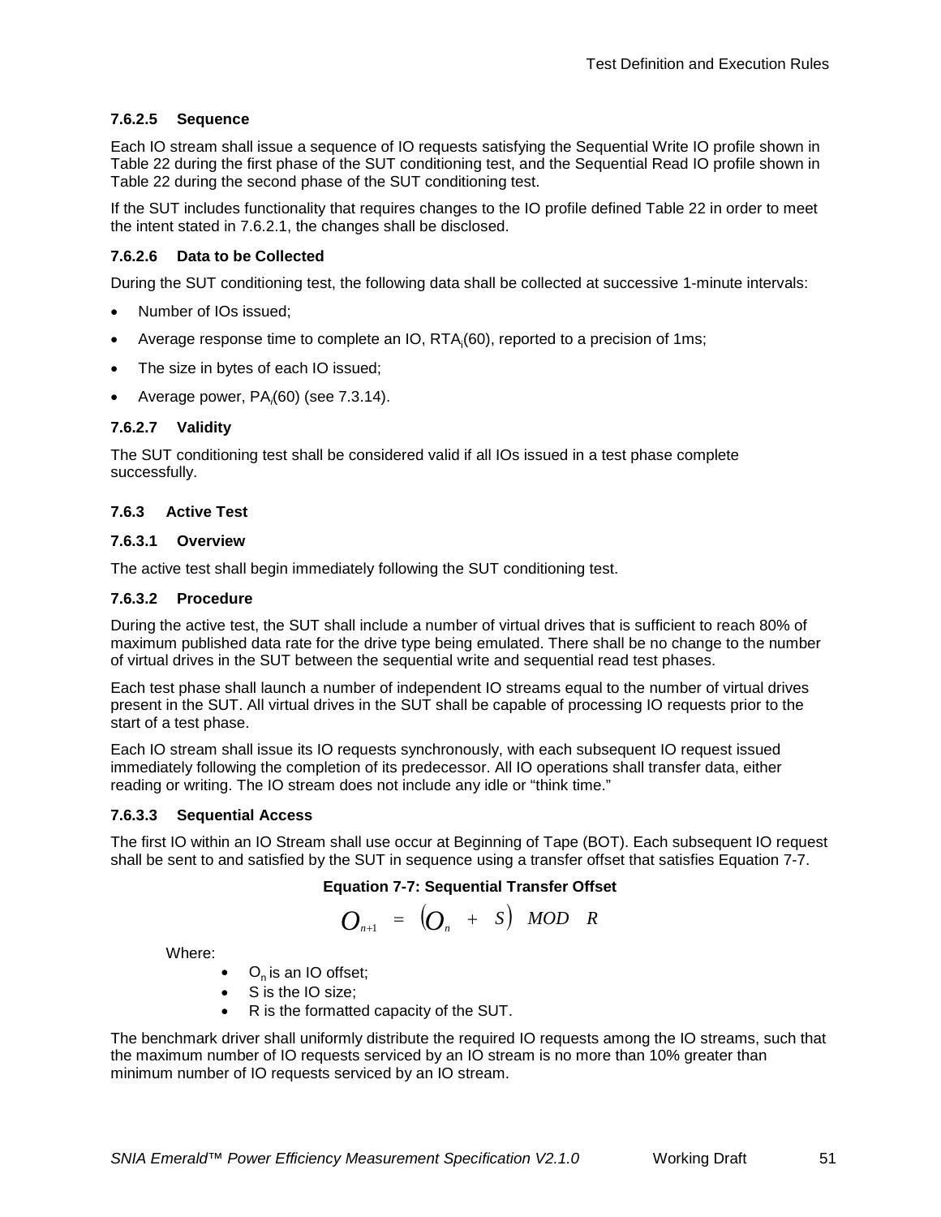#### 7.6.2.5 Sequence

Each IO stream shall issue a sequence of IO requests satisfying the Sequential Write IO profile shown in Table 22 during the first phase of the SUT conditioning test, and the Sequential Read IO profile shown in Table 22 during the second phase of the SUT conditioning test.

If the SUT includes functionality that requires changes to the IO profile defined Table 22 in order to meet the intent stated in 7.6.2.1, the changes shall be disclosed.

#### 7.6.2.6 Data to be Collected

During the SUT conditioning test, the following data shall be collected at successive 1-minute intervals:

- Number of IOs issued;
- Average response time to complete an IO, $RTA_i(60)$, reported to a precision of 1ms;
- The size in bytes of each IO issued;
- Average power, $PA_i(60)$ (see 7.3.14).

#### 7.6.2.7 Validity

The SUT conditioning test shall be considered valid if all IOs issued in a test phase complete successfully.

### 7.6.3 Active Test

#### 7.6.3.1 Overview

The active test shall begin immediately following the SUT conditioning test.

#### 7.6.3.2 Procedure

During the active test, the SUT shall include a number of virtual drives that is sufficient to reach 80% of maximum published data rate for the drive type being emulated. There shall be no change to the number of virtual drives in the SUT between the sequential write and sequential read test phases.

Each test phase shall launch a number of independent IO streams equal to the number of virtual drives present in the SUT. All virtual drives in the SUT shall be capable of processing IO requests prior to the start of a test phase.

Each IO stream shall issue its IO requests synchronously, with each subsequent IO request issued immediately following the completion of its predecessor. All IO operations shall transfer data, either reading or writing. The IO stream does not include any idle or “think time.”

#### 7.6.3.3 Sequential Access

The first IO within an IO Stream shall use occur at Beginning of Tape (BOT). Each subsequent IO request shall be sent to and satisfied by the SUT in sequence using a transfer offset that satisfies Equation 7-7.

**Equation 7-7: Sequential Transfer Offset**

$$O_{n+1} = \left(O_n + S\right) \; MOD \; R$$

Where:

- $O_n$ is an IO offset;
- S is the IO size;
- R is the formatted capacity of the SUT.

The benchmark driver shall uniformly distribute the required IO requests among the IO streams, such that the maximum number of IO requests serviced by an IO stream is no more than 10% greater than minimum number of IO requests serviced by an IO stream.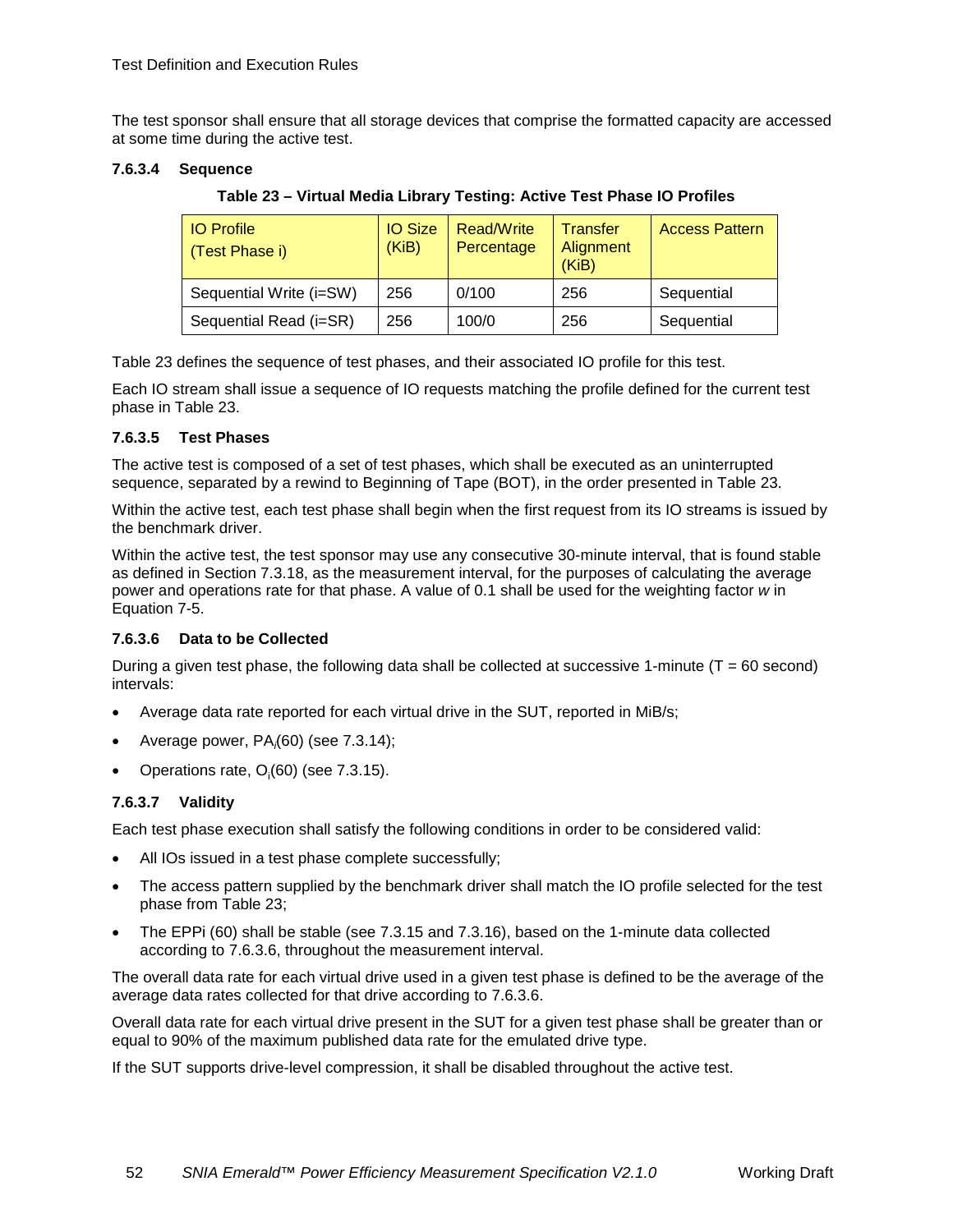The test sponsor shall ensure that all storage devices that comprise the formatted capacity are accessed at some time during the active test.

#### 7.6.3.4 Sequence

**Table 23 – Virtual Media Library Testing: Active Test Phase IO Profiles**

| IO Profile (Test Phase i) | IO Size (KiB) | Read/Write Percentage | Transfer Alignment (KiB) | Access Pattern |
|---|---|---|---|---|
| Sequential Write (i=SW) | 256 | 0/100 | 256 | Sequential |
| Sequential Read (i=SR) | 256 | 100/0 | 256 | Sequential |

Table 23 defines the sequence of test phases, and their associated IO profile for this test.

Each IO stream shall issue a sequence of IO requests matching the profile defined for the current test phase in Table 23.

#### 7.6.3.5 Test Phases

The active test is composed of a set of test phases, which shall be executed as an uninterrupted sequence, separated by a rewind to Beginning of Tape (BOT), in the order presented in Table 23.

Within the active test, each test phase shall begin when the first request from its IO streams is issued by the benchmark driver.

Within the active test, the test sponsor may use any consecutive 30-minute interval, that is found stable as defined in Section 7.3.18, as the measurement interval, for the purposes of calculating the average power and operations rate for that phase. A value of 0.1 shall be used for the weighting factor *w* in Equation 7-5.

#### 7.6.3.6 Data to be Collected

During a given test phase, the following data shall be collected at successive 1-minute (T = 60 second) intervals:

- Average data rate reported for each virtual drive in the SUT, reported in MiB/s;
- Average power, $PA_i(60)$ (see 7.3.14);
- Operations rate, $O_i(60)$ (see 7.3.15).

#### 7.6.3.7 Validity

Each test phase execution shall satisfy the following conditions in order to be considered valid:

- All IOs issued in a test phase complete successfully;
- The access pattern supplied by the benchmark driver shall match the IO profile selected for the test phase from Table 23;
- The EPPi (60) shall be stable (see 7.3.15 and 7.3.16), based on the 1-minute data collected according to 7.6.3.6, throughout the measurement interval.

The overall data rate for each virtual drive used in a given test phase is defined to be the average of the average data rates collected for that drive according to 7.6.3.6.

Overall data rate for each virtual drive present in the SUT for a given test phase shall be greater than or equal to 90% of the maximum published data rate for the emulated drive type.

If the SUT supports drive-level compression, it shall be disabled throughout the active test.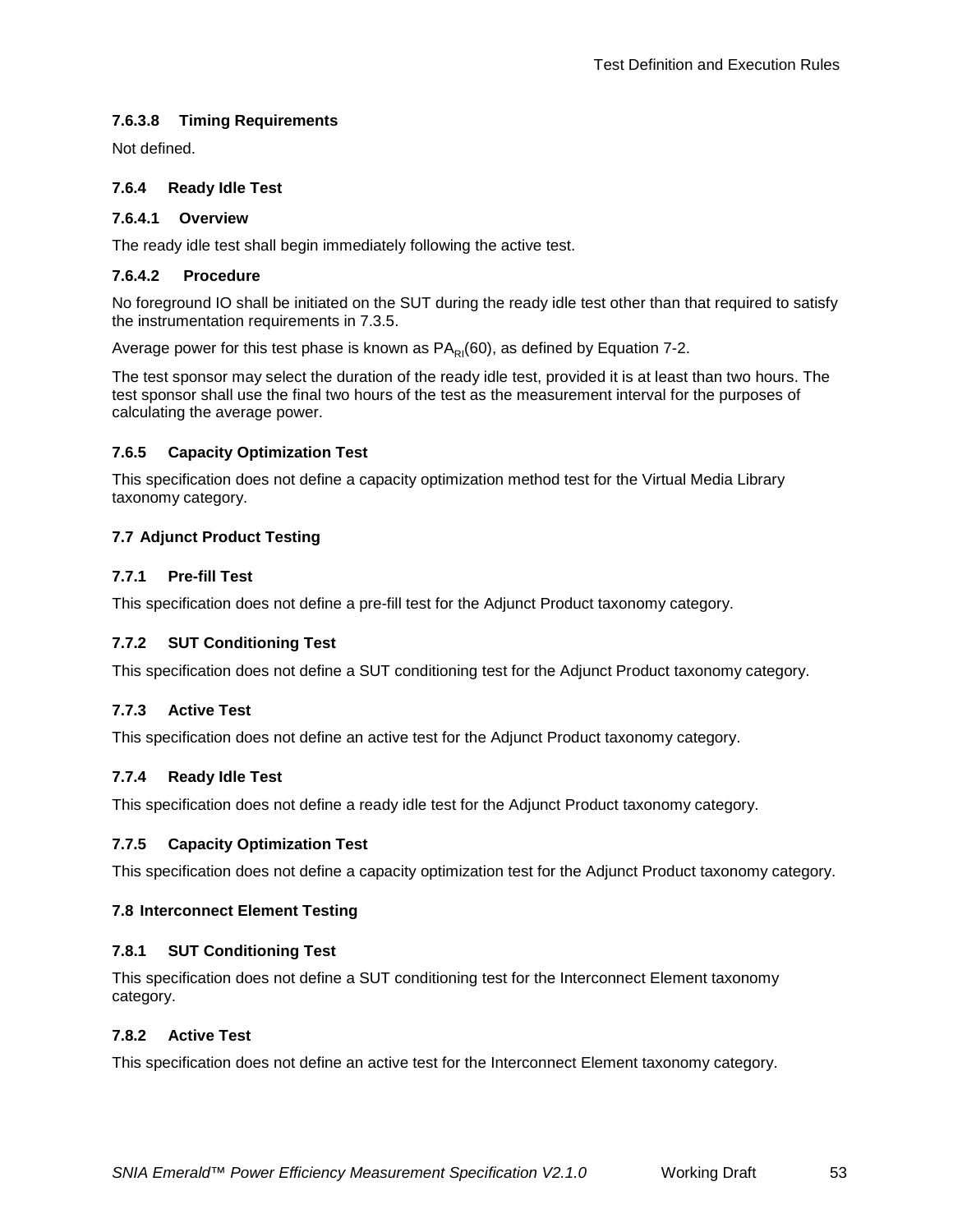#### 7.6.3.8 Timing Requirements

Not defined.

### 7.6.4 Ready Idle Test

#### 7.6.4.1 Overview

The ready idle test shall begin immediately following the active test.

#### 7.6.4.2 Procedure

No foreground IO shall be initiated on the SUT during the ready idle test other than that required to satisfy the instrumentation requirements in 7.3.5.

Average power for this test phase is known as $PA_{RI}(60)$, as defined by Equation 7-2.

The test sponsor may select the duration of the ready idle test, provided it is at least than two hours. The test sponsor shall use the final two hours of the test as the measurement interval for the purposes of calculating the average power.

### 7.6.5 Capacity Optimization Test

This specification does not define a capacity optimization method test for the Virtual Media Library taxonomy category.

## 7.7 Adjunct Product Testing

### 7.7.1 Pre-fill Test

This specification does not define a pre-fill test for the Adjunct Product taxonomy category.

### 7.7.2 SUT Conditioning Test

This specification does not define a SUT conditioning test for the Adjunct Product taxonomy category.

### 7.7.3 Active Test

This specification does not define an active test for the Adjunct Product taxonomy category.

### 7.7.4 Ready Idle Test

This specification does not define a ready idle test for the Adjunct Product taxonomy category.

### 7.7.5 Capacity Optimization Test

This specification does not define a capacity optimization test for the Adjunct Product taxonomy category.

## 7.8 Interconnect Element Testing

### 7.8.1 SUT Conditioning Test

This specification does not define a SUT conditioning test for the Interconnect Element taxonomy category.

### 7.8.2 Active Test

This specification does not define an active test for the Interconnect Element taxonomy category.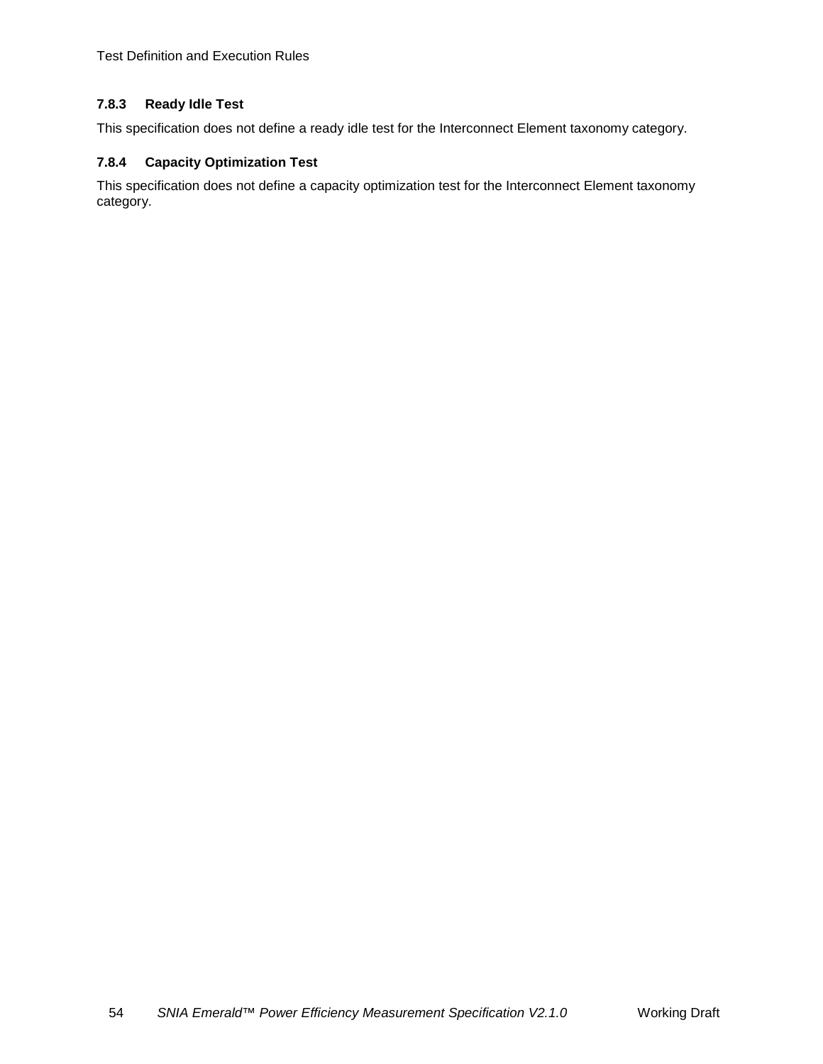### 7.8.3 Ready Idle Test

This specification does not define a ready idle test for the Interconnect Element taxonomy category.

### 7.8.4 Capacity Optimization Test

This specification does not define a capacity optimization test for the Interconnect Element taxonomy category.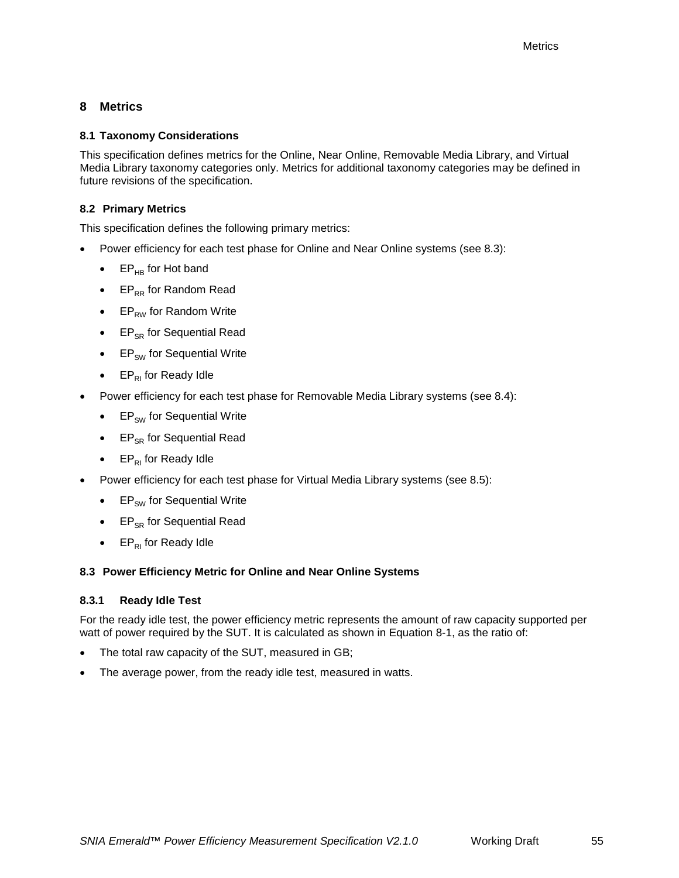# 8 Metrics

## 8.1 Taxonomy Considerations

This specification defines metrics for the Online, Near Online, Removable Media Library, and Virtual Media Library taxonomy categories only. Metrics for additional taxonomy categories may be defined in future revisions of the specification.

## 8.2 Primary Metrics

This specification defines the following primary metrics:

- Power efficiency for each test phase for Online and Near Online systems (see 8.3):
  - $EP_{HB}$ for Hot band
  - $EP_{RR}$ for Random Read
  - $EP_{RW}$ for Random Write
  - $EP_{SR}$ for Sequential Read
  - $EP_{SW}$ for Sequential Write
  - $EP_{RI}$ for Ready Idle
- Power efficiency for each test phase for Removable Media Library systems (see 8.4):
  - $EP_{SW}$ for Sequential Write
  - $EP_{SR}$ for Sequential Read
  - $EP_{RI}$ for Ready Idle
- Power efficiency for each test phase for Virtual Media Library systems (see 8.5):
  - $EP_{SW}$ for Sequential Write
  - $EP_{SR}$ for Sequential Read
  - $EP_{RI}$ for Ready Idle

## 8.3 Power Efficiency Metric for Online and Near Online Systems

### 8.3.1 Ready Idle Test

For the ready idle test, the power efficiency metric represents the amount of raw capacity supported per watt of power required by the SUT. It is calculated as shown in Equation 8-1, as the ratio of:

- The total raw capacity of the SUT, measured in GB;
- The average power, from the ready idle test, measured in watts.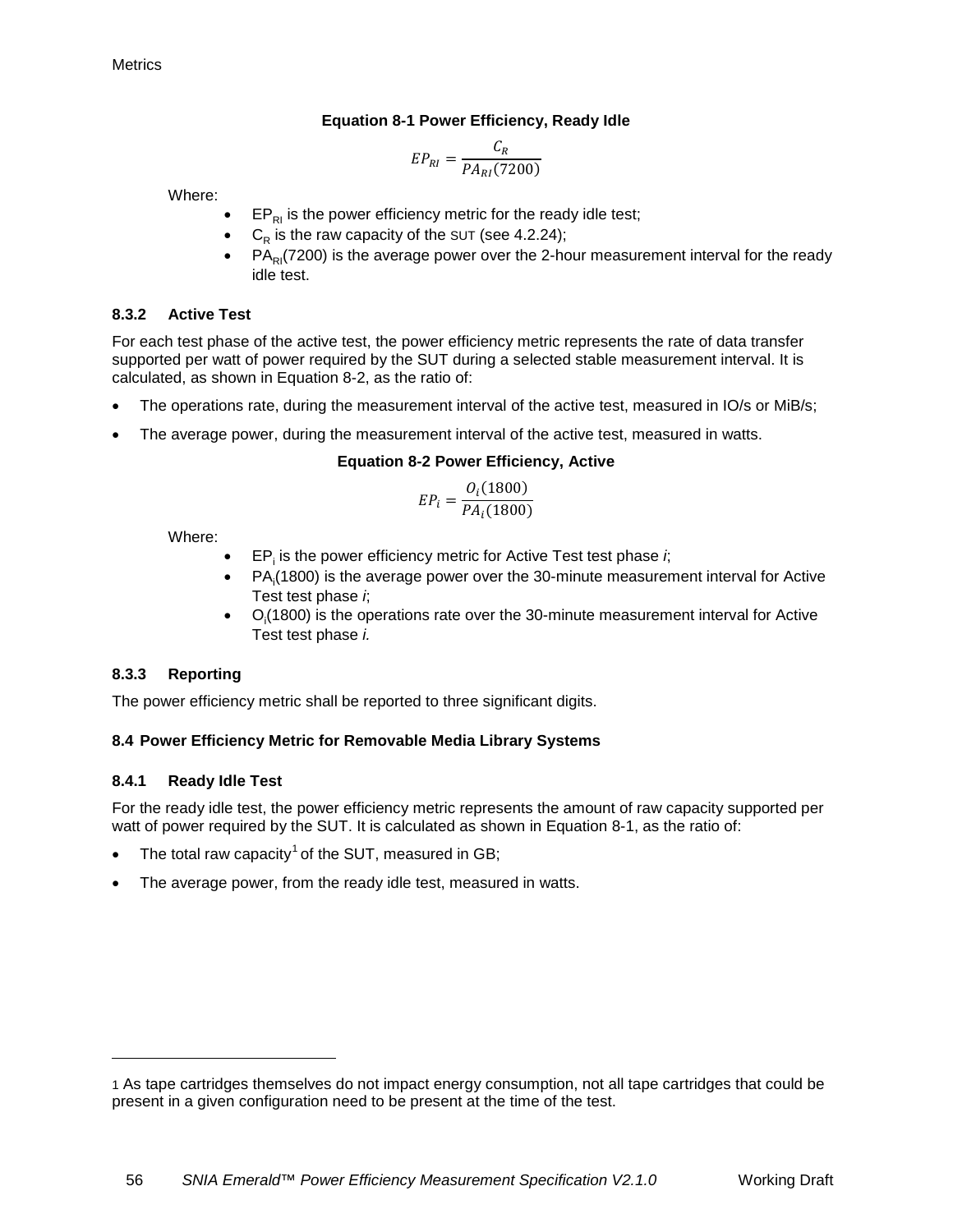**Equation 8-1 Power Efficiency, Ready Idle**

$$EP_{RI} = \frac{C_R}{PA_{RI}(7200)}$$

Where:

- $EP_{RI}$ is the power efficiency metric for the ready idle test;
- $C_R$ is the raw capacity of the SUT (see 4.2.24);
- $PA_{RI}(7200)$ is the average power over the 2-hour measurement interval for the ready idle test.

### 8.3.2 Active Test

For each test phase of the active test, the power efficiency metric represents the rate of data transfer supported per watt of power required by the SUT during a selected stable measurement interval. It is calculated, as shown in Equation 8-2, as the ratio of:

- The operations rate, during the measurement interval of the active test, measured in IO/s or MiB/s;
- The average power, during the measurement interval of the active test, measured in watts.

**Equation 8-2 Power Efficiency, Active**

$$EP_i = \frac{O_i(1800)}{PA_i(1800)}$$

Where:

- $EP_i$ is the power efficiency metric for Active Test test phase *i*;
- $PA_i(1800)$ is the average power over the 30-minute measurement interval for Active Test test phase *i*;
- $O_i(1800)$ is the operations rate over the 30-minute measurement interval for Active Test test phase *i.*

### 8.3.3 Reporting

The power efficiency metric shall be reported to three significant digits.

## 8.4 Power Efficiency Metric for Removable Media Library Systems

### 8.4.1 Ready Idle Test

For the ready idle test, the power efficiency metric represents the amount of raw capacity supported per watt of power required by the SUT. It is calculated as shown in Equation 8-1, as the ratio of:

- The total raw capacity[1] of the SUT, measured in GB;
- The average power, from the ready idle test, measured in watts.

---

1 As tape cartridges themselves do not impact energy consumption, not all tape cartridges that could be present in a given configuration need to be present at the time of the test.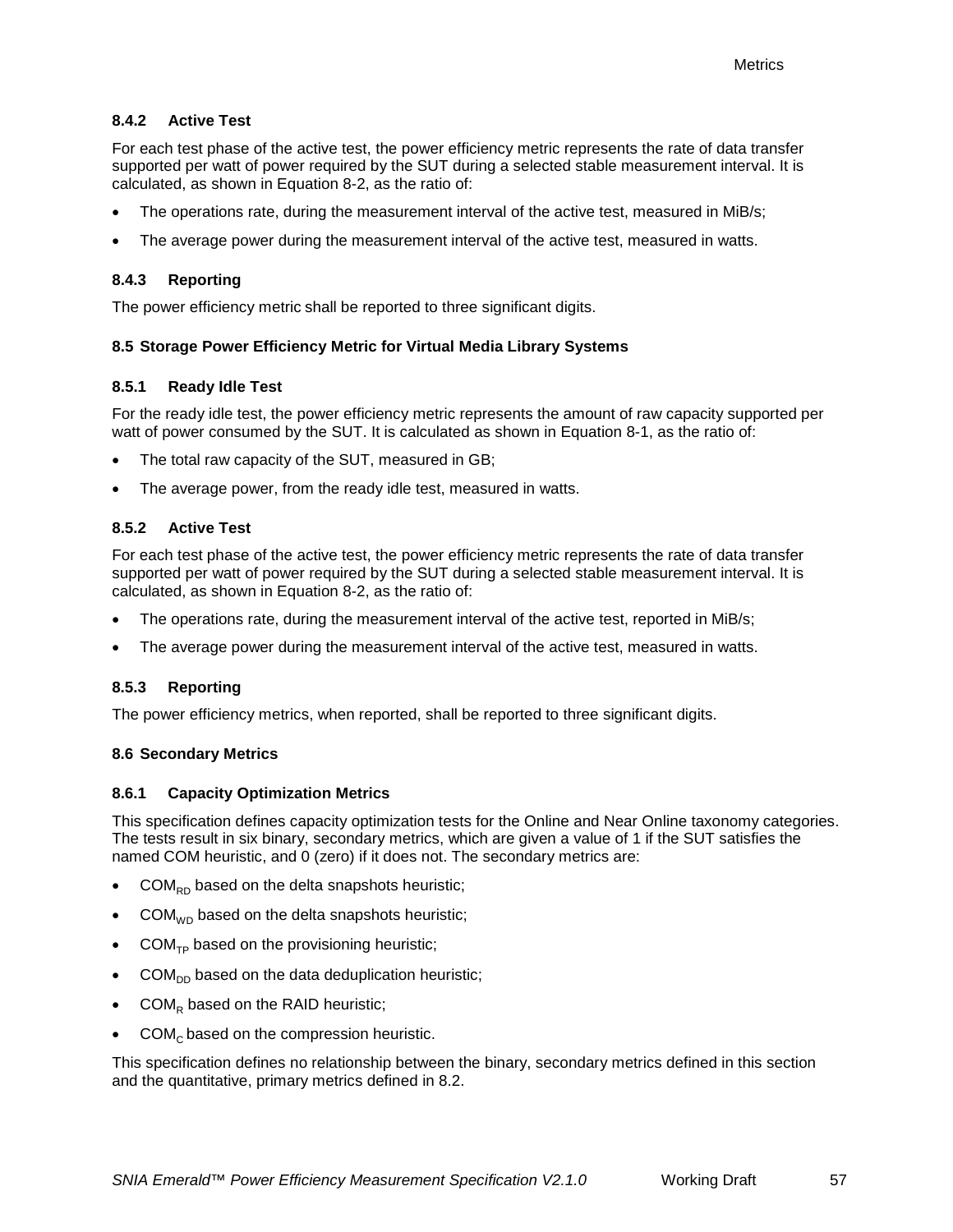#### 8.4.2 Active Test

For each test phase of the active test, the power efficiency metric represents the rate of data transfer supported per watt of power required by the SUT during a selected stable measurement interval. It is calculated, as shown in Equation 8-2, as the ratio of:

- The operations rate, during the measurement interval of the active test, measured in MiB/s;
- The average power during the measurement interval of the active test, measured in watts.

#### 8.4.3 Reporting

The power efficiency metric shall be reported to three significant digits.

### 8.5 Storage Power Efficiency Metric for Virtual Media Library Systems

#### 8.5.1 Ready Idle Test

For the ready idle test, the power efficiency metric represents the amount of raw capacity supported per watt of power consumed by the SUT. It is calculated as shown in Equation 8-1, as the ratio of:

- The total raw capacity of the SUT, measured in GB;
- The average power, from the ready idle test, measured in watts.

#### 8.5.2 Active Test

For each test phase of the active test, the power efficiency metric represents the rate of data transfer supported per watt of power required by the SUT during a selected stable measurement interval. It is calculated, as shown in Equation 8-2, as the ratio of:

- The operations rate, during the measurement interval of the active test, reported in MiB/s;
- The average power during the measurement interval of the active test, measured in watts.

#### 8.5.3 Reporting

The power efficiency metrics, when reported, shall be reported to three significant digits.

### 8.6 Secondary Metrics

#### 8.6.1 Capacity Optimization Metrics

This specification defines capacity optimization tests for the Online and Near Online taxonomy categories. The tests result in six binary, secondary metrics, which are given a value of 1 if the SUT satisfies the named COM heuristic, and 0 (zero) if it does not. The secondary metrics are:

- $COM_{RD}$ based on the delta snapshots heuristic;
- $COM_{WD}$ based on the delta snapshots heuristic;
- $COM_{TP}$ based on the provisioning heuristic;
- $COM_{DD}$ based on the data deduplication heuristic;
- $COM_{R}$ based on the RAID heuristic;
- $COM_{C}$ based on the compression heuristic.

This specification defines no relationship between the binary, secondary metrics defined in this section and the quantitative, primary metrics defined in 8.2.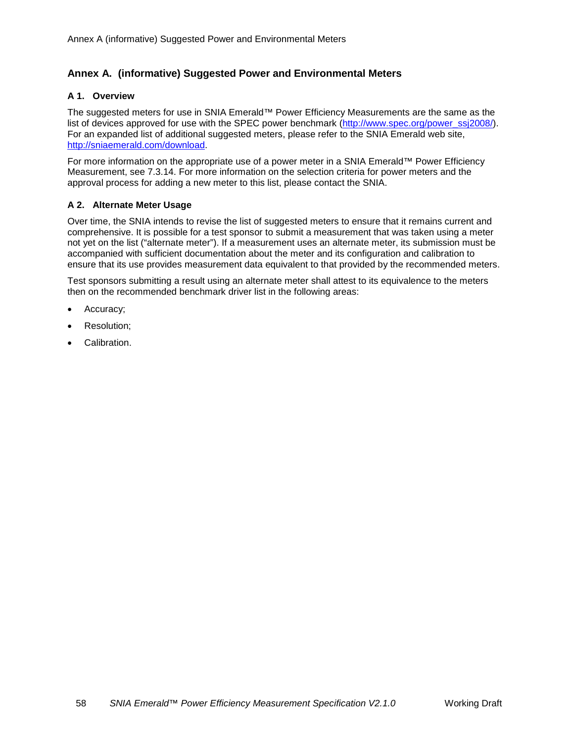# Annex A. (informative) Suggested Power and Environmental Meters

## A 1. Overview

The suggested meters for use in SNIA Emerald™ Power Efficiency Measurements are the same as the list of devices approved for use with the SPEC power benchmark (http://www.spec.org/power_ssj2008/). For an expanded list of additional suggested meters, please refer to the SNIA Emerald web site, http://sniaemerald.com/download.

For more information on the appropriate use of a power meter in a SNIA Emerald™ Power Efficiency Measurement, see 7.3.14. For more information on the selection criteria for power meters and the approval process for adding a new meter to this list, please contact the SNIA.

## A 2. Alternate Meter Usage

Over time, the SNIA intends to revise the list of suggested meters to ensure that it remains current and comprehensive. It is possible for a test sponsor to submit a measurement that was taken using a meter not yet on the list ("alternate meter"). If a measurement uses an alternate meter, its submission must be accompanied with sufficient documentation about the meter and its configuration and calibration to ensure that its use provides measurement data equivalent to that provided by the recommended meters.

Test sponsors submitting a result using an alternate meter shall attest to its equivalence to the meters then on the recommended benchmark driver list in the following areas:

- Accuracy;
- Resolution;
- Calibration.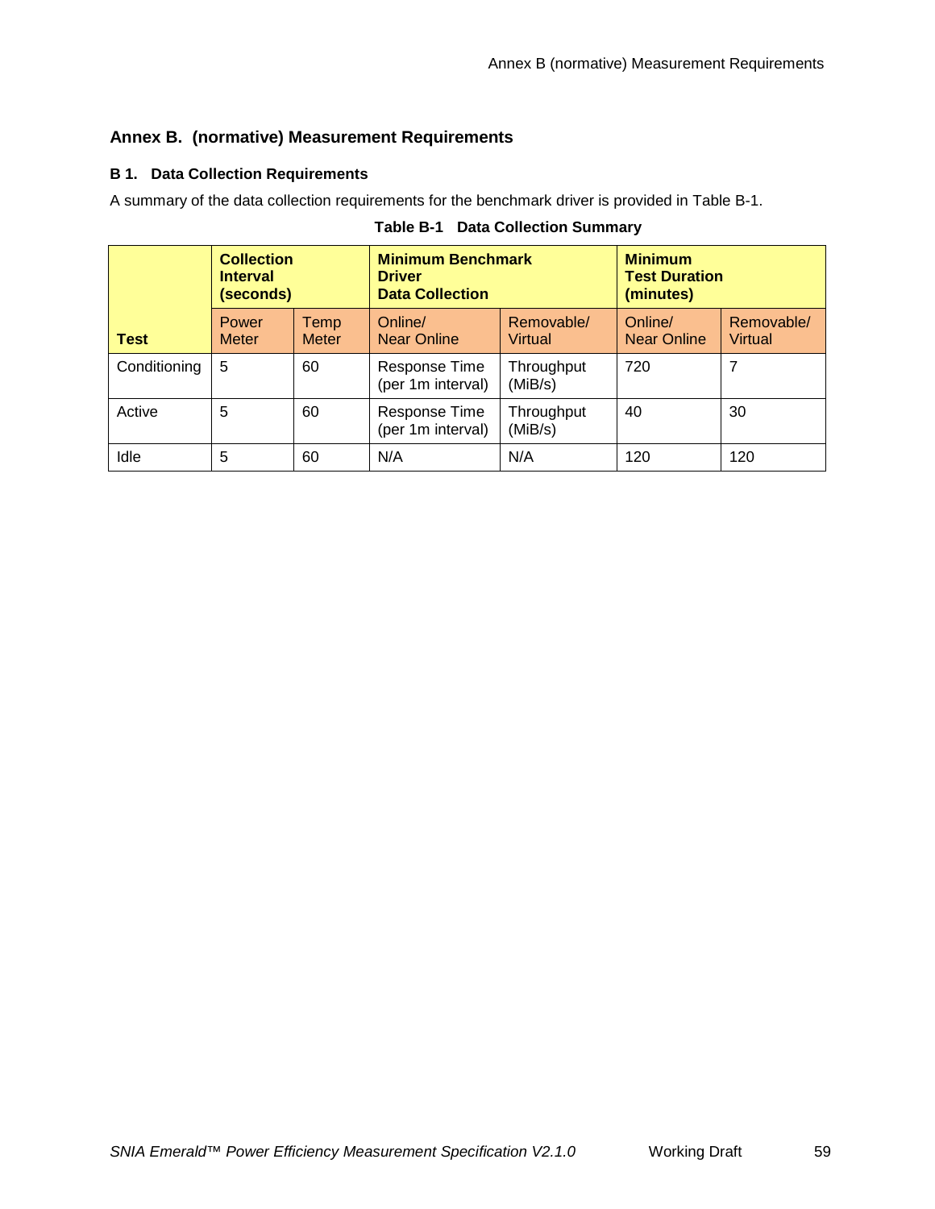# Annex B. (normative) Measurement Requirements

## B 1. Data Collection Requirements

A summary of the data collection requirements for the benchmark driver is provided in Table B-1.

**Table B-1 Data Collection Summary**

| Test | Collection Interval (seconds) | | Minimum Benchmark Driver Data Collection | | Minimum Test Duration (minutes) | |
|---|---|---|---|---|---|---|
| | Power Meter | Temp Meter | Online/ Near Online | Removable/ Virtual | Online/ Near Online | Removable/ Virtual |
| Conditioning | 5 | 60 | Response Time (per 1m interval) | Throughput (MiB/s) | 720 | 7 |
| Active | 5 | 60 | Response Time (per 1m interval) | Throughput (MiB/s) | 40 | 30 |
| Idle | 5 | 60 | N/A | N/A | 120 | 120 |